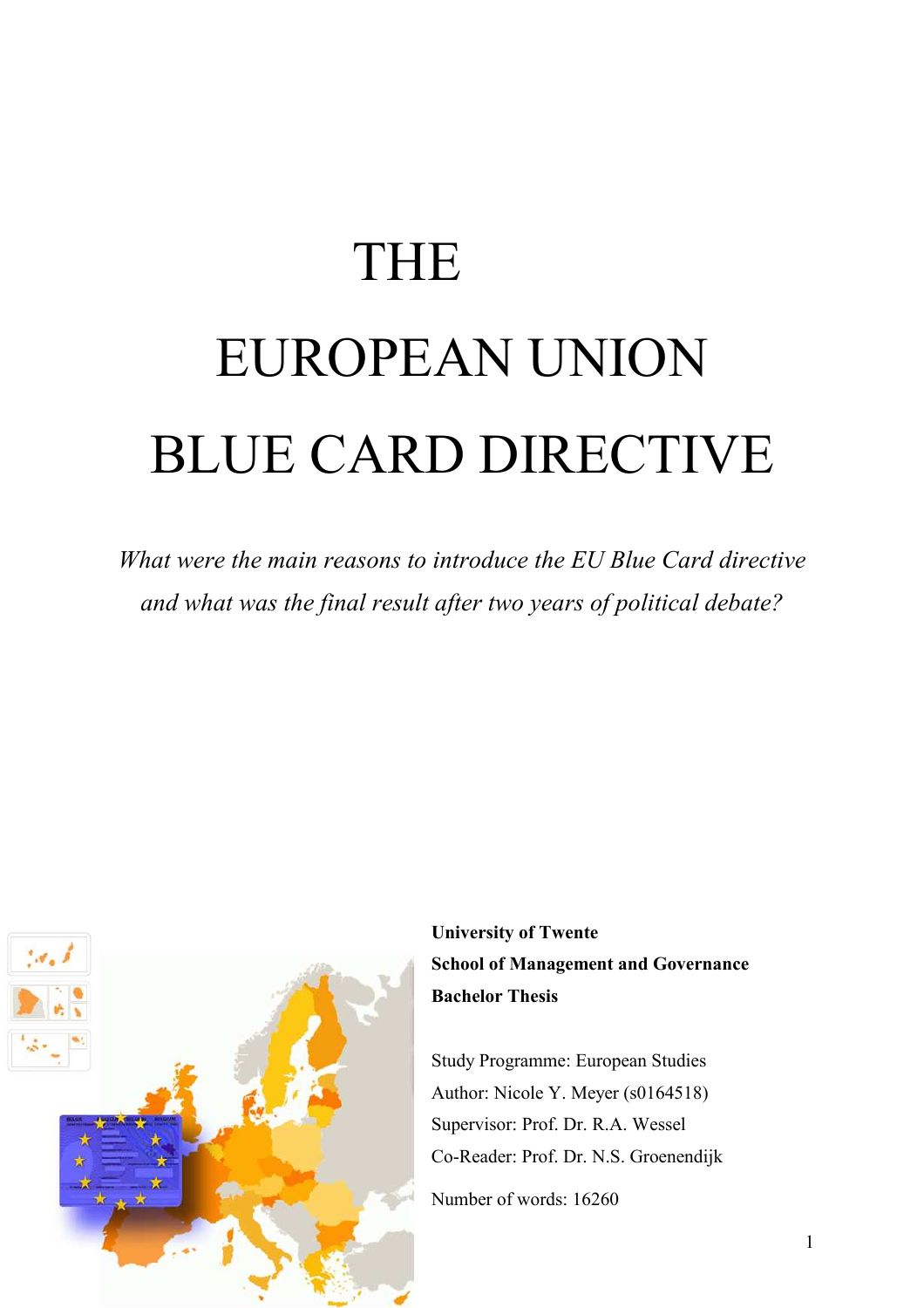# THE EUROPEAN UNION BLUE CARD DIRECTIVE

*What were the main reasons to introduce the EU Blue Card directive and what was the final result after two years of political debate?*

**University of Twente**
**School of Management and Governance**
**Bachelor Thesis**

Study Programme: European Studies
Author: Nicole Y. Meyer (s0164518)
Supervisor: Prof. Dr. R.A. Wessel
Co-Reader: Prof. Dr. N.S. Groenendijk

Number of words: 16260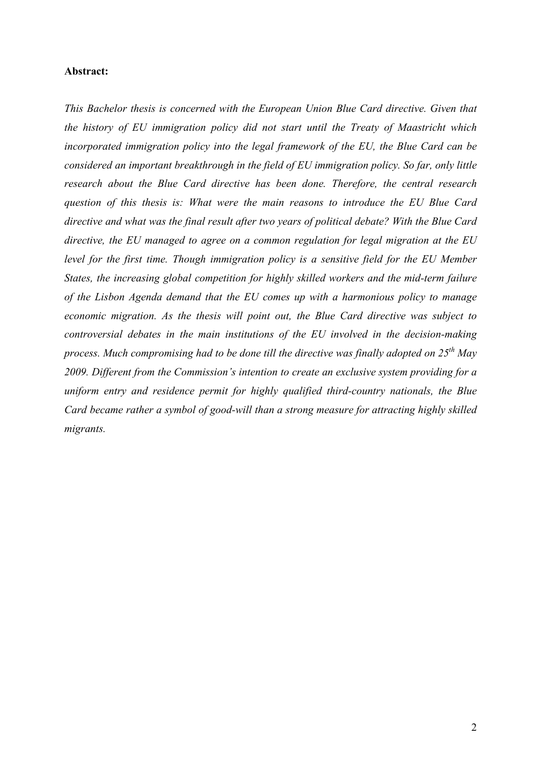**Abstract:**

*This Bachelor thesis is concerned with the European Union Blue Card directive. Given that the history of EU immigration policy did not start until the Treaty of Maastricht which incorporated immigration policy into the legal framework of the EU, the Blue Card can be considered an important breakthrough in the field of EU immigration policy. So far, only little research about the Blue Card directive has been done. Therefore, the central research question of this thesis is: What were the main reasons to introduce the EU Blue Card directive and what was the final result after two years of political debate? With the Blue Card directive, the EU managed to agree on a common regulation for legal migration at the EU level for the first time. Though immigration policy is a sensitive field for the EU Member States, the increasing global competition for highly skilled workers and the mid-term failure of the Lisbon Agenda demand that the EU comes up with a harmonious policy to manage economic migration. As the thesis will point out, the Blue Card directive was subject to controversial debates in the main institutions of the EU involved in the decision-making process. Much compromising had to be done till the directive was finally adopted on 25th May 2009. Different from the Commission's intention to create an exclusive system providing for a uniform entry and residence permit for highly qualified third-country nationals, the Blue Card became rather a symbol of good-will than a strong measure for attracting highly skilled migrants.*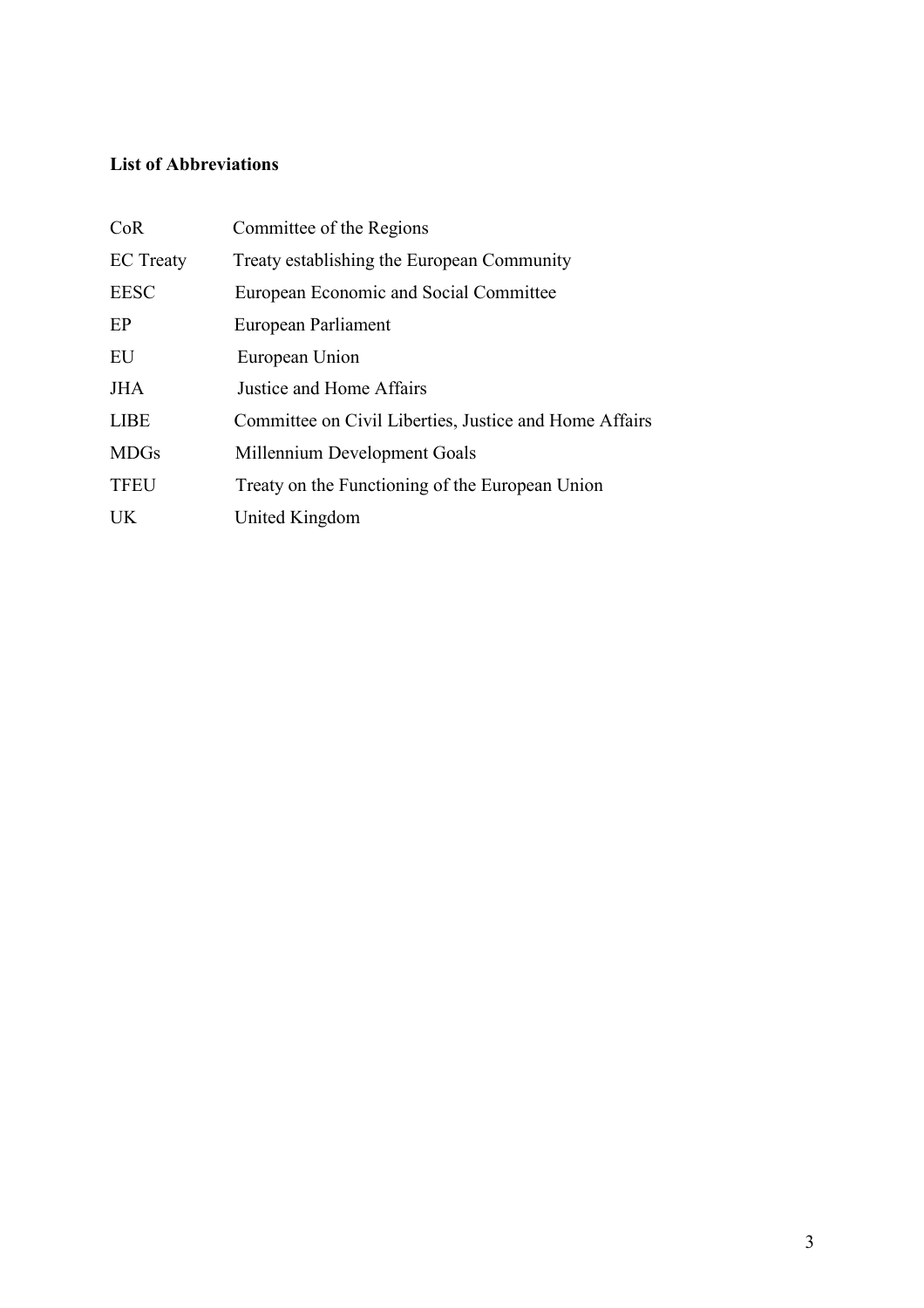**List of Abbreviations**

| | |
|---|---|
| CoR | Committee of the Regions |
| EC Treaty | Treaty establishing the European Community |
| EESC | European Economic and Social Committee |
| EP | European Parliament |
| EU | European Union |
| JHA | Justice and Home Affairs |
| LIBE | Committee on Civil Liberties, Justice and Home Affairs |
| MDGs | Millennium Development Goals |
| TFEU | Treaty on the Functioning of the European Union |
| UK | United Kingdom |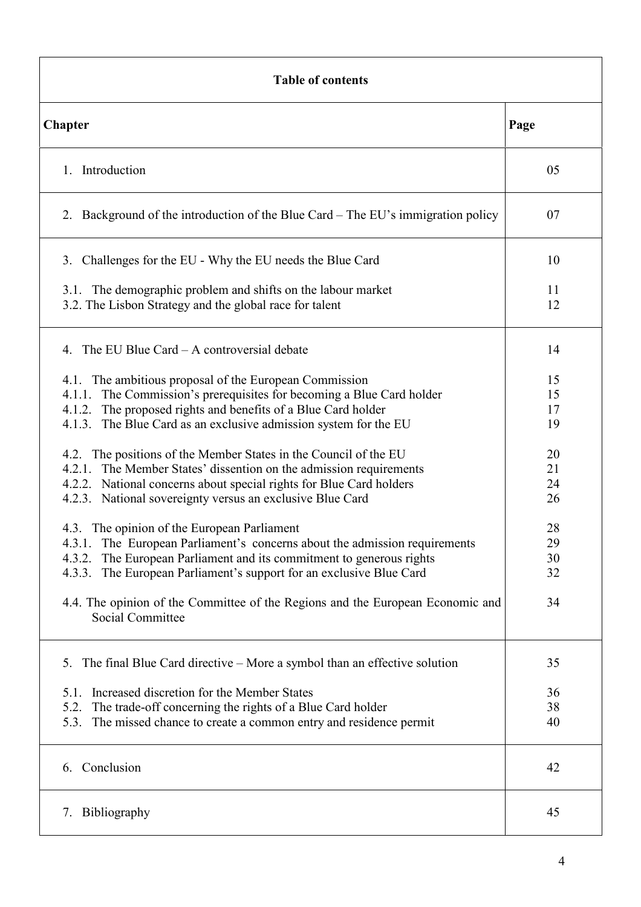| Table of contents | |
|---|---|
| **Chapter** | **Page** |
| 1. Introduction | 05 |
| 2. Background of the introduction of the Blue Card – The EU's immigration policy | 07 |
| 3. Challenges for the EU - Why the EU needs the Blue Card | 10 |
| 3.1. The demographic problem and shifts on the labour market | 11 |
| 3.2. The Lisbon Strategy and the global race for talent | 12 |
| 4. The EU Blue Card – A controversial debate | 14 |
| 4.1. The ambitious proposal of the European Commission | 15 |
| 4.1.1. The Commission's prerequisites for becoming a Blue Card holder | 15 |
| 4.1.2. The proposed rights and benefits of a Blue Card holder | 17 |
| 4.1.3. The Blue Card as an exclusive admission system for the EU | 19 |
| 4.2. The positions of the Member States in the Council of the EU | 20 |
| 4.2.1. The Member States' dissention on the admission requirements | 21 |
| 4.2.2. National concerns about special rights for Blue Card holders | 24 |
| 4.2.3. National sovereignty versus an exclusive Blue Card | 26 |
| 4.3. The opinion of the European Parliament | 28 |
| 4.3.1. The European Parliament's concerns about the admission requirements | 29 |
| 4.3.2. The European Parliament and its commitment to generous rights | 30 |
| 4.3.3. The European Parliament's support for an exclusive Blue Card | 32 |
| 4.4. The opinion of the Committee of the Regions and the European Economic and Social Committee | 34 |
| 5. The final Blue Card directive – More a symbol than an effective solution | 35 |
| 5.1. Increased discretion for the Member States | 36 |
| 5.2. The trade-off concerning the rights of a Blue Card holder | 38 |
| 5.3. The missed chance to create a common entry and residence permit | 40 |
| 6. Conclusion | 42 |
| 7. Bibliography | 45 |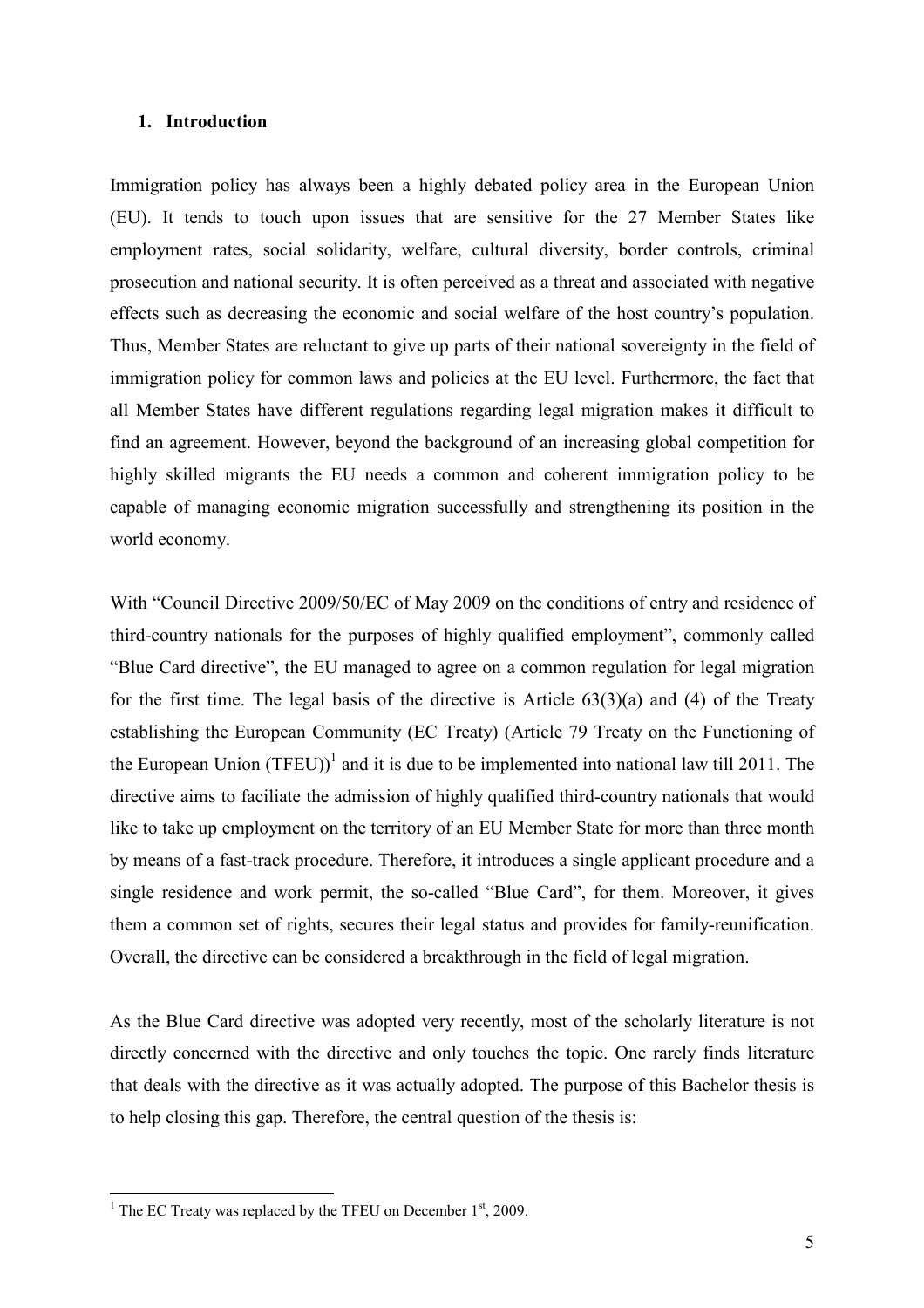## 1. Introduction

Immigration policy has always been a highly debated policy area in the European Union (EU). It tends to touch upon issues that are sensitive for the 27 Member States like employment rates, social solidarity, welfare, cultural diversity, border controls, criminal prosecution and national security. It is often perceived as a threat and associated with negative effects such as decreasing the economic and social welfare of the host country's population. Thus, Member States are reluctant to give up parts of their national sovereignty in the field of immigration policy for common laws and policies at the EU level. Furthermore, the fact that all Member States have different regulations regarding legal migration makes it difficult to find an agreement. However, beyond the background of an increasing global competition for highly skilled migrants the EU needs a common and coherent immigration policy to be capable of managing economic migration successfully and strengthening its position in the world economy.

With "Council Directive 2009/50/EC of May 2009 on the conditions of entry and residence of third-country nationals for the purposes of highly qualified employment", commonly called "Blue Card directive", the EU managed to agree on a common regulation for legal migration for the first time. The legal basis of the directive is Article 63(3)(a) and (4) of the Treaty establishing the European Community (EC Treaty) (Article 79 Treaty on the Functioning of the European Union (TFEU))[1] and it is due to be implemented into national law till 2011. The directive aims to faciliate the admission of highly qualified third-country nationals that would like to take up employment on the territory of an EU Member State for more than three month by means of a fast-track procedure. Therefore, it introduces a single applicant procedure and a single residence and work permit, the so-called "Blue Card", for them. Moreover, it gives them a common set of rights, secures their legal status and provides for family-reunification. Overall, the directive can be considered a breakthrough in the field of legal migration.

As the Blue Card directive was adopted very recently, most of the scholarly literature is not directly concerned with the directive and only touches the topic. One rarely finds literature that deals with the directive as it was actually adopted. The purpose of this Bachelor thesis is to help closing this gap. Therefore, the central question of the thesis is:

[1] The EC Treaty was replaced by the TFEU on December 1st, 2009.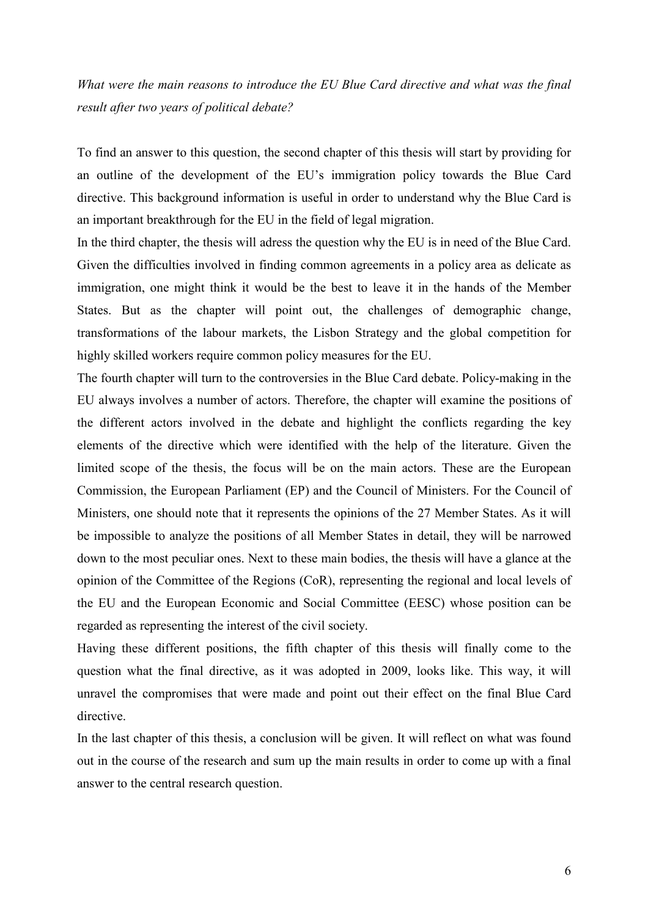*What were the main reasons to introduce the EU Blue Card directive and what was the final result after two years of political debate?*

To find an answer to this question, the second chapter of this thesis will start by providing for an outline of the development of the EU's immigration policy towards the Blue Card directive. This background information is useful in order to understand why the Blue Card is an important breakthrough for the EU in the field of legal migration.

In the third chapter, the thesis will adress the question why the EU is in need of the Blue Card. Given the difficulties involved in finding common agreements in a policy area as delicate as immigration, one might think it would be the best to leave it in the hands of the Member States. But as the chapter will point out, the challenges of demographic change, transformations of the labour markets, the Lisbon Strategy and the global competition for highly skilled workers require common policy measures for the EU.

The fourth chapter will turn to the controversies in the Blue Card debate. Policy-making in the EU always involves a number of actors. Therefore, the chapter will examine the positions of the different actors involved in the debate and highlight the conflicts regarding the key elements of the directive which were identified with the help of the literature. Given the limited scope of the thesis, the focus will be on the main actors. These are the European Commission, the European Parliament (EP) and the Council of Ministers. For the Council of Ministers, one should note that it represents the opinions of the 27 Member States. As it will be impossible to analyze the positions of all Member States in detail, they will be narrowed down to the most peculiar ones. Next to these main bodies, the thesis will have a glance at the opinion of the Committee of the Regions (CoR), representing the regional and local levels of the EU and the European Economic and Social Committee (EESC) whose position can be regarded as representing the interest of the civil society.

Having these different positions, the fifth chapter of this thesis will finally come to the question what the final directive, as it was adopted in 2009, looks like. This way, it will unravel the compromises that were made and point out their effect on the final Blue Card directive.

In the last chapter of this thesis, a conclusion will be given. It will reflect on what was found out in the course of the research and sum up the main results in order to come up with a final answer to the central research question.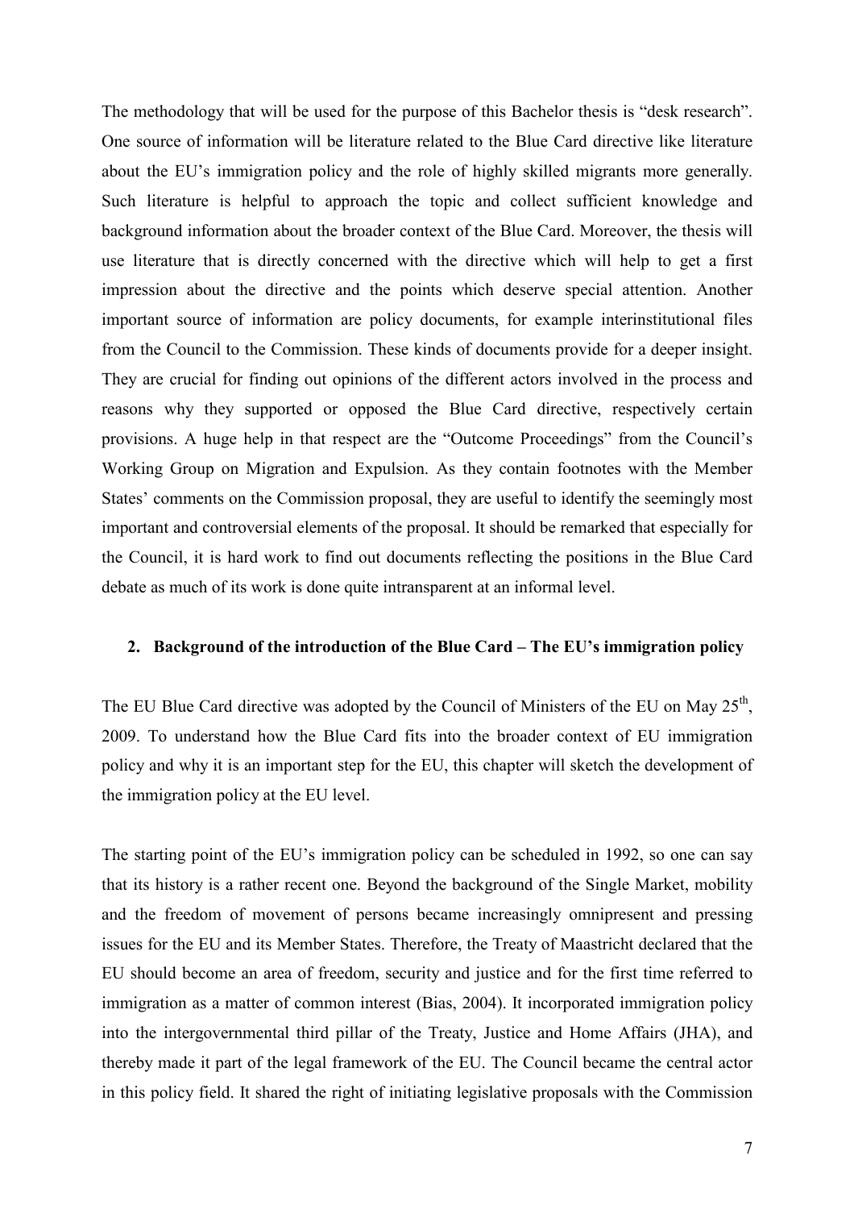The methodology that will be used for the purpose of this Bachelor thesis is "desk research". One source of information will be literature related to the Blue Card directive like literature about the EU's immigration policy and the role of highly skilled migrants more generally. Such literature is helpful to approach the topic and collect sufficient knowledge and background information about the broader context of the Blue Card. Moreover, the thesis will use literature that is directly concerned with the directive which will help to get a first impression about the directive and the points which deserve special attention. Another important source of information are policy documents, for example interinstitutional files from the Council to the Commission. These kinds of documents provide for a deeper insight. They are crucial for finding out opinions of the different actors involved in the process and reasons why they supported or opposed the Blue Card directive, respectively certain provisions. A huge help in that respect are the "Outcome Proceedings" from the Council's Working Group on Migration and Expulsion. As they contain footnotes with the Member States' comments on the Commission proposal, they are useful to identify the seemingly most important and controversial elements of the proposal. It should be remarked that especially for the Council, it is hard work to find out documents reflecting the positions in the Blue Card debate as much of its work is done quite intransparent at an informal level.

## 2. Background of the introduction of the Blue Card – The EU's immigration policy

The EU Blue Card directive was adopted by the Council of Ministers of the EU on May 25th, 2009. To understand how the Blue Card fits into the broader context of EU immigration policy and why it is an important step for the EU, this chapter will sketch the development of the immigration policy at the EU level.

The starting point of the EU's immigration policy can be scheduled in 1992, so one can say that its history is a rather recent one. Beyond the background of the Single Market, mobility and the freedom of movement of persons became increasingly omnipresent and pressing issues for the EU and its Member States. Therefore, the Treaty of Maastricht declared that the EU should become an area of freedom, security and justice and for the first time referred to immigration as a matter of common interest (Bias, 2004). It incorporated immigration policy into the intergovernmental third pillar of the Treaty, Justice and Home Affairs (JHA), and thereby made it part of the legal framework of the EU. The Council became the central actor in this policy field. It shared the right of initiating legislative proposals with the Commission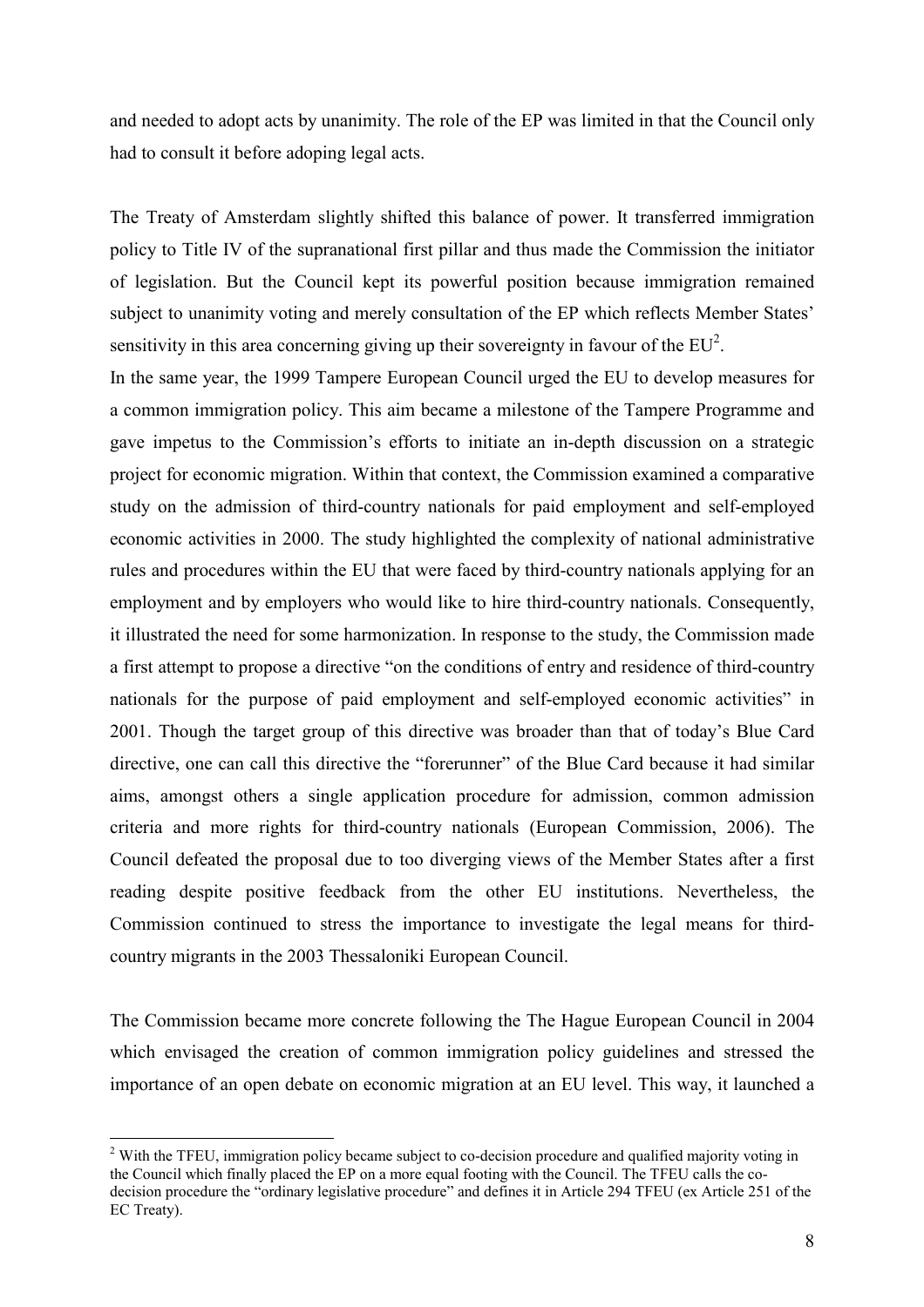and needed to adopt acts by unanimity. The role of the EP was limited in that the Council only had to consult it before adoping legal acts.

The Treaty of Amsterdam slightly shifted this balance of power. It transferred immigration policy to Title IV of the supranational first pillar and thus made the Commission the initiator of legislation. But the Council kept its powerful position because immigration remained subject to unanimity voting and merely consultation of the EP which reflects Member States' sensitivity in this area concerning giving up their sovereignty in favour of the EU[2].

In the same year, the 1999 Tampere European Council urged the EU to develop measures for a common immigration policy. This aim became a milestone of the Tampere Programme and gave impetus to the Commission's efforts to initiate an in-depth discussion on a strategic project for economic migration. Within that context, the Commission examined a comparative study on the admission of third-country nationals for paid employment and self-employed economic activities in 2000. The study highlighted the complexity of national administrative rules and procedures within the EU that were faced by third-country nationals applying for an employment and by employers who would like to hire third-country nationals. Consequently, it illustrated the need for some harmonization. In response to the study, the Commission made a first attempt to propose a directive "on the conditions of entry and residence of third-country nationals for the purpose of paid employment and self-employed economic activities" in 2001. Though the target group of this directive was broader than that of today's Blue Card directive, one can call this directive the "forerunner" of the Blue Card because it had similar aims, amongst others a single application procedure for admission, common admission criteria and more rights for third-country nationals (European Commission, 2006). The Council defeated the proposal due to too diverging views of the Member States after a first reading despite positive feedback from the other EU institutions. Nevertheless, the Commission continued to stress the importance to investigate the legal means for third-country migrants in the 2003 Thessaloniki European Council.

The Commission became more concrete following the The Hague European Council in 2004 which envisaged the creation of common immigration policy guidelines and stressed the importance of an open debate on economic migration at an EU level. This way, it launched a

---

[2] With the TFEU, immigration policy became subject to co-decision procedure and qualified majority voting in the Council which finally placed the EP on a more equal footing with the Council. The TFEU calls the co-decision procedure the "ordinary legislative procedure" and defines it in Article 294 TFEU (ex Article 251 of the EC Treaty).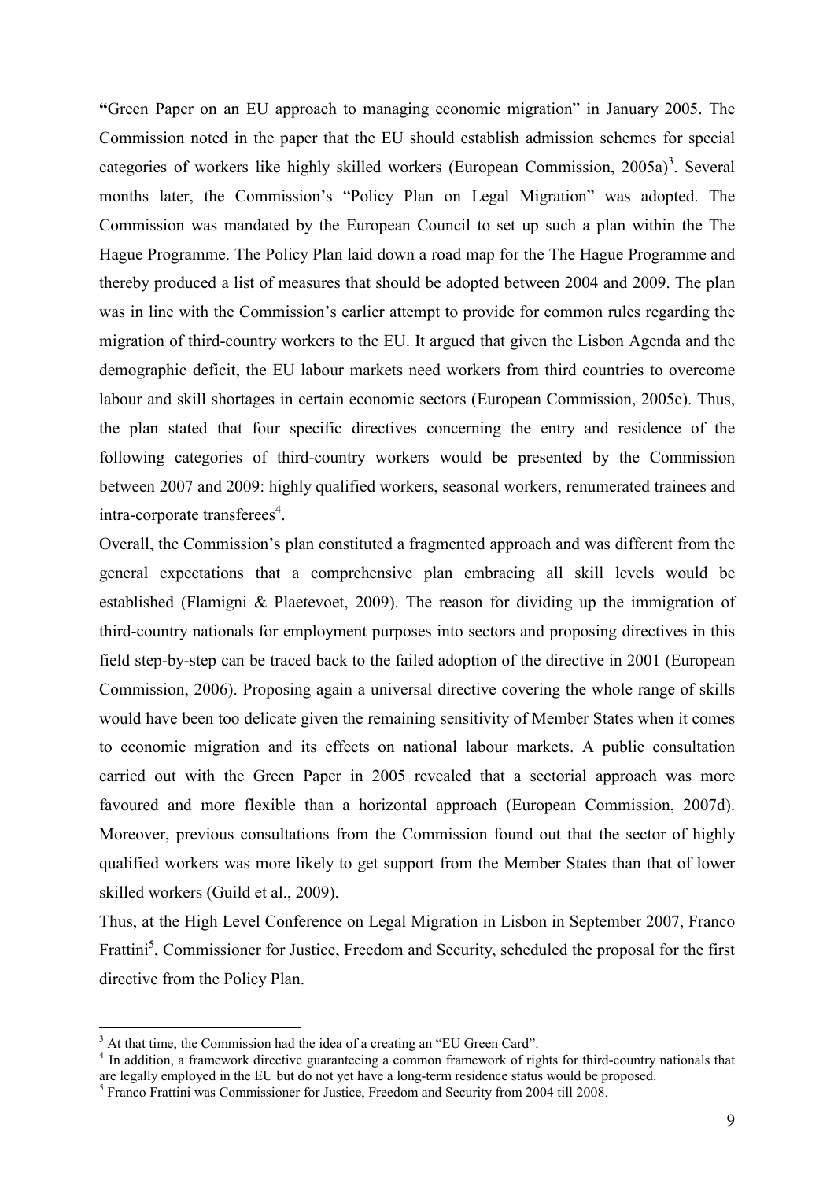"Green Paper on an EU approach to managing economic migration" in January 2005. The Commission noted in the paper that the EU should establish admission schemes for special categories of workers like highly skilled workers (European Commission, 2005a)[3]. Several months later, the Commission's "Policy Plan on Legal Migration" was adopted. The Commission was mandated by the European Council to set up such a plan within the The Hague Programme. The Policy Plan laid down a road map for the The Hague Programme and thereby produced a list of measures that should be adopted between 2004 and 2009. The plan was in line with the Commission's earlier attempt to provide for common rules regarding the migration of third-country workers to the EU. It argued that given the Lisbon Agenda and the demographic deficit, the EU labour markets need workers from third countries to overcome labour and skill shortages in certain economic sectors (European Commission, 2005c). Thus, the plan stated that four specific directives concerning the entry and residence of the following categories of third-country workers would be presented by the Commission between 2007 and 2009: highly qualified workers, seasonal workers, renumerated trainees and intra-corporate transferees[4].

Overall, the Commission's plan constituted a fragmented approach and was different from the general expectations that a comprehensive plan embracing all skill levels would be established (Flamigni & Plaetevoet, 2009). The reason for dividing up the immigration of third-country nationals for employment purposes into sectors and proposing directives in this field step-by-step can be traced back to the failed adoption of the directive in 2001 (European Commission, 2006). Proposing again a universal directive covering the whole range of skills would have been too delicate given the remaining sensitivity of Member States when it comes to economic migration and its effects on national labour markets. A public consultation carried out with the Green Paper in 2005 revealed that a sectorial approach was more favoured and more flexible than a horizontal approach (European Commission, 2007d). Moreover, previous consultations from the Commission found out that the sector of highly qualified workers was more likely to get support from the Member States than that of lower skilled workers (Guild et al., 2009).

Thus, at the High Level Conference on Legal Migration in Lisbon in September 2007, Franco Frattini[5], Commissioner for Justice, Freedom and Security, scheduled the proposal for the first directive from the Policy Plan.

---

[3] At that time, the Commission had the idea of a creating an "EU Green Card".

[4] In addition, a framework directive guaranteeing a common framework of rights for third-country nationals that are legally employed in the EU but do not yet have a long-term residence status would be proposed.

[5] Franco Frattini was Commissioner for Justice, Freedom and Security from 2004 till 2008.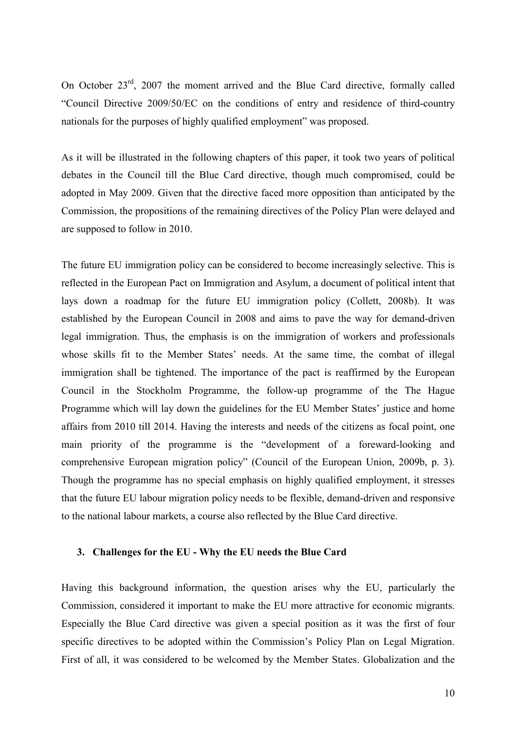On October 23rd, 2007 the moment arrived and the Blue Card directive, formally called "Council Directive 2009/50/EC on the conditions of entry and residence of third-country nationals for the purposes of highly qualified employment" was proposed.

As it will be illustrated in the following chapters of this paper, it took two years of political debates in the Council till the Blue Card directive, though much compromised, could be adopted in May 2009. Given that the directive faced more opposition than anticipated by the Commission, the propositions of the remaining directives of the Policy Plan were delayed and are supposed to follow in 2010.

The future EU immigration policy can be considered to become increasingly selective. This is reflected in the European Pact on Immigration and Asylum, a document of political intent that lays down a roadmap for the future EU immigration policy (Collett, 2008b). It was established by the European Council in 2008 and aims to pave the way for demand-driven legal immigration. Thus, the emphasis is on the immigration of workers and professionals whose skills fit to the Member States' needs. At the same time, the combat of illegal immigration shall be tightened. The importance of the pact is reaffirmed by the European Council in the Stockholm Programme, the follow-up programme of the The Hague Programme which will lay down the guidelines for the EU Member States' justice and home affairs from 2010 till 2014. Having the interests and needs of the citizens as focal point, one main priority of the programme is the "development of a foreward-looking and comprehensive European migration policy" (Council of the European Union, 2009b, p. 3). Though the programme has no special emphasis on highly qualified employment, it stresses that the future EU labour migration policy needs to be flexible, demand-driven and responsive to the national labour markets, a course also reflected by the Blue Card directive.

## 3. Challenges for the EU - Why the EU needs the Blue Card

Having this background information, the question arises why the EU, particularly the Commission, considered it important to make the EU more attractive for economic migrants. Especially the Blue Card directive was given a special position as it was the first of four specific directives to be adopted within the Commission's Policy Plan on Legal Migration. First of all, it was considered to be welcomed by the Member States. Globalization and the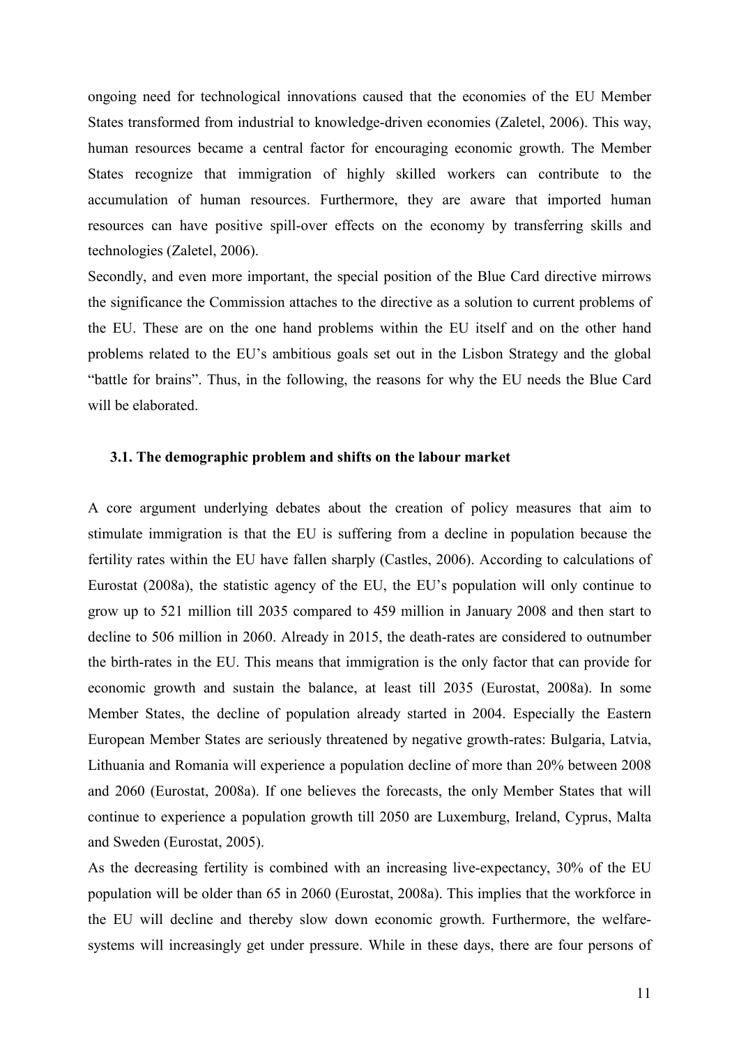ongoing need for technological innovations caused that the economies of the EU Member States transformed from industrial to knowledge-driven economies (Zaletel, 2006). This way, human resources became a central factor for encouraging economic growth. The Member States recognize that immigration of highly skilled workers can contribute to the accumulation of human resources. Furthermore, they are aware that imported human resources can have positive spill-over effects on the economy by transferring skills and technologies (Zaletel, 2006).

Secondly, and even more important, the special position of the Blue Card directive mirrows the significance the Commission attaches to the directive as a solution to current problems of the EU. These are on the one hand problems within the EU itself and on the other hand problems related to the EU's ambitious goals set out in the Lisbon Strategy and the global "battle for brains". Thus, in the following, the reasons for why the EU needs the Blue Card will be elaborated.

### 3.1. The demographic problem and shifts on the labour market

A core argument underlying debates about the creation of policy measures that aim to stimulate immigration is that the EU is suffering from a decline in population because the fertility rates within the EU have fallen sharply (Castles, 2006). According to calculations of Eurostat (2008a), the statistic agency of the EU, the EU's population will only continue to grow up to 521 million till 2035 compared to 459 million in January 2008 and then start to decline to 506 million in 2060. Already in 2015, the death-rates are considered to outnumber the birth-rates in the EU. This means that immigration is the only factor that can provide for economic growth and sustain the balance, at least till 2035 (Eurostat, 2008a). In some Member States, the decline of population already started in 2004. Especially the Eastern European Member States are seriously threatened by negative growth-rates: Bulgaria, Latvia, Lithuania and Romania will experience a population decline of more than 20% between 2008 and 2060 (Eurostat, 2008a). If one believes the forecasts, the only Member States that will continue to experience a population growth till 2050 are Luxemburg, Ireland, Cyprus, Malta and Sweden (Eurostat, 2005).

As the decreasing fertility is combined with an increasing live-expectancy, 30% of the EU population will be older than 65 in 2060 (Eurostat, 2008a). This implies that the workforce in the EU will decline and thereby slow down economic growth. Furthermore, the welfare-systems will increasingly get under pressure. While in these days, there are four persons of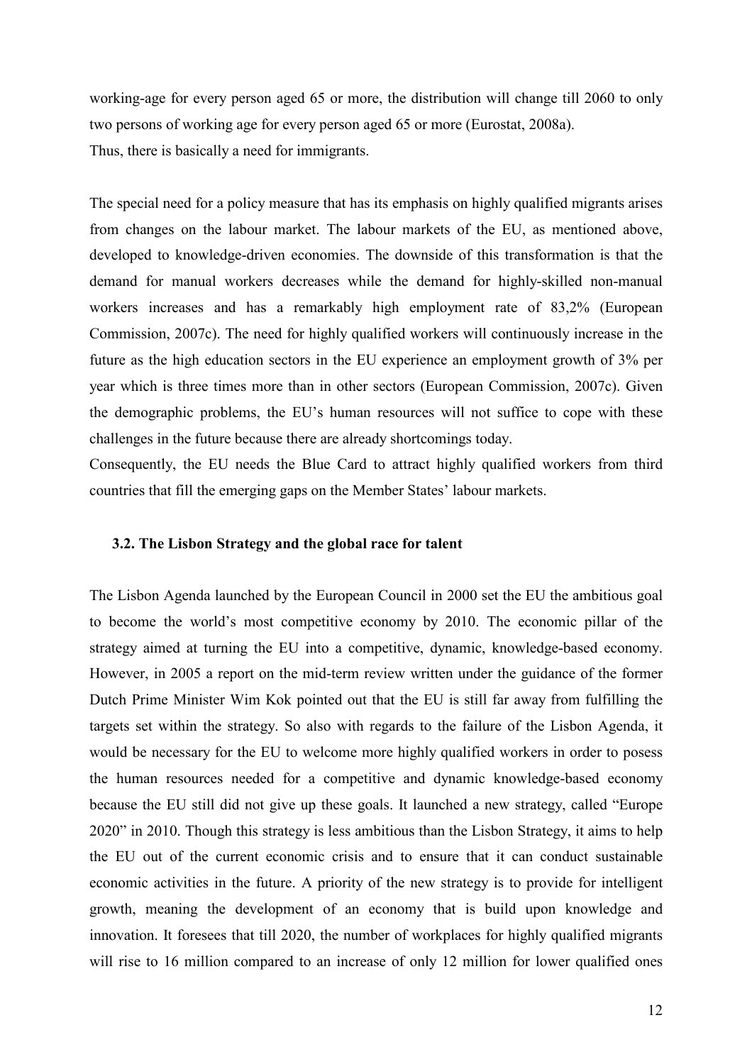working-age for every person aged 65 or more, the distribution will change till 2060 to only two persons of working age for every person aged 65 or more (Eurostat, 2008a).
Thus, there is basically a need for immigrants.

The special need for a policy measure that has its emphasis on highly qualified migrants arises from changes on the labour market. The labour markets of the EU, as mentioned above, developed to knowledge-driven economies. The downside of this transformation is that the demand for manual workers decreases while the demand for highly-skilled non-manual workers increases and has a remarkably high employment rate of 83,2% (European Commission, 2007c). The need for highly qualified workers will continuously increase in the future as the high education sectors in the EU experience an employment growth of 3% per year which is three times more than in other sectors (European Commission, 2007c). Given the demographic problems, the EU's human resources will not suffice to cope with these challenges in the future because there are already shortcomings today.
Consequently, the EU needs the Blue Card to attract highly qualified workers from third countries that fill the emerging gaps on the Member States' labour markets.

### 3.2. The Lisbon Strategy and the global race for talent

The Lisbon Agenda launched by the European Council in 2000 set the EU the ambitious goal to become the world's most competitive economy by 2010. The economic pillar of the strategy aimed at turning the EU into a competitive, dynamic, knowledge-based economy. However, in 2005 a report on the mid-term review written under the guidance of the former Dutch Prime Minister Wim Kok pointed out that the EU is still far away from fulfilling the targets set within the strategy. So also with regards to the failure of the Lisbon Agenda, it would be necessary for the EU to welcome more highly qualified workers in order to posess the human resources needed for a competitive and dynamic knowledge-based economy because the EU still did not give up these goals. It launched a new strategy, called "Europe 2020" in 2010. Though this strategy is less ambitious than the Lisbon Strategy, it aims to help the EU out of the current economic crisis and to ensure that it can conduct sustainable economic activities in the future. A priority of the new strategy is to provide for intelligent growth, meaning the development of an economy that is build upon knowledge and innovation. It foresees that till 2020, the number of workplaces for highly qualified migrants will rise to 16 million compared to an increase of only 12 million for lower qualified ones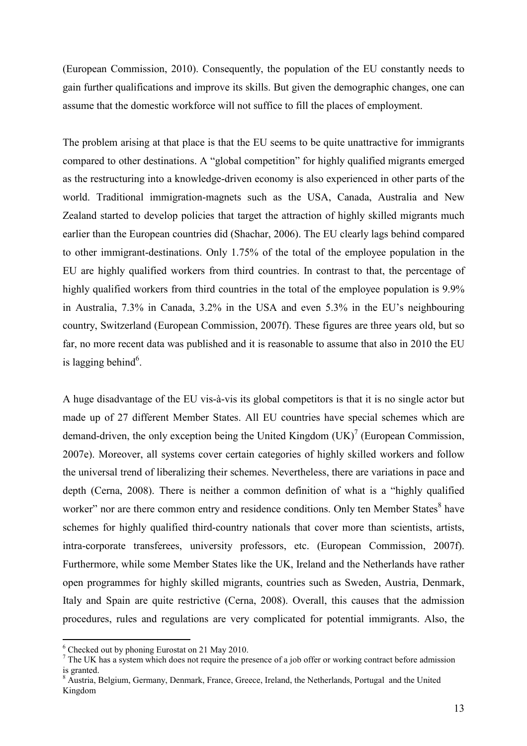(European Commission, 2010). Consequently, the population of the EU constantly needs to gain further qualifications and improve its skills. But given the demographic changes, one can assume that the domestic workforce will not suffice to fill the places of employment.

The problem arising at that place is that the EU seems to be quite unattractive for immigrants compared to other destinations. A "global competition" for highly qualified migrants emerged as the restructuring into a knowledge-driven economy is also experienced in other parts of the world. Traditional immigration-magnets such as the USA, Canada, Australia and New Zealand started to develop policies that target the attraction of highly skilled migrants much earlier than the European countries did (Shachar, 2006). The EU clearly lags behind compared to other immigrant-destinations. Only 1.75% of the total of the employee population in the EU are highly qualified workers from third countries. In contrast to that, the percentage of highly qualified workers from third countries in the total of the employee population is 9.9% in Australia, 7.3% in Canada, 3.2% in the USA and even 5.3% in the EU's neighbouring country, Switzerland (European Commission, 2007f). These figures are three years old, but so far, no more recent data was published and it is reasonable to assume that also in 2010 the EU is lagging behind[6].

A huge disadvantage of the EU vis-à-vis its global competitors is that it is no single actor but made up of 27 different Member States. All EU countries have special schemes which are demand-driven, the only exception being the United Kingdom (UK)[7] (European Commission, 2007e). Moreover, all systems cover certain categories of highly skilled workers and follow the universal trend of liberalizing their schemes. Nevertheless, there are variations in pace and depth (Cerna, 2008). There is neither a common definition of what is a "highly qualified worker" nor are there common entry and residence conditions. Only ten Member States[8] have schemes for highly qualified third-country nationals that cover more than scientists, artists, intra-corporate transferees, university professors, etc. (European Commission, 2007f). Furthermore, while some Member States like the UK, Ireland and the Netherlands have rather open programmes for highly skilled migrants, countries such as Sweden, Austria, Denmark, Italy and Spain are quite restrictive (Cerna, 2008). Overall, this causes that the admission procedures, rules and regulations are very complicated for potential immigrants. Also, the

---

[6] Checked out by phoning Eurostat on 21 May 2010.

[7] The UK has a system which does not require the presence of a job offer or working contract before admission is granted.

[8] Austria, Belgium, Germany, Denmark, France, Greece, Ireland, the Netherlands, Portugal and the United Kingdom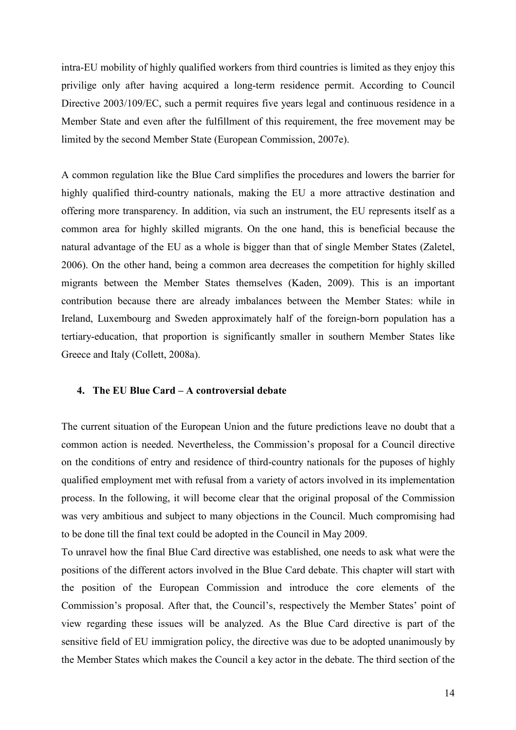intra-EU mobility of highly qualified workers from third countries is limited as they enjoy this privilige only after having acquired a long-term residence permit. According to Council Directive 2003/109/EC, such a permit requires five years legal and continuous residence in a Member State and even after the fulfillment of this requirement, the free movement may be limited by the second Member State (European Commission, 2007e).

A common regulation like the Blue Card simplifies the procedures and lowers the barrier for highly qualified third-country nationals, making the EU a more attractive destination and offering more transparency. In addition, via such an instrument, the EU represents itself as a common area for highly skilled migrants. On the one hand, this is beneficial because the natural advantage of the EU as a whole is bigger than that of single Member States (Zaletel, 2006). On the other hand, being a common area decreases the competition for highly skilled migrants between the Member States themselves (Kaden, 2009). This is an important contribution because there are already imbalances between the Member States: while in Ireland, Luxembourg and Sweden approximately half of the foreign-born population has a tertiary-education, that proportion is significantly smaller in southern Member States like Greece and Italy (Collett, 2008a).

## 4. The EU Blue Card – A controversial debate

The current situation of the European Union and the future predictions leave no doubt that a common action is needed. Nevertheless, the Commission's proposal for a Council directive on the conditions of entry and residence of third-country nationals for the puposes of highly qualified employment met with refusal from a variety of actors involved in its implementation process. In the following, it will become clear that the original proposal of the Commission was very ambitious and subject to many objections in the Council. Much compromising had to be done till the final text could be adopted in the Council in May 2009.

To unravel how the final Blue Card directive was established, one needs to ask what were the positions of the different actors involved in the Blue Card debate. This chapter will start with the position of the European Commission and introduce the core elements of the Commission's proposal. After that, the Council's, respectively the Member States' point of view regarding these issues will be analyzed. As the Blue Card directive is part of the sensitive field of EU immigration policy, the directive was due to be adopted unanimously by the Member States which makes the Council a key actor in the debate. The third section of the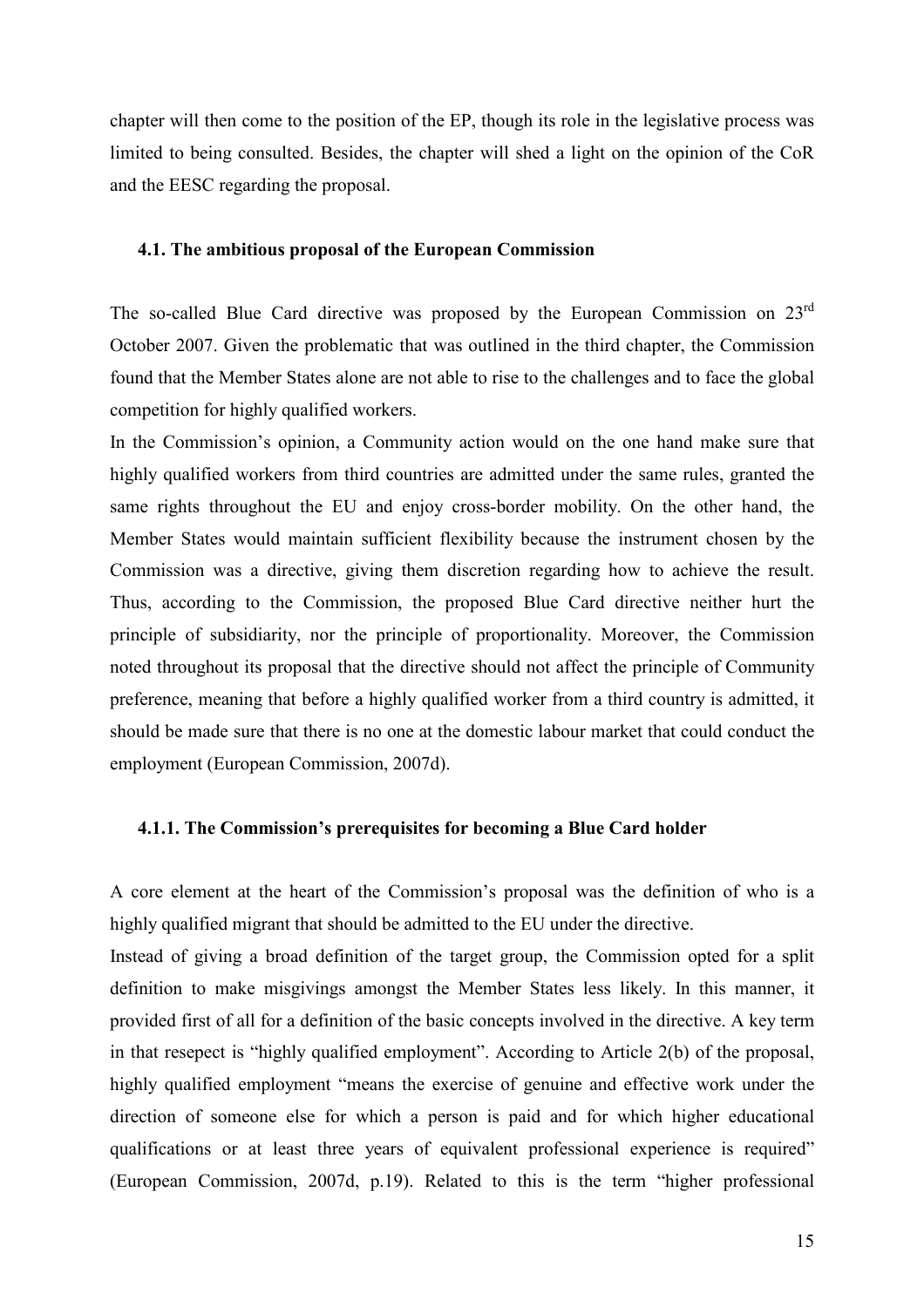chapter will then come to the position of the EP, though its role in the legislative process was limited to being consulted. Besides, the chapter will shed a light on the opinion of the CoR and the EESC regarding the proposal.

### 4.1. The ambitious proposal of the European Commission

The so-called Blue Card directive was proposed by the European Commission on 23rd October 2007. Given the problematic that was outlined in the third chapter, the Commission found that the Member States alone are not able to rise to the challenges and to face the global competition for highly qualified workers.

In the Commission's opinion, a Community action would on the one hand make sure that highly qualified workers from third countries are admitted under the same rules, granted the same rights throughout the EU and enjoy cross-border mobility. On the other hand, the Member States would maintain sufficient flexibility because the instrument chosen by the Commission was a directive, giving them discretion regarding how to achieve the result. Thus, according to the Commission, the proposed Blue Card directive neither hurt the principle of subsidiarity, nor the principle of proportionality. Moreover, the Commission noted throughout its proposal that the directive should not affect the principle of Community preference, meaning that before a highly qualified worker from a third country is admitted, it should be made sure that there is no one at the domestic labour market that could conduct the employment (European Commission, 2007d).

#### 4.1.1. The Commission's prerequisites for becoming a Blue Card holder

A core element at the heart of the Commission's proposal was the definition of who is a highly qualified migrant that should be admitted to the EU under the directive.

Instead of giving a broad definition of the target group, the Commission opted for a split definition to make misgivings amongst the Member States less likely. In this manner, it provided first of all for a definition of the basic concepts involved in the directive. A key term in that resepect is "highly qualified employment". According to Article 2(b) of the proposal, highly qualified employment "means the exercise of genuine and effective work under the direction of someone else for which a person is paid and for which higher educational qualifications or at least three years of equivalent professional experience is required" (European Commission, 2007d, p.19). Related to this is the term "higher professional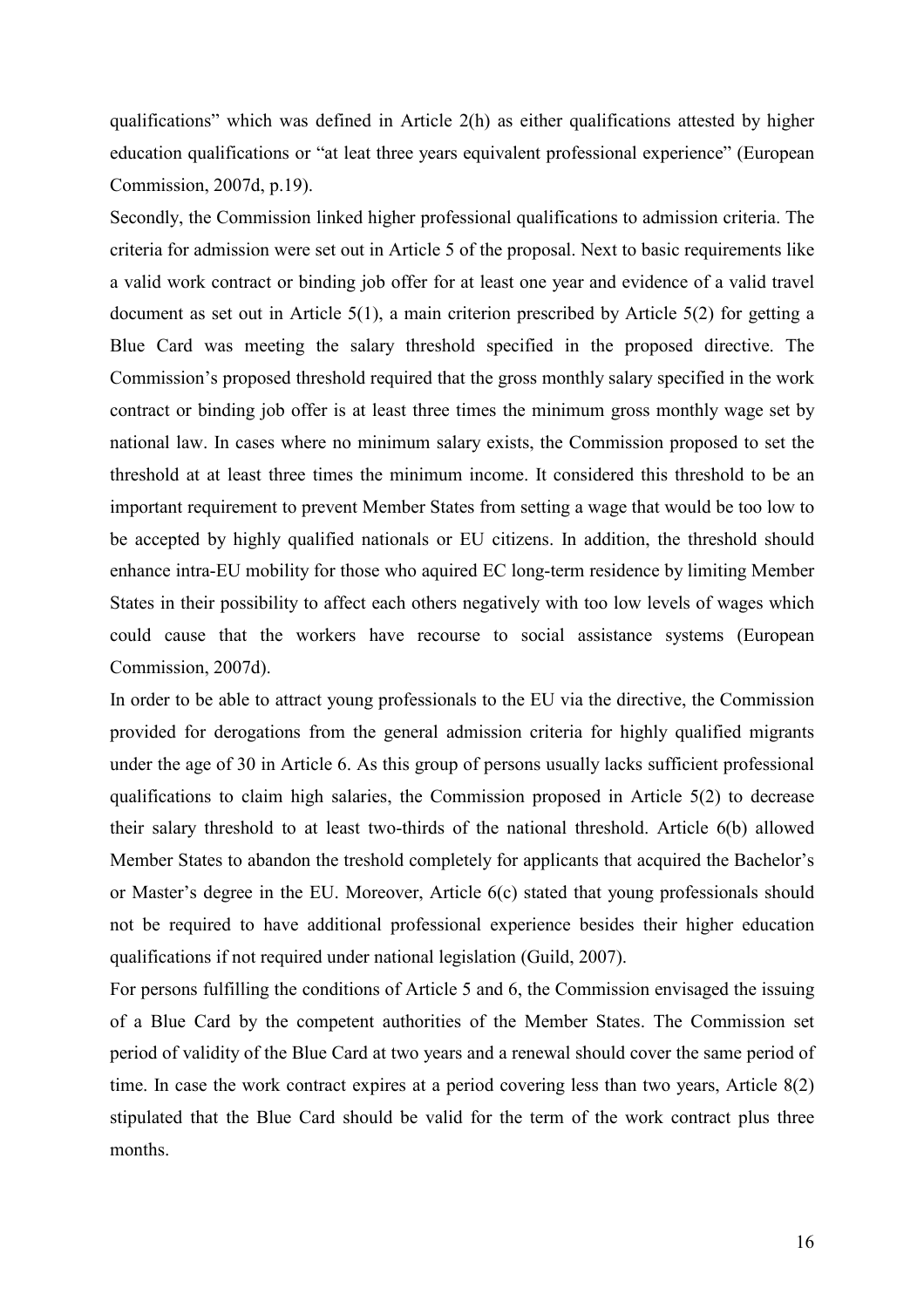qualifications" which was defined in Article 2(h) as either qualifications attested by higher education qualifications or "at leat three years equivalent professional experience" (European Commission, 2007d, p.19).

Secondly, the Commission linked higher professional qualifications to admission criteria. The criteria for admission were set out in Article 5 of the proposal. Next to basic requirements like a valid work contract or binding job offer for at least one year and evidence of a valid travel document as set out in Article 5(1), a main criterion prescribed by Article 5(2) for getting a Blue Card was meeting the salary threshold specified in the proposed directive. The Commission's proposed threshold required that the gross monthly salary specified in the work contract or binding job offer is at least three times the minimum gross monthly wage set by national law. In cases where no minimum salary exists, the Commission proposed to set the threshold at at least three times the minimum income. It considered this threshold to be an important requirement to prevent Member States from setting a wage that would be too low to be accepted by highly qualified nationals or EU citizens. In addition, the threshold should enhance intra-EU mobility for those who aquired EC long-term residence by limiting Member States in their possibility to affect each others negatively with too low levels of wages which could cause that the workers have recourse to social assistance systems (European Commission, 2007d).

In order to be able to attract young professionals to the EU via the directive, the Commission provided for derogations from the general admission criteria for highly qualified migrants under the age of 30 in Article 6. As this group of persons usually lacks sufficient professional qualifications to claim high salaries, the Commission proposed in Article 5(2) to decrease their salary threshold to at least two-thirds of the national threshold. Article 6(b) allowed Member States to abandon the treshold completely for applicants that acquired the Bachelor's or Master's degree in the EU. Moreover, Article 6(c) stated that young professionals should not be required to have additional professional experience besides their higher education qualifications if not required under national legislation (Guild, 2007).

For persons fulfilling the conditions of Article 5 and 6, the Commission envisaged the issuing of a Blue Card by the competent authorities of the Member States. The Commission set period of validity of the Blue Card at two years and a renewal should cover the same period of time. In case the work contract expires at a period covering less than two years, Article 8(2) stipulated that the Blue Card should be valid for the term of the work contract plus three months.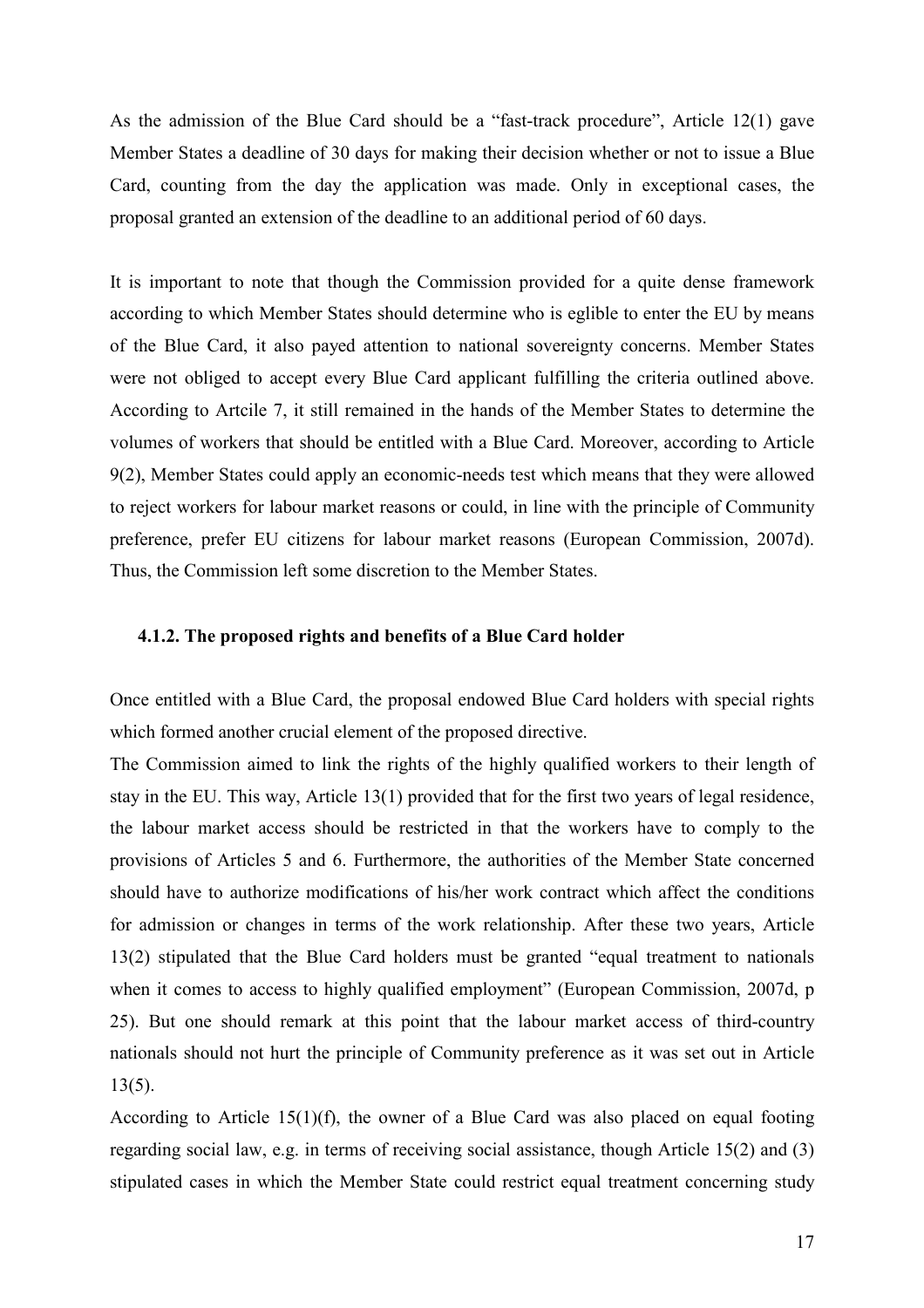As the admission of the Blue Card should be a "fast-track procedure", Article 12(1) gave Member States a deadline of 30 days for making their decision whether or not to issue a Blue Card, counting from the day the application was made. Only in exceptional cases, the proposal granted an extension of the deadline to an additional period of 60 days.

It is important to note that though the Commission provided for a quite dense framework according to which Member States should determine who is eglible to enter the EU by means of the Blue Card, it also payed attention to national sovereignty concerns. Member States were not obliged to accept every Blue Card applicant fulfilling the criteria outlined above. According to Artcile 7, it still remained in the hands of the Member States to determine the volumes of workers that should be entitled with a Blue Card. Moreover, according to Article 9(2), Member States could apply an economic-needs test which means that they were allowed to reject workers for labour market reasons or could, in line with the principle of Community preference, prefer EU citizens for labour market reasons (European Commission, 2007d). Thus, the Commission left some discretion to the Member States.

### 4.1.2. The proposed rights and benefits of a Blue Card holder

Once entitled with a Blue Card, the proposal endowed Blue Card holders with special rights which formed another crucial element of the proposed directive.

The Commission aimed to link the rights of the highly qualified workers to their length of stay in the EU. This way, Article 13(1) provided that for the first two years of legal residence, the labour market access should be restricted in that the workers have to comply to the provisions of Articles 5 and 6. Furthermore, the authorities of the Member State concerned should have to authorize modifications of his/her work contract which affect the conditions for admission or changes in terms of the work relationship. After these two years, Article 13(2) stipulated that the Blue Card holders must be granted "equal treatment to nationals when it comes to access to highly qualified employment" (European Commission, 2007d, p 25). But one should remark at this point that the labour market access of third-country nationals should not hurt the principle of Community preference as it was set out in Article 13(5).

According to Article 15(1)(f), the owner of a Blue Card was also placed on equal footing regarding social law, e.g. in terms of receiving social assistance, though Article 15(2) and (3) stipulated cases in which the Member State could restrict equal treatment concerning study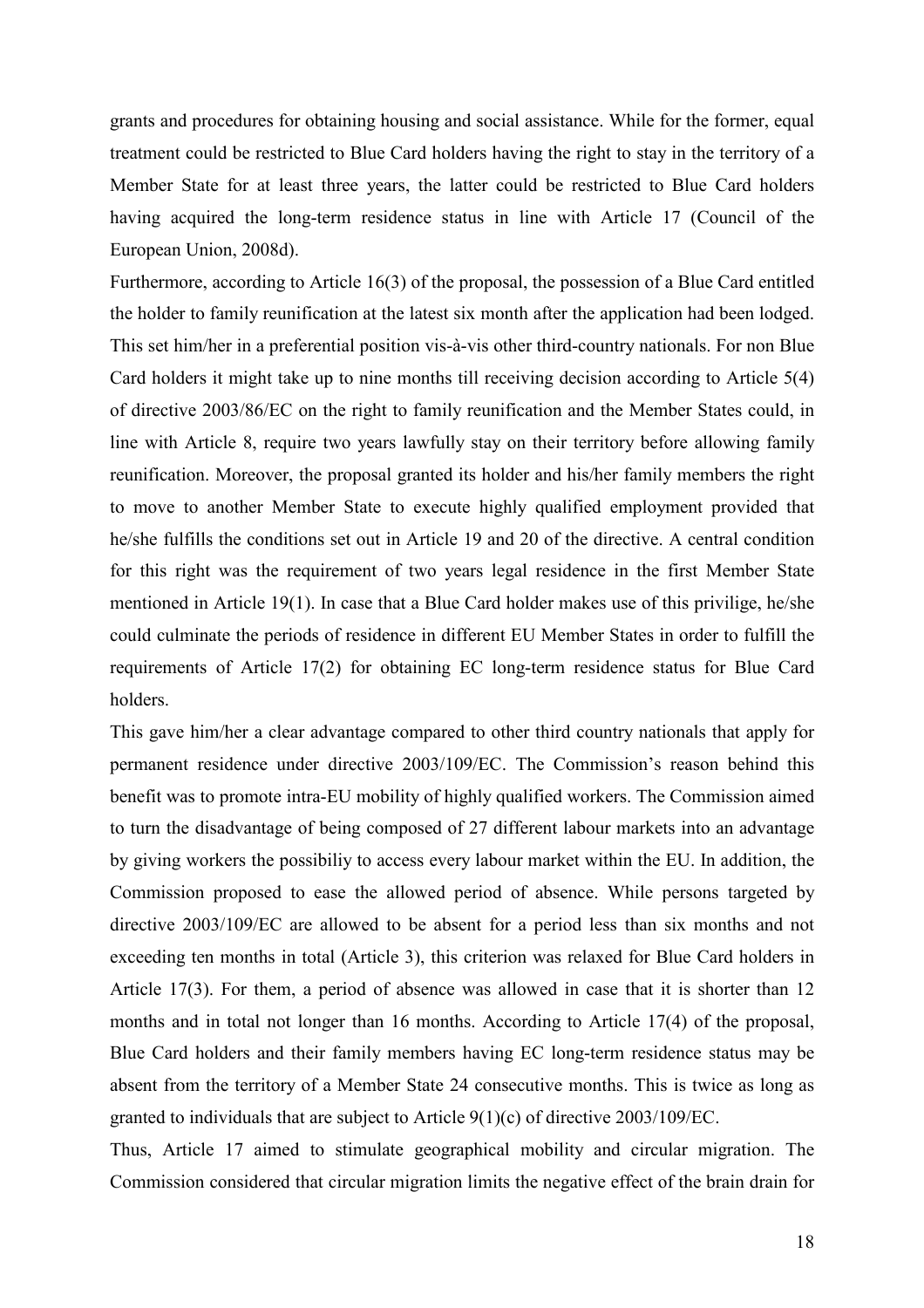grants and procedures for obtaining housing and social assistance. While for the former, equal treatment could be restricted to Blue Card holders having the right to stay in the territory of a Member State for at least three years, the latter could be restricted to Blue Card holders having acquired the long-term residence status in line with Article 17 (Council of the European Union, 2008d).

Furthermore, according to Article 16(3) of the proposal, the possession of a Blue Card entitled the holder to family reunification at the latest six month after the application had been lodged. This set him/her in a preferential position vis-à-vis other third-country nationals. For non Blue Card holders it might take up to nine months till receiving decision according to Article 5(4) of directive 2003/86/EC on the right to family reunification and the Member States could, in line with Article 8, require two years lawfully stay on their territory before allowing family reunification. Moreover, the proposal granted its holder and his/her family members the right to move to another Member State to execute highly qualified employment provided that he/she fulfills the conditions set out in Article 19 and 20 of the directive. A central condition for this right was the requirement of two years legal residence in the first Member State mentioned in Article 19(1). In case that a Blue Card holder makes use of this privilige, he/she could culminate the periods of residence in different EU Member States in order to fulfill the requirements of Article 17(2) for obtaining EC long-term residence status for Blue Card holders.

This gave him/her a clear advantage compared to other third country nationals that apply for permanent residence under directive 2003/109/EC. The Commission's reason behind this benefit was to promote intra-EU mobility of highly qualified workers. The Commission aimed to turn the disadvantage of being composed of 27 different labour markets into an advantage by giving workers the possibiliy to access every labour market within the EU. In addition, the Commission proposed to ease the allowed period of absence. While persons targeted by directive 2003/109/EC are allowed to be absent for a period less than six months and not exceeding ten months in total (Article 3), this criterion was relaxed for Blue Card holders in Article 17(3). For them, a period of absence was allowed in case that it is shorter than 12 months and in total not longer than 16 months. According to Article 17(4) of the proposal, Blue Card holders and their family members having EC long-term residence status may be absent from the territory of a Member State 24 consecutive months. This is twice as long as granted to individuals that are subject to Article 9(1)(c) of directive 2003/109/EC.

Thus, Article 17 aimed to stimulate geographical mobility and circular migration. The Commission considered that circular migration limits the negative effect of the brain drain for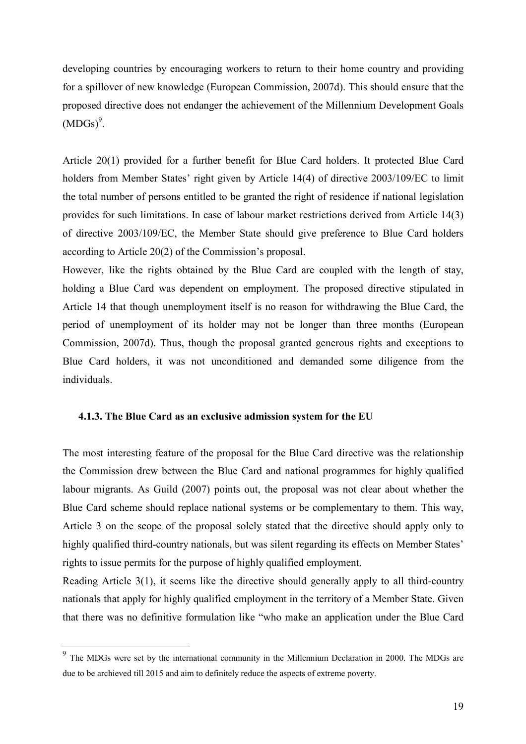developing countries by encouraging workers to return to their home country and providing for a spillover of new knowledge (European Commission, 2007d). This should ensure that the proposed directive does not endanger the achievement of the Millennium Development Goals (MDGs)[9].

Article 20(1) provided for a further benefit for Blue Card holders. It protected Blue Card holders from Member States' right given by Article 14(4) of directive 2003/109/EC to limit the total number of persons entitled to be granted the right of residence if national legislation provides for such limitations. In case of labour market restrictions derived from Article 14(3) of directive 2003/109/EC, the Member State should give preference to Blue Card holders according to Article 20(2) of the Commission's proposal.

However, like the rights obtained by the Blue Card are coupled with the length of stay, holding a Blue Card was dependent on employment. The proposed directive stipulated in Article 14 that though unemployment itself is no reason for withdrawing the Blue Card, the period of unemployment of its holder may not be longer than three months (European Commission, 2007d). Thus, though the proposal granted generous rights and exceptions to Blue Card holders, it was not unconditioned and demanded some diligence from the individuals.

### 4.1.3. The Blue Card as an exclusive admission system for the EU

The most interesting feature of the proposal for the Blue Card directive was the relationship the Commission drew between the Blue Card and national programmes for highly qualified labour migrants. As Guild (2007) points out, the proposal was not clear about whether the Blue Card scheme should replace national systems or be complementary to them. This way, Article 3 on the scope of the proposal solely stated that the directive should apply only to highly qualified third-country nationals, but was silent regarding its effects on Member States' rights to issue permits for the purpose of highly qualified employment.

Reading Article 3(1), it seems like the directive should generally apply to all third-country nationals that apply for highly qualified employment in the territory of a Member State. Given that there was no definitive formulation like "who make an application under the Blue Card

[9] The MDGs were set by the international community in the Millennium Declaration in 2000. The MDGs are due to be archieved till 2015 and aim to definitely reduce the aspects of extreme poverty.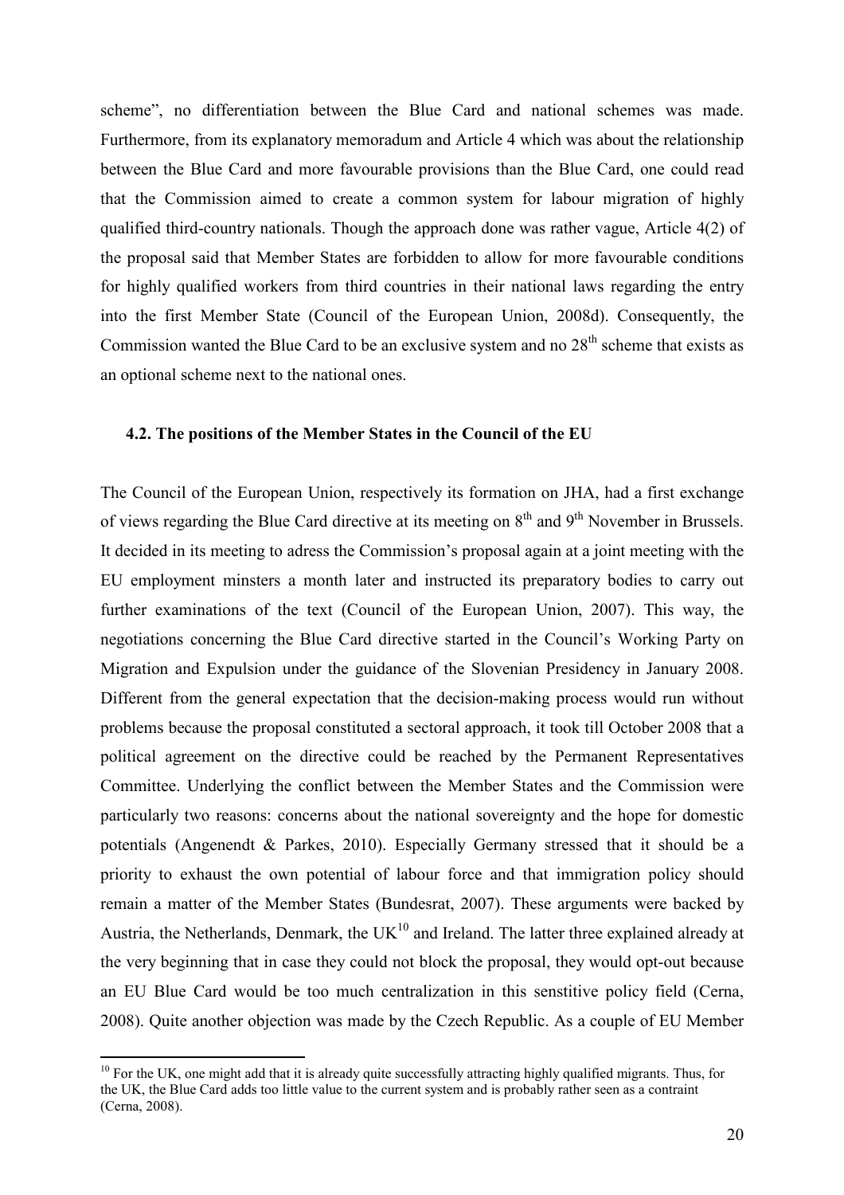scheme", no differentiation between the Blue Card and national schemes was made. Furthermore, from its explanatory memoradum and Article 4 which was about the relationship between the Blue Card and more favourable provisions than the Blue Card, one could read that the Commission aimed to create a common system for labour migration of highly qualified third-country nationals. Though the approach done was rather vague, Article 4(2) of the proposal said that Member States are forbidden to allow for more favourable conditions for highly qualified workers from third countries in their national laws regarding the entry into the first Member State (Council of the European Union, 2008d). Consequently, the Commission wanted the Blue Card to be an exclusive system and no 28th scheme that exists as an optional scheme next to the national ones.

### 4.2. The positions of the Member States in the Council of the EU

The Council of the European Union, respectively its formation on JHA, had a first exchange of views regarding the Blue Card directive at its meeting on 8th and 9th November in Brussels. It decided in its meeting to adress the Commission's proposal again at a joint meeting with the EU employment minsters a month later and instructed its preparatory bodies to carry out further examinations of the text (Council of the European Union, 2007). This way, the negotiations concerning the Blue Card directive started in the Council's Working Party on Migration and Expulsion under the guidance of the Slovenian Presidency in January 2008. Different from the general expectation that the decision-making process would run without problems because the proposal constituted a sectoral approach, it took till October 2008 that a political agreement on the directive could be reached by the Permanent Representatives Committee. Underlying the conflict between the Member States and the Commission were particularly two reasons: concerns about the national sovereignty and the hope for domestic potentials (Angenendt & Parkes, 2010). Especially Germany stressed that it should be a priority to exhaust the own potential of labour force and that immigration policy should remain a matter of the Member States (Bundesrat, 2007). These arguments were backed by Austria, the Netherlands, Denmark, the UK[10] and Ireland. The latter three explained already at the very beginning that in case they could not block the proposal, they would opt-out because an EU Blue Card would be too much centralization in this senstitive policy field (Cerna, 2008). Quite another objection was made by the Czech Republic. As a couple of EU Member

[10] For the UK, one might add that it is already quite successfully attracting highly qualified migrants. Thus, for the UK, the Blue Card adds too little value to the current system and is probably rather seen as a contraint (Cerna, 2008).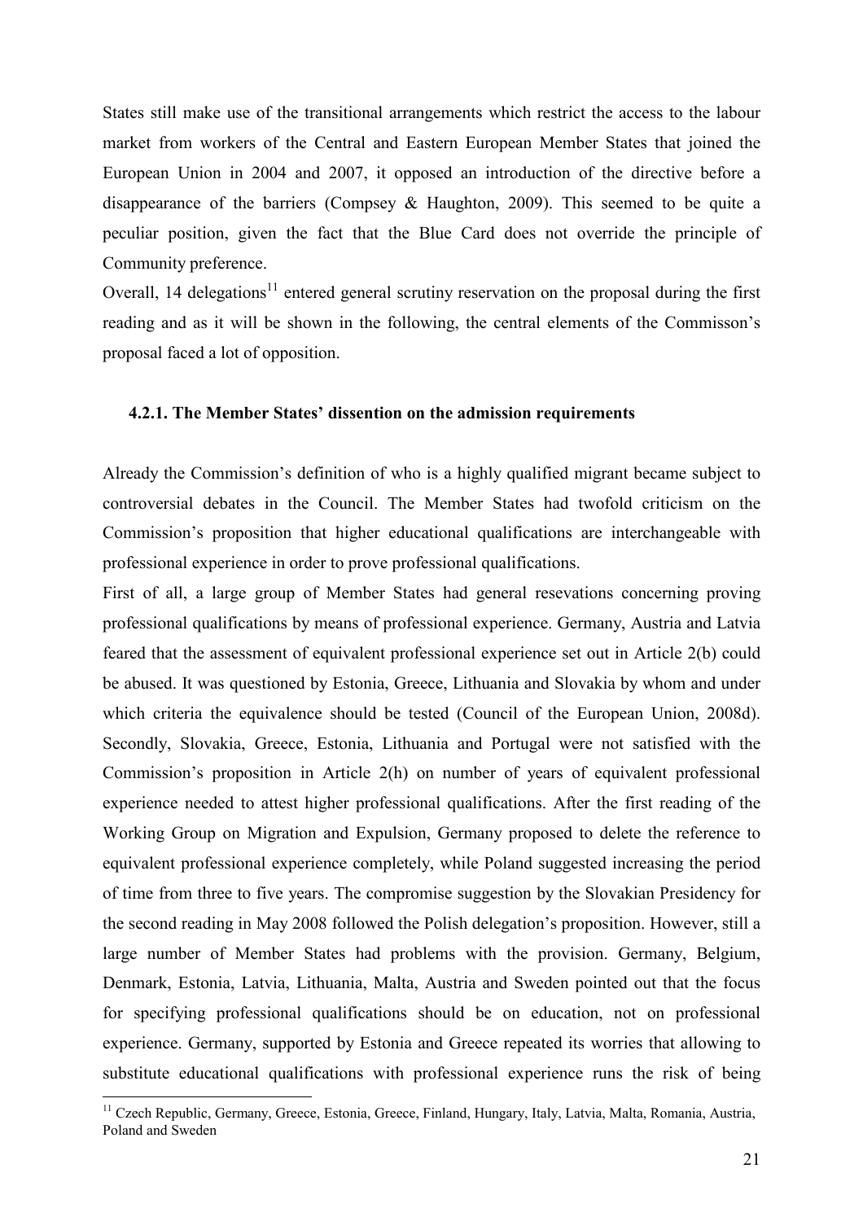States still make use of the transitional arrangements which restrict the access to the labour market from workers of the Central and Eastern European Member States that joined the European Union in 2004 and 2007, it opposed an introduction of the directive before a disappearance of the barriers (Compsey & Haughton, 2009). This seemed to be quite a peculiar position, given the fact that the Blue Card does not override the principle of Community preference.

Overall, 14 delegations[11] entered general scrutiny reservation on the proposal during the first reading and as it will be shown in the following, the central elements of the Commisson's proposal faced a lot of opposition.

#### 4.2.1. The Member States' dissention on the admission requirements

Already the Commission's definition of who is a highly qualified migrant became subject to controversial debates in the Council. The Member States had twofold criticism on the Commission's proposition that higher educational qualifications are interchangeable with professional experience in order to prove professional qualifications.

First of all, a large group of Member States had general resevations concerning proving professional qualifications by means of professional experience. Germany, Austria and Latvia feared that the assessment of equivalent professional experience set out in Article 2(b) could be abused. It was questioned by Estonia, Greece, Lithuania and Slovakia by whom and under which criteria the equivalence should be tested (Council of the European Union, 2008d). Secondly, Slovakia, Greece, Estonia, Lithuania and Portugal were not satisfied with the Commission's proposition in Article 2(h) on number of years of equivalent professional experience needed to attest higher professional qualifications. After the first reading of the Working Group on Migration and Expulsion, Germany proposed to delete the reference to equivalent professional experience completely, while Poland suggested increasing the period of time from three to five years. The compromise suggestion by the Slovakian Presidency for the second reading in May 2008 followed the Polish delegation's proposition. However, still a large number of Member States had problems with the provision. Germany, Belgium, Denmark, Estonia, Latvia, Lithuania, Malta, Austria and Sweden pointed out that the focus for specifying professional qualifications should be on education, not on professional experience. Germany, supported by Estonia and Greece repeated its worries that allowing to substitute educational qualifications with professional experience runs the risk of being

[11] Czech Republic, Germany, Greece, Estonia, Greece, Finland, Hungary, Italy, Latvia, Malta, Romania, Austria, Poland and Sweden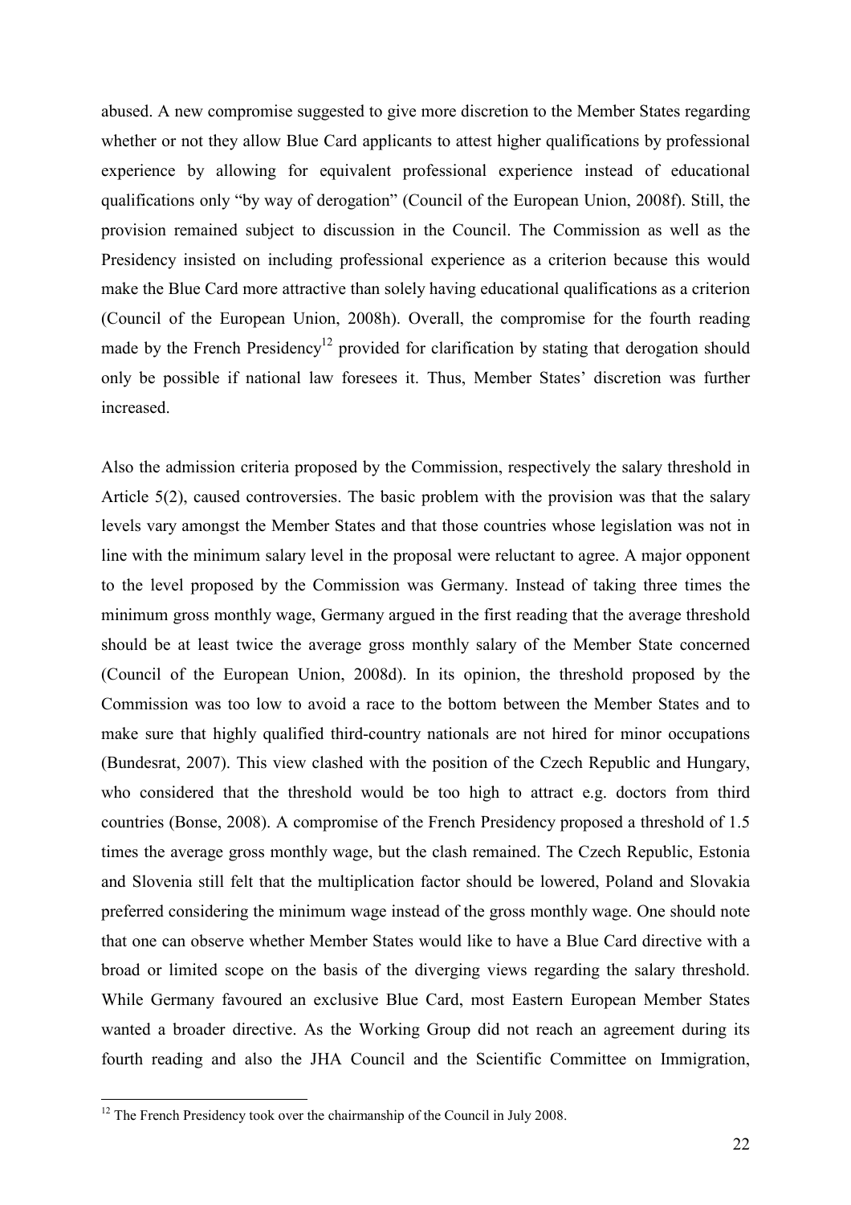abused. A new compromise suggested to give more discretion to the Member States regarding whether or not they allow Blue Card applicants to attest higher qualifications by professional experience by allowing for equivalent professional experience instead of educational qualifications only "by way of derogation" (Council of the European Union, 2008f). Still, the provision remained subject to discussion in the Council. The Commission as well as the Presidency insisted on including professional experience as a criterion because this would make the Blue Card more attractive than solely having educational qualifications as a criterion (Council of the European Union, 2008h). Overall, the compromise for the fourth reading made by the French Presidency[12] provided for clarification by stating that derogation should only be possible if national law foresees it. Thus, Member States' discretion was further increased.

Also the admission criteria proposed by the Commission, respectively the salary threshold in Article 5(2), caused controversies. The basic problem with the provision was that the salary levels vary amongst the Member States and that those countries whose legislation was not in line with the minimum salary level in the proposal were reluctant to agree. A major opponent to the level proposed by the Commission was Germany. Instead of taking three times the minimum gross monthly wage, Germany argued in the first reading that the average threshold should be at least twice the average gross monthly salary of the Member State concerned (Council of the European Union, 2008d). In its opinion, the threshold proposed by the Commission was too low to avoid a race to the bottom between the Member States and to make sure that highly qualified third-country nationals are not hired for minor occupations (Bundesrat, 2007). This view clashed with the position of the Czech Republic and Hungary, who considered that the threshold would be too high to attract e.g. doctors from third countries (Bonse, 2008). A compromise of the French Presidency proposed a threshold of 1.5 times the average gross monthly wage, but the clash remained. The Czech Republic, Estonia and Slovenia still felt that the multiplication factor should be lowered, Poland and Slovakia preferred considering the minimum wage instead of the gross monthly wage. One should note that one can observe whether Member States would like to have a Blue Card directive with a broad or limited scope on the basis of the diverging views regarding the salary threshold. While Germany favoured an exclusive Blue Card, most Eastern European Member States wanted a broader directive. As the Working Group did not reach an agreement during its fourth reading and also the JHA Council and the Scientific Committee on Immigration,

[12] The French Presidency took over the chairmanship of the Council in July 2008.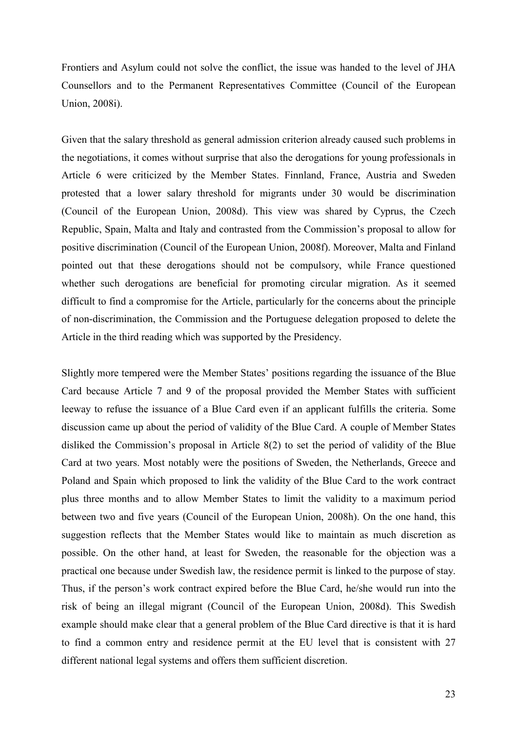Frontiers and Asylum could not solve the conflict, the issue was handed to the level of JHA Counsellors and to the Permanent Representatives Committee (Council of the European Union, 2008i).

Given that the salary threshold as general admission criterion already caused such problems in the negotiations, it comes without surprise that also the derogations for young professionals in Article 6 were criticized by the Member States. Finnland, France, Austria and Sweden protested that a lower salary threshold for migrants under 30 would be discrimination (Council of the European Union, 2008d). This view was shared by Cyprus, the Czech Republic, Spain, Malta and Italy and contrasted from the Commission's proposal to allow for positive discrimination (Council of the European Union, 2008f). Moreover, Malta and Finland pointed out that these derogations should not be compulsory, while France questioned whether such derogations are beneficial for promoting circular migration. As it seemed difficult to find a compromise for the Article, particularly for the concerns about the principle of non-discrimination, the Commission and the Portuguese delegation proposed to delete the Article in the third reading which was supported by the Presidency.

Slightly more tempered were the Member States' positions regarding the issuance of the Blue Card because Article 7 and 9 of the proposal provided the Member States with sufficient leeway to refuse the issuance of a Blue Card even if an applicant fulfills the criteria. Some discussion came up about the period of validity of the Blue Card. A couple of Member States disliked the Commission's proposal in Article 8(2) to set the period of validity of the Blue Card at two years. Most notably were the positions of Sweden, the Netherlands, Greece and Poland and Spain which proposed to link the validity of the Blue Card to the work contract plus three months and to allow Member States to limit the validity to a maximum period between two and five years (Council of the European Union, 2008h). On the one hand, this suggestion reflects that the Member States would like to maintain as much discretion as possible. On the other hand, at least for Sweden, the reasonable for the objection was a practical one because under Swedish law, the residence permit is linked to the purpose of stay. Thus, if the person's work contract expired before the Blue Card, he/she would run into the risk of being an illegal migrant (Council of the European Union, 2008d). This Swedish example should make clear that a general problem of the Blue Card directive is that it is hard to find a common entry and residence permit at the EU level that is consistent with 27 different national legal systems and offers them sufficient discretion.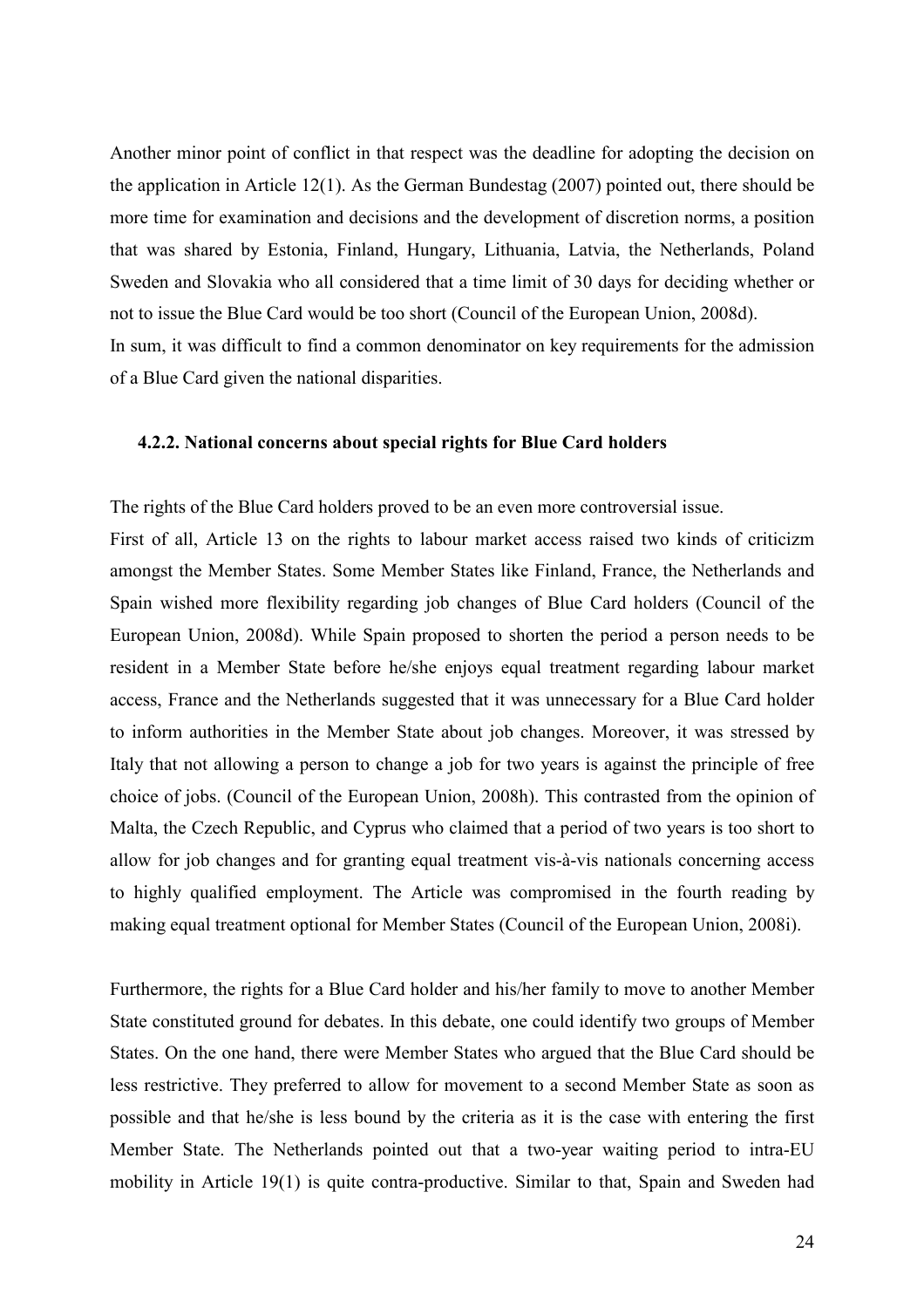Another minor point of conflict in that respect was the deadline for adopting the decision on the application in Article 12(1). As the German Bundestag (2007) pointed out, there should be more time for examination and decisions and the development of discretion norms, a position that was shared by Estonia, Finland, Hungary, Lithuania, Latvia, the Netherlands, Poland Sweden and Slovakia who all considered that a time limit of 30 days for deciding whether or not to issue the Blue Card would be too short (Council of the European Union, 2008d).
In sum, it was difficult to find a common denominator on key requirements for the admission of a Blue Card given the national disparities.

#### 4.2.2. National concerns about special rights for Blue Card holders

The rights of the Blue Card holders proved to be an even more controversial issue.
First of all, Article 13 on the rights to labour market access raised two kinds of criticizm amongst the Member States. Some Member States like Finland, France, the Netherlands and Spain wished more flexibility regarding job changes of Blue Card holders (Council of the European Union, 2008d). While Spain proposed to shorten the period a person needs to be resident in a Member State before he/she enjoys equal treatment regarding labour market access, France and the Netherlands suggested that it was unnecessary for a Blue Card holder to inform authorities in the Member State about job changes. Moreover, it was stressed by Italy that not allowing a person to change a job for two years is against the principle of free choice of jobs. (Council of the European Union, 2008h). This contrasted from the opinion of Malta, the Czech Republic, and Cyprus who claimed that a period of two years is too short to allow for job changes and for granting equal treatment vis-à-vis nationals concerning access to highly qualified employment. The Article was compromised in the fourth reading by making equal treatment optional for Member States (Council of the European Union, 2008i).

Furthermore, the rights for a Blue Card holder and his/her family to move to another Member State constituted ground for debates. In this debate, one could identify two groups of Member States. On the one hand, there were Member States who argued that the Blue Card should be less restrictive. They preferred to allow for movement to a second Member State as soon as possible and that he/she is less bound by the criteria as it is the case with entering the first Member State. The Netherlands pointed out that a two-year waiting period to intra-EU mobility in Article 19(1) is quite contra-productive. Similar to that, Spain and Sweden had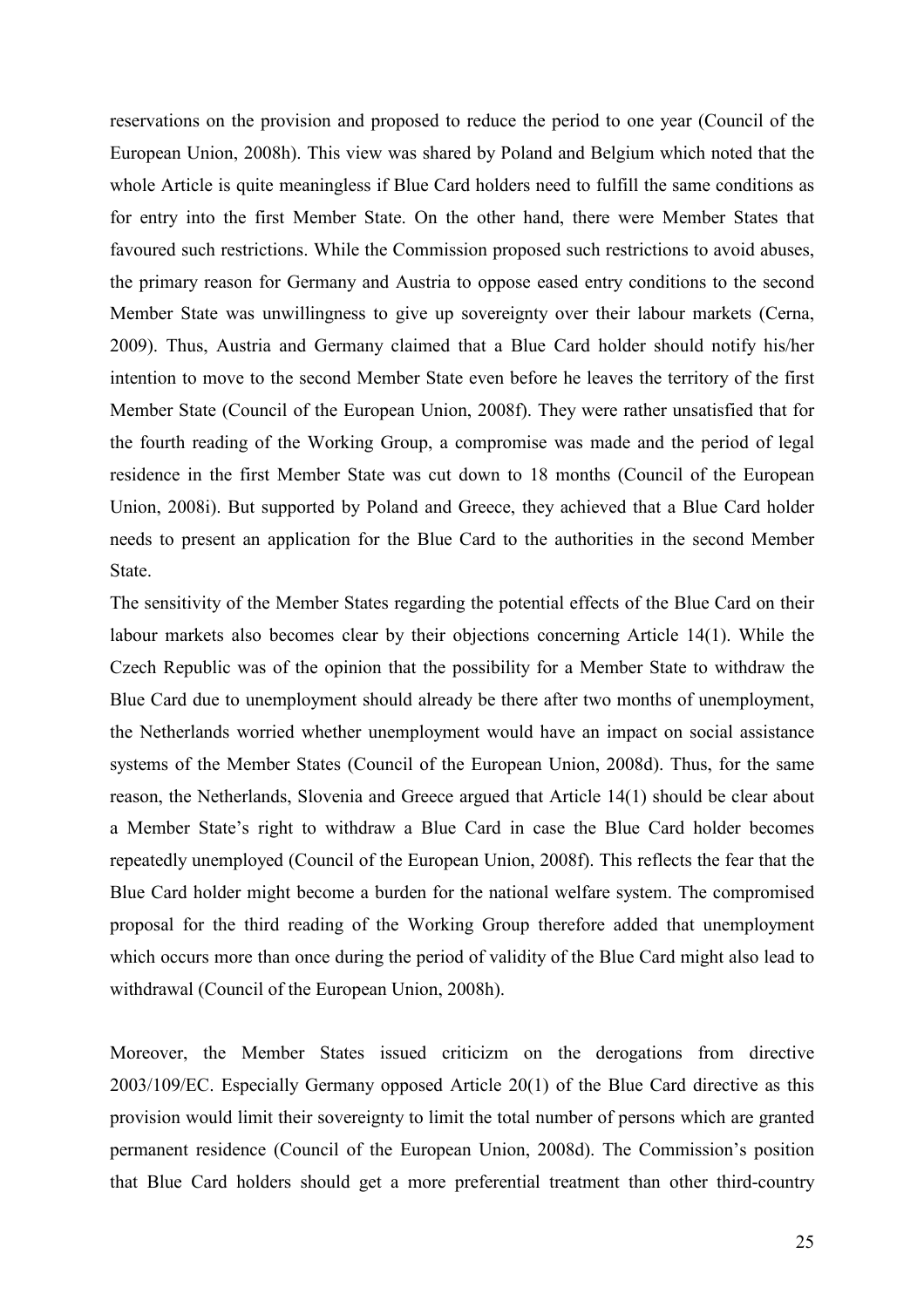reservations on the provision and proposed to reduce the period to one year (Council of the European Union, 2008h). This view was shared by Poland and Belgium which noted that the whole Article is quite meaningless if Blue Card holders need to fulfill the same conditions as for entry into the first Member State. On the other hand, there were Member States that favoured such restrictions. While the Commission proposed such restrictions to avoid abuses, the primary reason for Germany and Austria to oppose eased entry conditions to the second Member State was unwillingness to give up sovereignty over their labour markets (Cerna, 2009). Thus, Austria and Germany claimed that a Blue Card holder should notify his/her intention to move to the second Member State even before he leaves the territory of the first Member State (Council of the European Union, 2008f). They were rather unsatisfied that for the fourth reading of the Working Group, a compromise was made and the period of legal residence in the first Member State was cut down to 18 months (Council of the European Union, 2008i). But supported by Poland and Greece, they achieved that a Blue Card holder needs to present an application for the Blue Card to the authorities in the second Member State.

The sensitivity of the Member States regarding the potential effects of the Blue Card on their labour markets also becomes clear by their objections concerning Article 14(1). While the Czech Republic was of the opinion that the possibility for a Member State to withdraw the Blue Card due to unemployment should already be there after two months of unemployment, the Netherlands worried whether unemployment would have an impact on social assistance systems of the Member States (Council of the European Union, 2008d). Thus, for the same reason, the Netherlands, Slovenia and Greece argued that Article 14(1) should be clear about a Member State's right to withdraw a Blue Card in case the Blue Card holder becomes repeatedly unemployed (Council of the European Union, 2008f). This reflects the fear that the Blue Card holder might become a burden for the national welfare system. The compromised proposal for the third reading of the Working Group therefore added that unemployment which occurs more than once during the period of validity of the Blue Card might also lead to withdrawal (Council of the European Union, 2008h).

Moreover, the Member States issued criticizm on the derogations from directive 2003/109/EC. Especially Germany opposed Article 20(1) of the Blue Card directive as this provision would limit their sovereignty to limit the total number of persons which are granted permanent residence (Council of the European Union, 2008d). The Commission's position that Blue Card holders should get a more preferential treatment than other third-country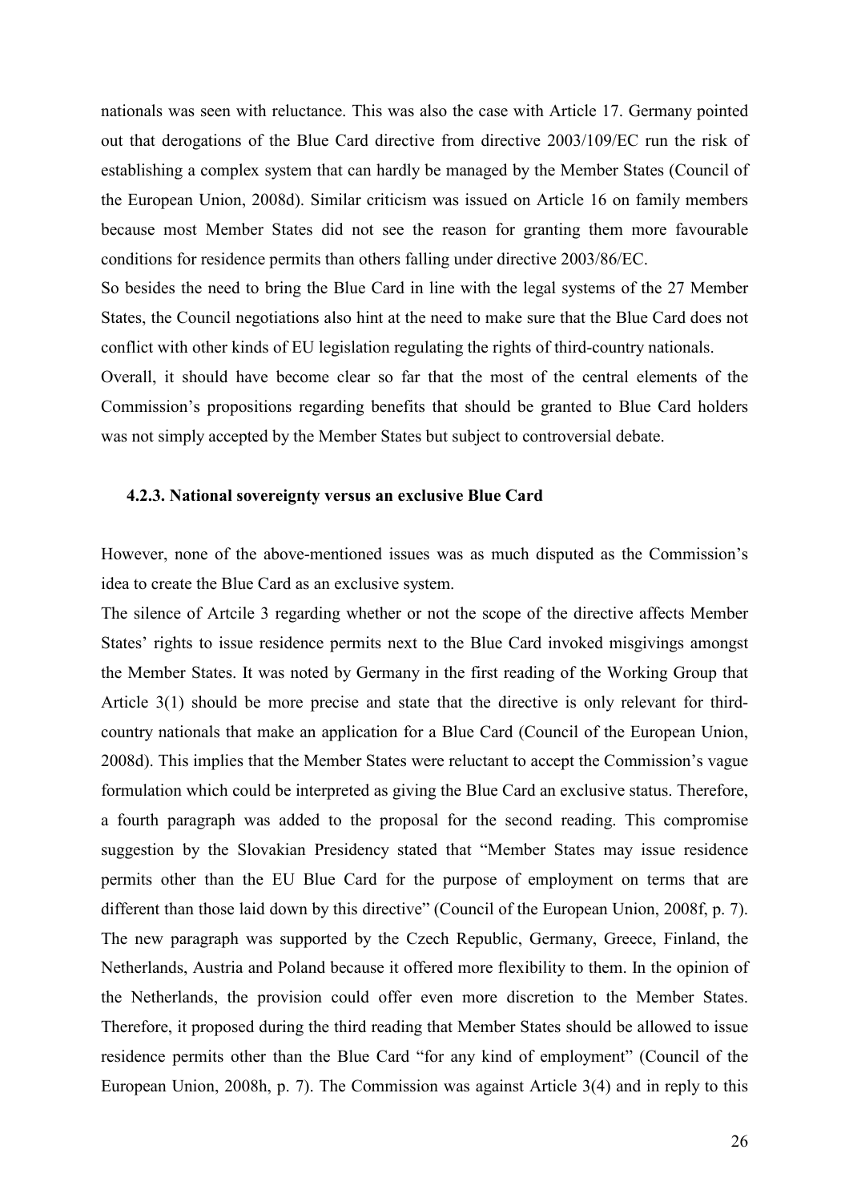nationals was seen with reluctance. This was also the case with Article 17. Germany pointed out that derogations of the Blue Card directive from directive 2003/109/EC run the risk of establishing a complex system that can hardly be managed by the Member States (Council of the European Union, 2008d). Similar criticism was issued on Article 16 on family members because most Member States did not see the reason for granting them more favourable conditions for residence permits than others falling under directive 2003/86/EC.

So besides the need to bring the Blue Card in line with the legal systems of the 27 Member States, the Council negotiations also hint at the need to make sure that the Blue Card does not conflict with other kinds of EU legislation regulating the rights of third-country nationals.

Overall, it should have become clear so far that the most of the central elements of the Commission's propositions regarding benefits that should be granted to Blue Card holders was not simply accepted by the Member States but subject to controversial debate.

### 4.2.3. National sovereignty versus an exclusive Blue Card

However, none of the above-mentioned issues was as much disputed as the Commission's idea to create the Blue Card as an exclusive system.

The silence of Artcile 3 regarding whether or not the scope of the directive affects Member States' rights to issue residence permits next to the Blue Card invoked misgivings amongst the Member States. It was noted by Germany in the first reading of the Working Group that Article 3(1) should be more precise and state that the directive is only relevant for third-country nationals that make an application for a Blue Card (Council of the European Union, 2008d). This implies that the Member States were reluctant to accept the Commission's vague formulation which could be interpreted as giving the Blue Card an exclusive status. Therefore, a fourth paragraph was added to the proposal for the second reading. This compromise suggestion by the Slovakian Presidency stated that "Member States may issue residence permits other than the EU Blue Card for the purpose of employment on terms that are different than those laid down by this directive" (Council of the European Union, 2008f, p. 7). The new paragraph was supported by the Czech Republic, Germany, Greece, Finland, the Netherlands, Austria and Poland because it offered more flexibility to them. In the opinion of the Netherlands, the provision could offer even more discretion to the Member States. Therefore, it proposed during the third reading that Member States should be allowed to issue residence permits other than the Blue Card "for any kind of employment" (Council of the European Union, 2008h, p. 7). The Commission was against Article 3(4) and in reply to this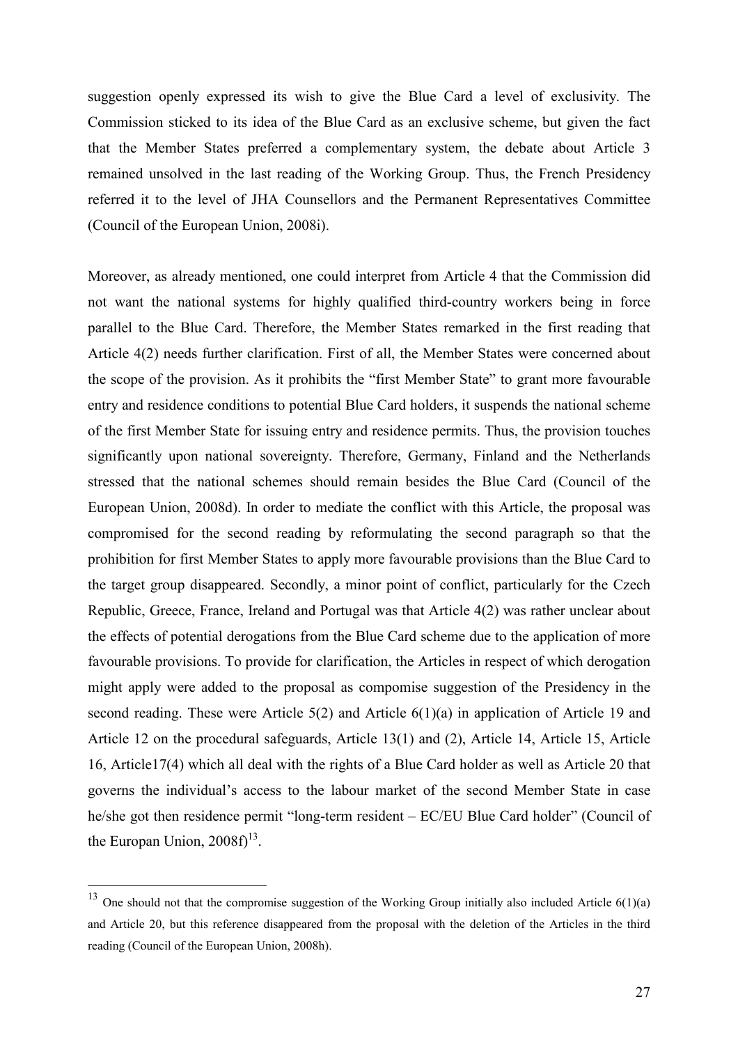suggestion openly expressed its wish to give the Blue Card a level of exclusivity. The Commission sticked to its idea of the Blue Card as an exclusive scheme, but given the fact that the Member States preferred a complementary system, the debate about Article 3 remained unsolved in the last reading of the Working Group. Thus, the French Presidency referred it to the level of JHA Counsellors and the Permanent Representatives Committee (Council of the European Union, 2008i).

Moreover, as already mentioned, one could interpret from Article 4 that the Commission did not want the national systems for highly qualified third-country workers being in force parallel to the Blue Card. Therefore, the Member States remarked in the first reading that Article 4(2) needs further clarification. First of all, the Member States were concerned about the scope of the provision. As it prohibits the "first Member State" to grant more favourable entry and residence conditions to potential Blue Card holders, it suspends the national scheme of the first Member State for issuing entry and residence permits. Thus, the provision touches significantly upon national sovereignty. Therefore, Germany, Finland and the Netherlands stressed that the national schemes should remain besides the Blue Card (Council of the European Union, 2008d). In order to mediate the conflict with this Article, the proposal was compromised for the second reading by reformulating the second paragraph so that the prohibition for first Member States to apply more favourable provisions than the Blue Card to the target group disappeared. Secondly, a minor point of conflict, particularly for the Czech Republic, Greece, France, Ireland and Portugal was that Article 4(2) was rather unclear about the effects of potential derogations from the Blue Card scheme due to the application of more favourable provisions. To provide for clarification, the Articles in respect of which derogation might apply were added to the proposal as compomise suggestion of the Presidency in the second reading. These were Article 5(2) and Article 6(1)(a) in application of Article 19 and Article 12 on the procedural safeguards, Article 13(1) and (2), Article 14, Article 15, Article 16, Article17(4) which all deal with the rights of a Blue Card holder as well as Article 20 that governs the individual's access to the labour market of the second Member State in case he/she got then residence permit "long-term resident – EC/EU Blue Card holder" (Council of the Europan Union, 2008f)[13].

[13] One should not that the compromise suggestion of the Working Group initially also included Article 6(1)(a) and Article 20, but this reference disappeared from the proposal with the deletion of the Articles in the third reading (Council of the European Union, 2008h).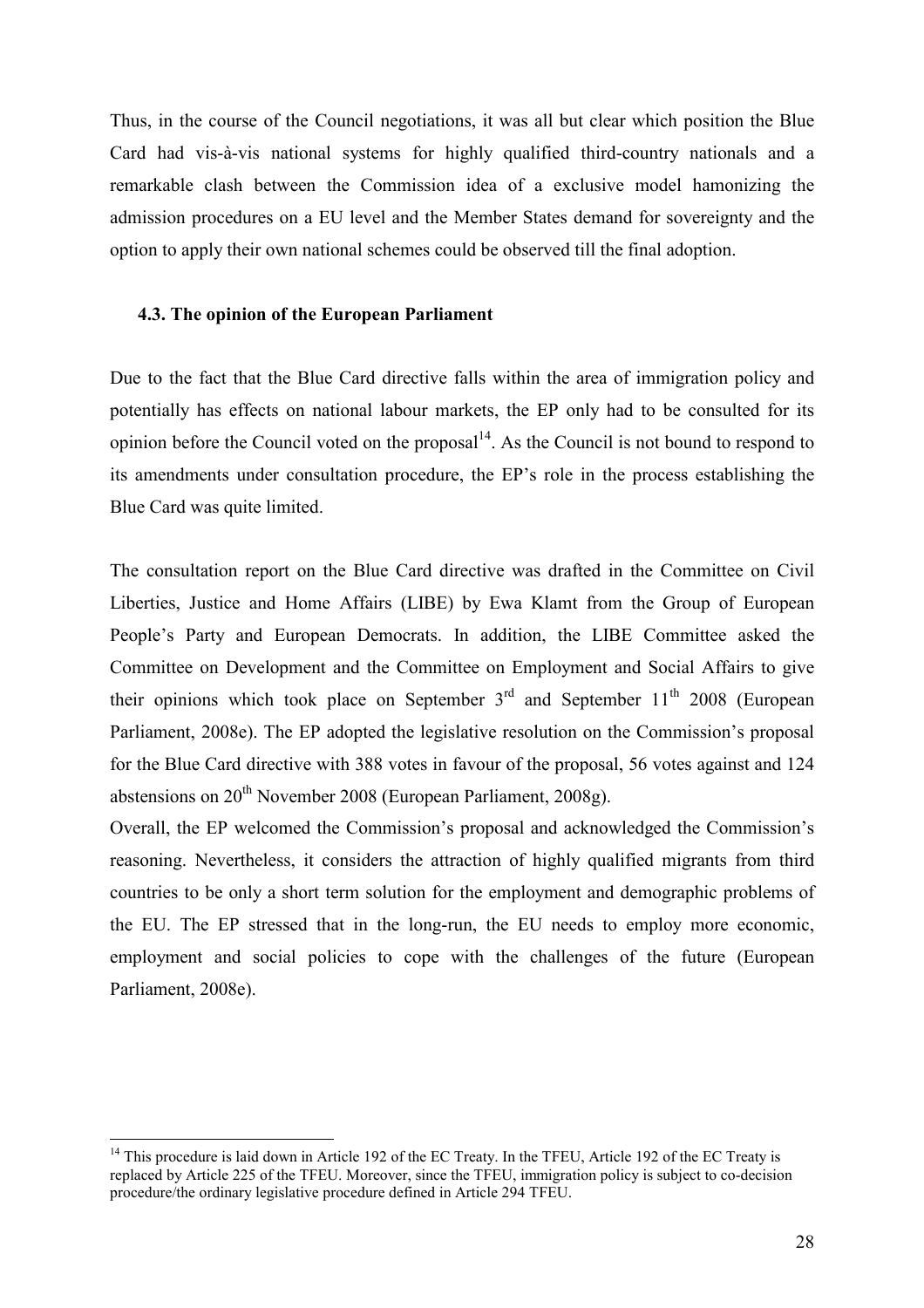Thus, in the course of the Council negotiations, it was all but clear which position the Blue Card had vis-à-vis national systems for highly qualified third-country nationals and a remarkable clash between the Commission idea of a exclusive model hamonizing the admission procedures on a EU level and the Member States demand for sovereignty and the option to apply their own national schemes could be observed till the final adoption.

### 4.3. The opinion of the European Parliament

Due to the fact that the Blue Card directive falls within the area of immigration policy and potentially has effects on national labour markets, the EP only had to be consulted for its opinion before the Council voted on the proposal[14]. As the Council is not bound to respond to its amendments under consultation procedure, the EP's role in the process establishing the Blue Card was quite limited.

The consultation report on the Blue Card directive was drafted in the Committee on Civil Liberties, Justice and Home Affairs (LIBE) by Ewa Klamt from the Group of European People's Party and European Democrats. In addition, the LIBE Committee asked the Committee on Development and the Committee on Employment and Social Affairs to give their opinions which took place on September 3rd and September 11th 2008 (European Parliament, 2008e). The EP adopted the legislative resolution on the Commission's proposal for the Blue Card directive with 388 votes in favour of the proposal, 56 votes against and 124 abstensions on 20th November 2008 (European Parliament, 2008g).

Overall, the EP welcomed the Commission's proposal and acknowledged the Commission's reasoning. Nevertheless, it considers the attraction of highly qualified migrants from third countries to be only a short term solution for the employment and demographic problems of the EU. The EP stressed that in the long-run, the EU needs to employ more economic, employment and social policies to cope with the challenges of the future (European Parliament, 2008e).

---

[14] This procedure is laid down in Article 192 of the EC Treaty. In the TFEU, Article 192 of the EC Treaty is replaced by Article 225 of the TFEU. Moreover, since the TFEU, immigration policy is subject to co-decision procedure/the ordinary legislative procedure defined in Article 294 TFEU.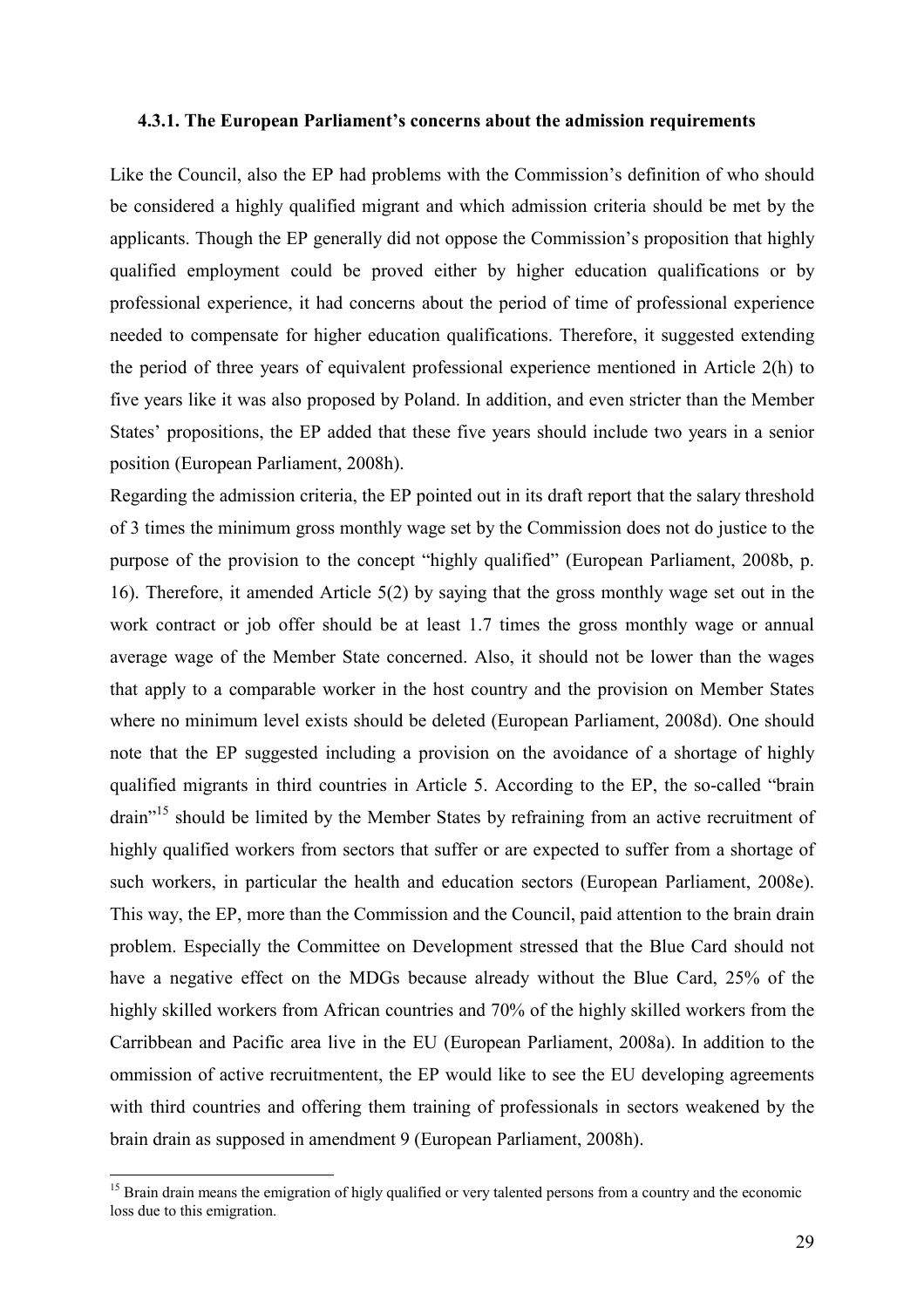#### 4.3.1. The European Parliament's concerns about the admission requirements

Like the Council, also the EP had problems with the Commission's definition of who should be considered a highly qualified migrant and which admission criteria should be met by the applicants. Though the EP generally did not oppose the Commission's proposition that highly qualified employment could be proved either by higher education qualifications or by professional experience, it had concerns about the period of time of professional experience needed to compensate for higher education qualifications. Therefore, it suggested extending the period of three years of equivalent professional experience mentioned in Article 2(h) to five years like it was also proposed by Poland. In addition, and even stricter than the Member States' propositions, the EP added that these five years should include two years in a senior position (European Parliament, 2008h).

Regarding the admission criteria, the EP pointed out in its draft report that the salary threshold of 3 times the minimum gross monthly wage set by the Commission does not do justice to the purpose of the provision to the concept "highly qualified" (European Parliament, 2008b, p. 16). Therefore, it amended Article 5(2) by saying that the gross monthly wage set out in the work contract or job offer should be at least 1.7 times the gross monthly wage or annual average wage of the Member State concerned. Also, it should not be lower than the wages that apply to a comparable worker in the host country and the provision on Member States where no minimum level exists should be deleted (European Parliament, 2008d). One should note that the EP suggested including a provision on the avoidance of a shortage of highly qualified migrants in third countries in Article 5. According to the EP, the so-called "brain drain"[15] should be limited by the Member States by refraining from an active recruitment of highly qualified workers from sectors that suffer or are expected to suffer from a shortage of such workers, in particular the health and education sectors (European Parliament, 2008e). This way, the EP, more than the Commission and the Council, paid attention to the brain drain problem. Especially the Committee on Development stressed that the Blue Card should not have a negative effect on the MDGs because already without the Blue Card, 25% of the highly skilled workers from African countries and 70% of the highly skilled workers from the Carribbean and Pacific area live in the EU (European Parliament, 2008a). In addition to the ommission of active recruitmentent, the EP would like to see the EU developing agreements with third countries and offering them training of professionals in sectors weakened by the brain drain as supposed in amendment 9 (European Parliament, 2008h).

[15] Brain drain means the emigration of higly qualified or very talented persons from a country and the economic loss due to this emigration.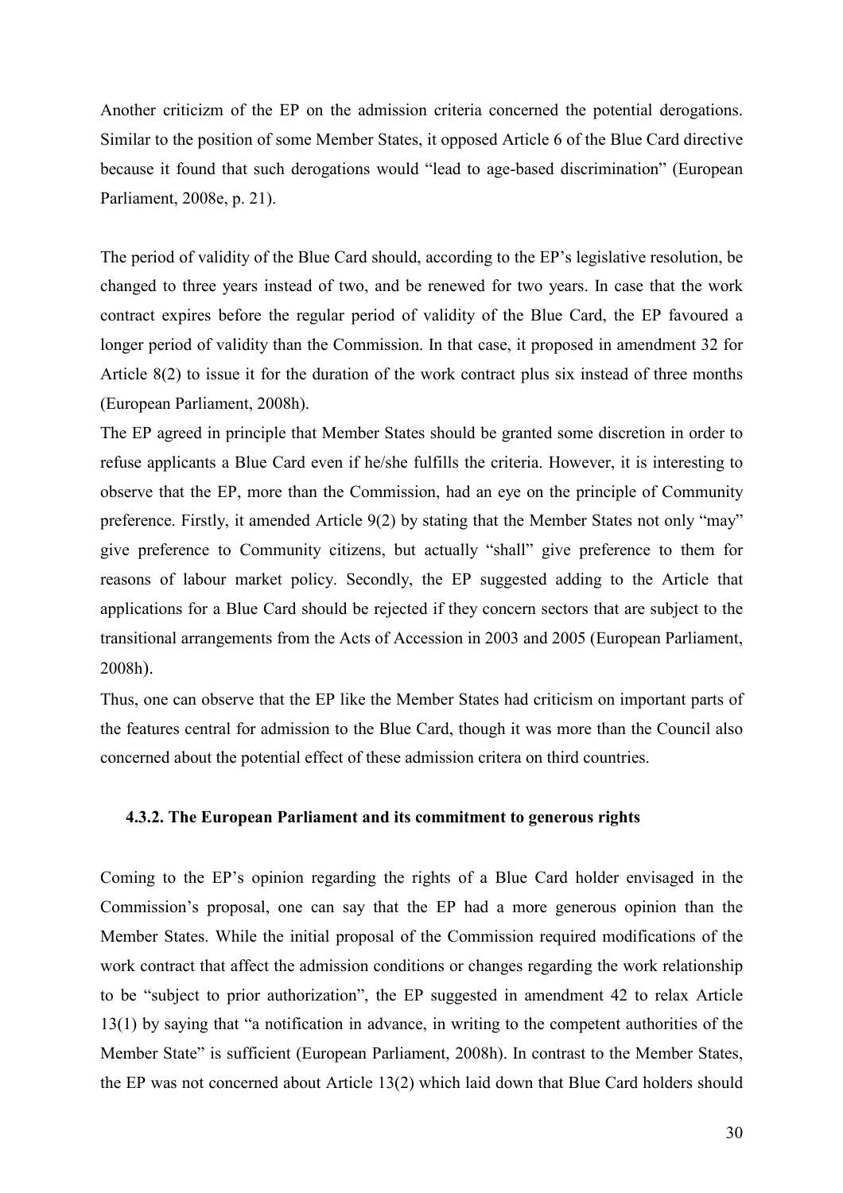Another criticizm of the EP on the admission criteria concerned the potential derogations. Similar to the position of some Member States, it opposed Article 6 of the Blue Card directive because it found that such derogations would "lead to age-based discrimination" (European Parliament, 2008e, p. 21).

The period of validity of the Blue Card should, according to the EP's legislative resolution, be changed to three years instead of two, and be renewed for two years. In case that the work contract expires before the regular period of validity of the Blue Card, the EP favoured a longer period of validity than the Commission. In that case, it proposed in amendment 32 for Article 8(2) to issue it for the duration of the work contract plus six instead of three months (European Parliament, 2008h).

The EP agreed in principle that Member States should be granted some discretion in order to refuse applicants a Blue Card even if he/she fulfills the criteria. However, it is interesting to observe that the EP, more than the Commission, had an eye on the principle of Community preference. Firstly, it amended Article 9(2) by stating that the Member States not only "may" give preference to Community citizens, but actually "shall" give preference to them for reasons of labour market policy. Secondly, the EP suggested adding to the Article that applications for a Blue Card should be rejected if they concern sectors that are subject to the transitional arrangements from the Acts of Accession in 2003 and 2005 (European Parliament, 2008h).

Thus, one can observe that the EP like the Member States had criticism on important parts of the features central for admission to the Blue Card, though it was more than the Council also concerned about the potential effect of these admission critera on third countries.

### 4.3.2. The European Parliament and its commitment to generous rights

Coming to the EP's opinion regarding the rights of a Blue Card holder envisaged in the Commission's proposal, one can say that the EP had a more generous opinion than the Member States. While the initial proposal of the Commission required modifications of the work contract that affect the admission conditions or changes regarding the work relationship to be "subject to prior authorization", the EP suggested in amendment 42 to relax Article 13(1) by saying that "a notification in advance, in writing to the competent authorities of the Member State" is sufficient (European Parliament, 2008h). In contrast to the Member States, the EP was not concerned about Article 13(2) which laid down that Blue Card holders should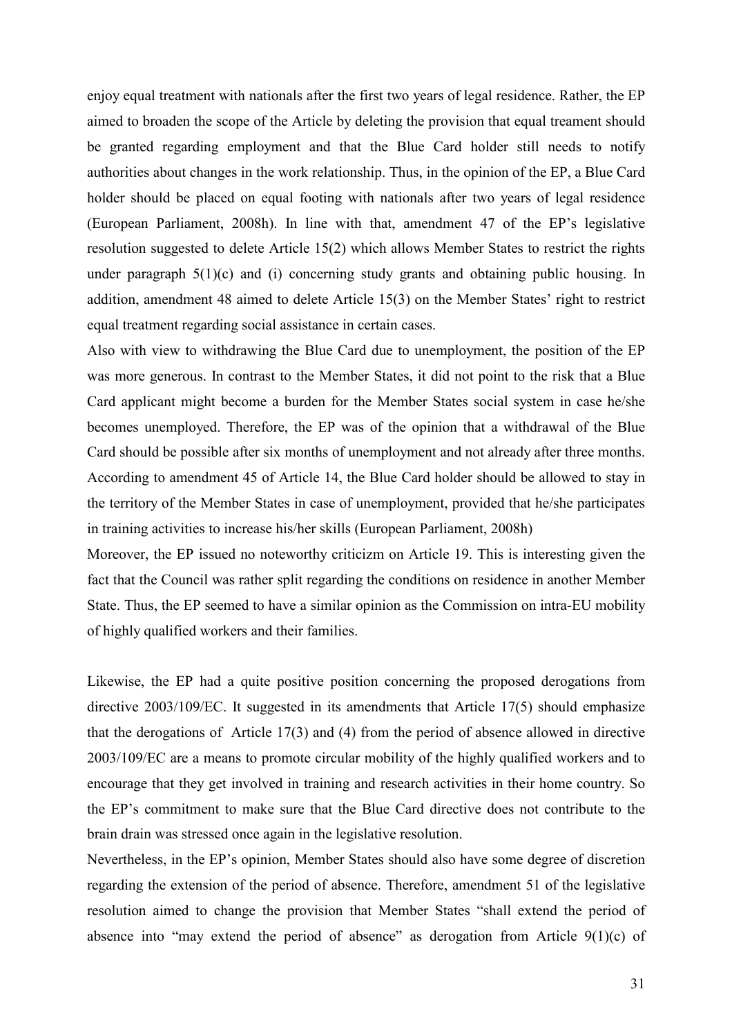enjoy equal treatment with nationals after the first two years of legal residence. Rather, the EP aimed to broaden the scope of the Article by deleting the provision that equal treament should be granted regarding employment and that the Blue Card holder still needs to notify authorities about changes in the work relationship. Thus, in the opinion of the EP, a Blue Card holder should be placed on equal footing with nationals after two years of legal residence (European Parliament, 2008h). In line with that, amendment 47 of the EP's legislative resolution suggested to delete Article 15(2) which allows Member States to restrict the rights under paragraph 5(1)(c) and (i) concerning study grants and obtaining public housing. In addition, amendment 48 aimed to delete Article 15(3) on the Member States' right to restrict equal treatment regarding social assistance in certain cases.

Also with view to withdrawing the Blue Card due to unemployment, the position of the EP was more generous. In contrast to the Member States, it did not point to the risk that a Blue Card applicant might become a burden for the Member States social system in case he/she becomes unemployed. Therefore, the EP was of the opinion that a withdrawal of the Blue Card should be possible after six months of unemployment and not already after three months. According to amendment 45 of Article 14, the Blue Card holder should be allowed to stay in the territory of the Member States in case of unemployment, provided that he/she participates in training activities to increase his/her skills (European Parliament, 2008h)

Moreover, the EP issued no noteworthy criticizm on Article 19. This is interesting given the fact that the Council was rather split regarding the conditions on residence in another Member State. Thus, the EP seemed to have a similar opinion as the Commission on intra-EU mobility of highly qualified workers and their families.

Likewise, the EP had a quite positive position concerning the proposed derogations from directive 2003/109/EC. It suggested in its amendments that Article 17(5) should emphasize that the derogations of Article 17(3) and (4) from the period of absence allowed in directive 2003/109/EC are a means to promote circular mobility of the highly qualified workers and to encourage that they get involved in training and research activities in their home country. So the EP's commitment to make sure that the Blue Card directive does not contribute to the brain drain was stressed once again in the legislative resolution.

Nevertheless, in the EP's opinion, Member States should also have some degree of discretion regarding the extension of the period of absence. Therefore, amendment 51 of the legislative resolution aimed to change the provision that Member States "shall extend the period of absence into "may extend the period of absence" as derogation from Article 9(1)(c) of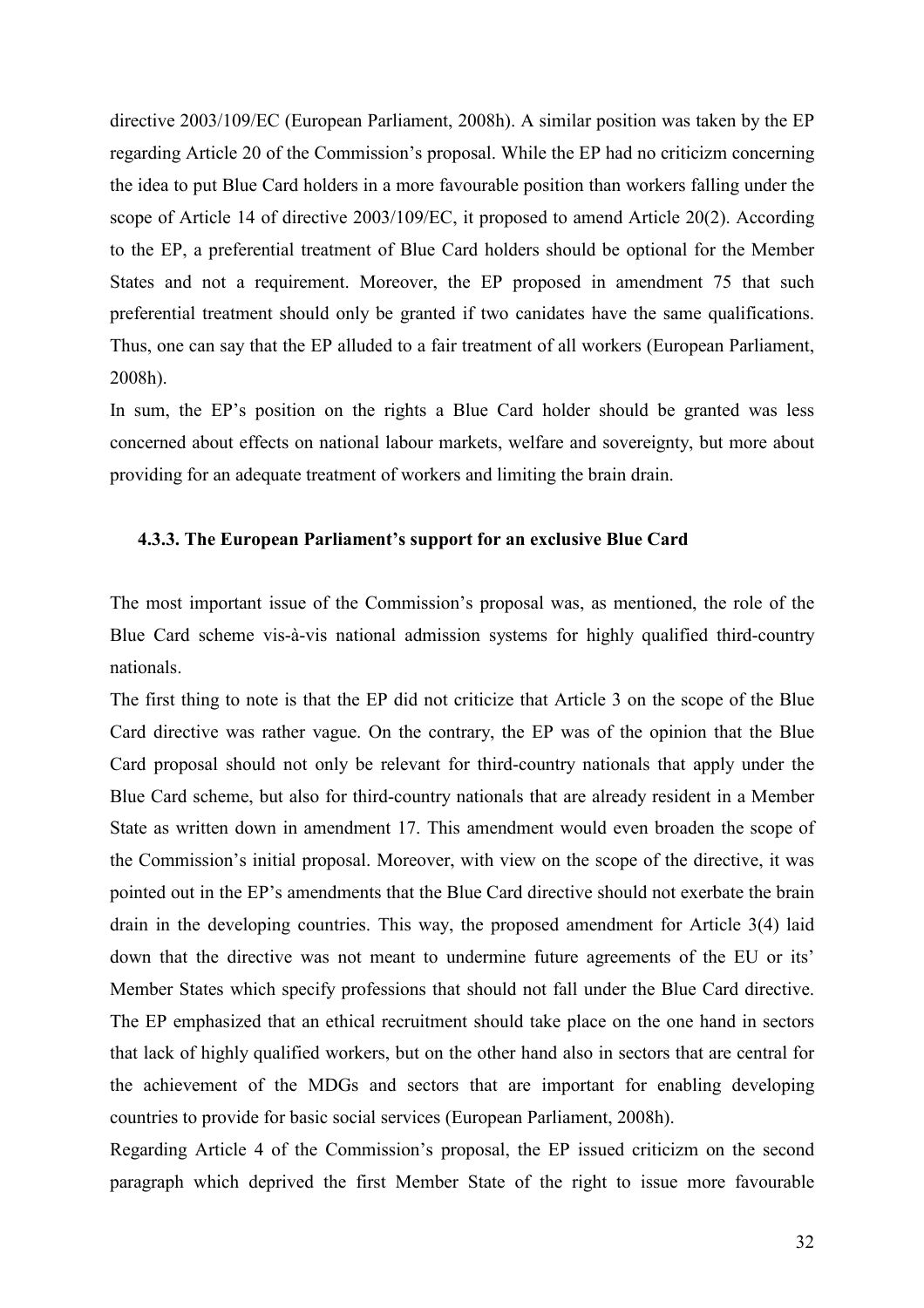directive 2003/109/EC (European Parliament, 2008h). A similar position was taken by the EP regarding Article 20 of the Commission's proposal. While the EP had no criticizm concerning the idea to put Blue Card holders in a more favourable position than workers falling under the scope of Article 14 of directive 2003/109/EC, it proposed to amend Article 20(2). According to the EP, a preferential treatment of Blue Card holders should be optional for the Member States and not a requirement. Moreover, the EP proposed in amendment 75 that such preferential treatment should only be granted if two canidates have the same qualifications. Thus, one can say that the EP alluded to a fair treatment of all workers (European Parliament, 2008h).

In sum, the EP's position on the rights a Blue Card holder should be granted was less concerned about effects on national labour markets, welfare and sovereignty, but more about providing for an adequate treatment of workers and limiting the brain drain.

### 4.3.3. The European Parliament's support for an exclusive Blue Card

The most important issue of the Commission's proposal was, as mentioned, the role of the Blue Card scheme vis-à-vis national admission systems for highly qualified third-country nationals.

The first thing to note is that the EP did not criticize that Article 3 on the scope of the Blue Card directive was rather vague. On the contrary, the EP was of the opinion that the Blue Card proposal should not only be relevant for third-country nationals that apply under the Blue Card scheme, but also for third-country nationals that are already resident in a Member State as written down in amendment 17. This amendment would even broaden the scope of the Commission's initial proposal. Moreover, with view on the scope of the directive, it was pointed out in the EP's amendments that the Blue Card directive should not exerbate the brain drain in the developing countries. This way, the proposed amendment for Article 3(4) laid down that the directive was not meant to undermine future agreements of the EU or its' Member States which specify professions that should not fall under the Blue Card directive. The EP emphasized that an ethical recruitment should take place on the one hand in sectors that lack of highly qualified workers, but on the other hand also in sectors that are central for the achievement of the MDGs and sectors that are important for enabling developing countries to provide for basic social services (European Parliament, 2008h).

Regarding Article 4 of the Commission's proposal, the EP issued criticizm on the second paragraph which deprived the first Member State of the right to issue more favourable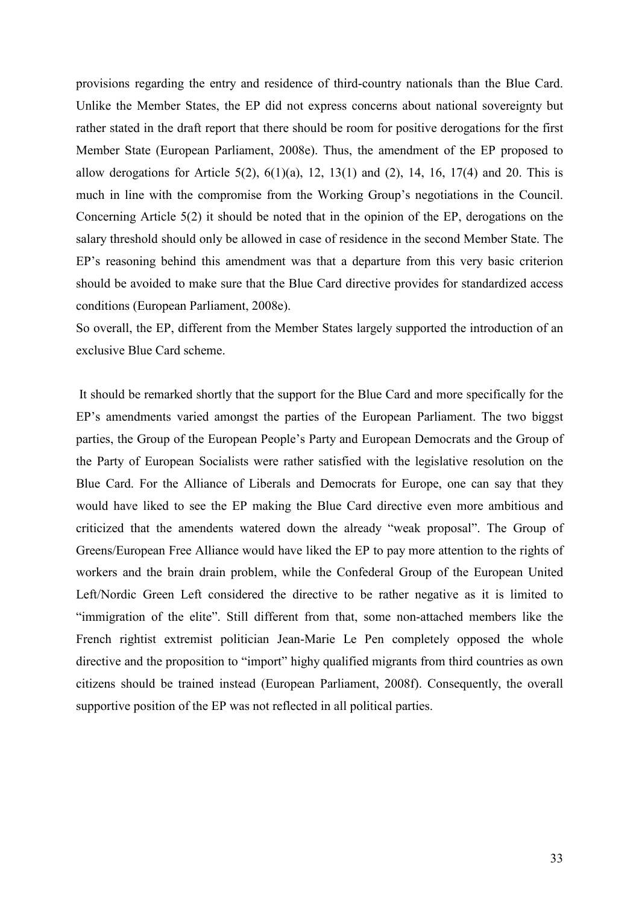provisions regarding the entry and residence of third-country nationals than the Blue Card. Unlike the Member States, the EP did not express concerns about national sovereignty but rather stated in the draft report that there should be room for positive derogations for the first Member State (European Parliament, 2008e). Thus, the amendment of the EP proposed to allow derogations for Article 5(2), 6(1)(a), 12, 13(1) and (2), 14, 16, 17(4) and 20. This is much in line with the compromise from the Working Group's negotiations in the Council. Concerning Article 5(2) it should be noted that in the opinion of the EP, derogations on the salary threshold should only be allowed in case of residence in the second Member State. The EP's reasoning behind this amendment was that a departure from this very basic criterion should be avoided to make sure that the Blue Card directive provides for standardized access conditions (European Parliament, 2008e).

So overall, the EP, different from the Member States largely supported the introduction of an exclusive Blue Card scheme.

It should be remarked shortly that the support for the Blue Card and more specifically for the EP's amendments varied amongst the parties of the European Parliament. The two biggst parties, the Group of the European People's Party and European Democrats and the Group of the Party of European Socialists were rather satisfied with the legislative resolution on the Blue Card. For the Alliance of Liberals and Democrats for Europe, one can say that they would have liked to see the EP making the Blue Card directive even more ambitious and criticized that the amendents watered down the already "weak proposal". The Group of Greens/European Free Alliance would have liked the EP to pay more attention to the rights of workers and the brain drain problem, while the Confederal Group of the European United Left/Nordic Green Left considered the directive to be rather negative as it is limited to "immigration of the elite". Still different from that, some non-attached members like the French rightist extremist politician Jean-Marie Le Pen completely opposed the whole directive and the proposition to "import" highy qualified migrants from third countries as own citizens should be trained instead (European Parliament, 2008f). Consequently, the overall supportive position of the EP was not reflected in all political parties.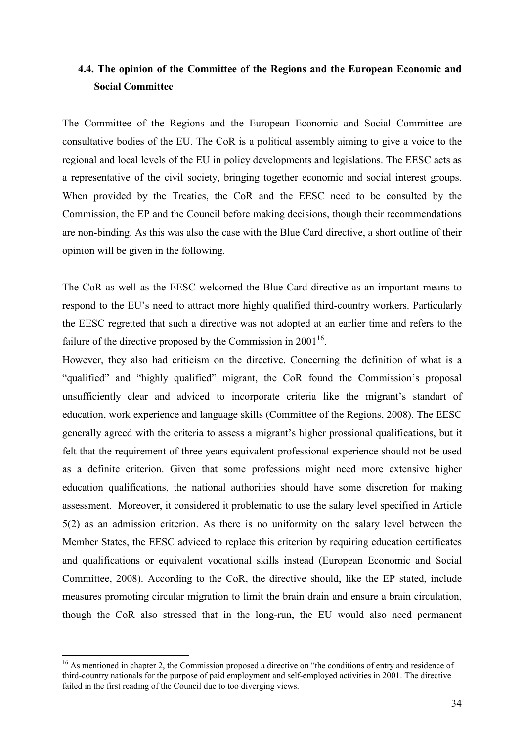## 4.4. The opinion of the Committee of the Regions and the European Economic and Social Committee

The Committee of the Regions and the European Economic and Social Committee are consultative bodies of the EU. The CoR is a political assembly aiming to give a voice to the regional and local levels of the EU in policy developments and legislations. The EESC acts as a representative of the civil society, bringing together economic and social interest groups. When provided by the Treaties, the CoR and the EESC need to be consulted by the Commission, the EP and the Council before making decisions, though their recommendations are non-binding. As this was also the case with the Blue Card directive, a short outline of their opinion will be given in the following.

The CoR as well as the EESC welcomed the Blue Card directive as an important means to respond to the EU's need to attract more highly qualified third-country workers. Particularly the EESC regretted that such a directive was not adopted at an earlier time and refers to the failure of the directive proposed by the Commission in 2001[16].
However, they also had criticism on the directive. Concerning the definition of what is a "qualified" and "highly qualified" migrant, the CoR found the Commission's proposal unsufficiently clear and adviced to incorporate criteria like the migrant's standart of education, work experience and language skills (Committee of the Regions, 2008). The EESC generally agreed with the criteria to assess a migrant's higher prossional qualifications, but it felt that the requirement of three years equivalent professional experience should not be used as a definite criterion. Given that some professions might need more extensive higher education qualifications, the national authorities should have some discretion for making assessment. Moreover, it considered it problematic to use the salary level specified in Article 5(2) as an admission criterion. As there is no uniformity on the salary level between the Member States, the EESC adviced to replace this criterion by requiring education certificates and qualifications or equivalent vocational skills instead (European Economic and Social Committee, 2008). According to the CoR, the directive should, like the EP stated, include measures promoting circular migration to limit the brain drain and ensure a brain circulation, though the CoR also stressed that in the long-run, the EU would also need permanent

[16] As mentioned in chapter 2, the Commission proposed a directive on "the conditions of entry and residence of third-country nationals for the purpose of paid employment and self-employed activities in 2001. The directive failed in the first reading of the Council due to too diverging views.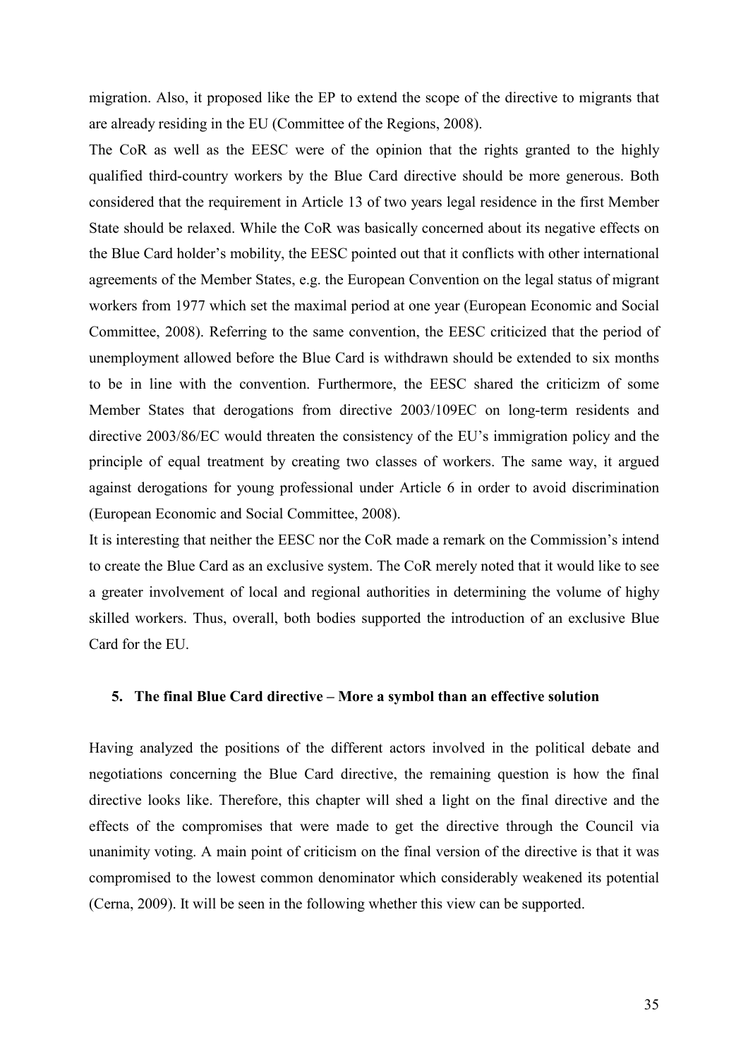migration. Also, it proposed like the EP to extend the scope of the directive to migrants that are already residing in the EU (Committee of the Regions, 2008).

The CoR as well as the EESC were of the opinion that the rights granted to the highly qualified third-country workers by the Blue Card directive should be more generous. Both considered that the requirement in Article 13 of two years legal residence in the first Member State should be relaxed. While the CoR was basically concerned about its negative effects on the Blue Card holder's mobility, the EESC pointed out that it conflicts with other international agreements of the Member States, e.g. the European Convention on the legal status of migrant workers from 1977 which set the maximal period at one year (European Economic and Social Committee, 2008). Referring to the same convention, the EESC criticized that the period of unemployment allowed before the Blue Card is withdrawn should be extended to six months to be in line with the convention. Furthermore, the EESC shared the criticizm of some Member States that derogations from directive 2003/109EC on long-term residents and directive 2003/86/EC would threaten the consistency of the EU's immigration policy and the principle of equal treatment by creating two classes of workers. The same way, it argued against derogations for young professional under Article 6 in order to avoid discrimination (European Economic and Social Committee, 2008).

It is interesting that neither the EESC nor the CoR made a remark on the Commission's intend to create the Blue Card as an exclusive system. The CoR merely noted that it would like to see a greater involvement of local and regional authorities in determining the volume of highy skilled workers. Thus, overall, both bodies supported the introduction of an exclusive Blue Card for the EU.

## 5. The final Blue Card directive – More a symbol than an effective solution

Having analyzed the positions of the different actors involved in the political debate and negotiations concerning the Blue Card directive, the remaining question is how the final directive looks like. Therefore, this chapter will shed a light on the final directive and the effects of the compromises that were made to get the directive through the Council via unanimity voting. A main point of criticism on the final version of the directive is that it was compromised to the lowest common denominator which considerably weakened its potential (Cerna, 2009). It will be seen in the following whether this view can be supported.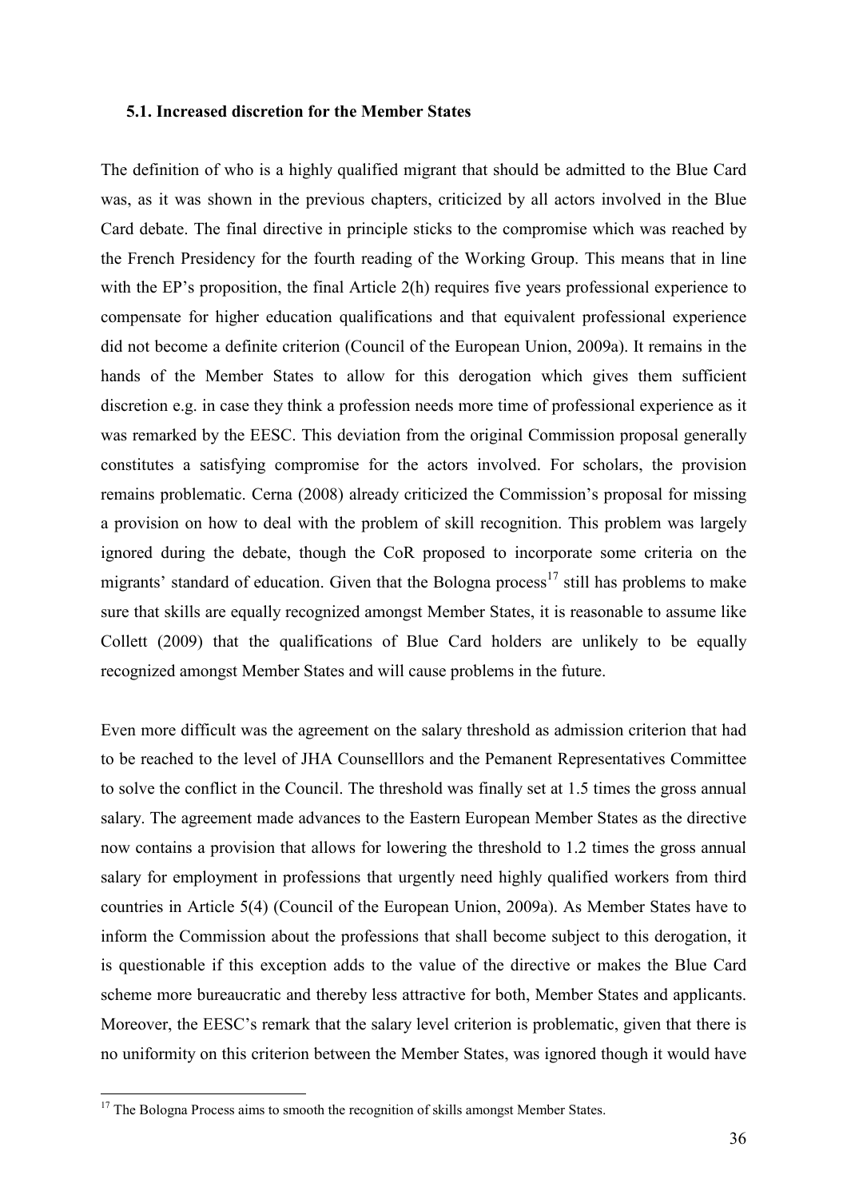### 5.1. Increased discretion for the Member States

The definition of who is a highly qualified migrant that should be admitted to the Blue Card was, as it was shown in the previous chapters, criticized by all actors involved in the Blue Card debate. The final directive in principle sticks to the compromise which was reached by the French Presidency for the fourth reading of the Working Group. This means that in line with the EP's proposition, the final Article 2(h) requires five years professional experience to compensate for higher education qualifications and that equivalent professional experience did not become a definite criterion (Council of the European Union, 2009a). It remains in the hands of the Member States to allow for this derogation which gives them sufficient discretion e.g. in case they think a profession needs more time of professional experience as it was remarked by the EESC. This deviation from the original Commission proposal generally constitutes a satisfying compromise for the actors involved. For scholars, the provision remains problematic. Cerna (2008) already criticized the Commission's proposal for missing a provision on how to deal with the problem of skill recognition. This problem was largely ignored during the debate, though the CoR proposed to incorporate some criteria on the migrants' standard of education. Given that the Bologna process[17] still has problems to make sure that skills are equally recognized amongst Member States, it is reasonable to assume like Collett (2009) that the qualifications of Blue Card holders are unlikely to be equally recognized amongst Member States and will cause problems in the future.

Even more difficult was the agreement on the salary threshold as admission criterion that had to be reached to the level of JHA Counselllors and the Pemanent Representatives Committee to solve the conflict in the Council. The threshold was finally set at 1.5 times the gross annual salary. The agreement made advances to the Eastern European Member States as the directive now contains a provision that allows for lowering the threshold to 1.2 times the gross annual salary for employment in professions that urgently need highly qualified workers from third countries in Article 5(4) (Council of the European Union, 2009a). As Member States have to inform the Commission about the professions that shall become subject to this derogation, it is questionable if this exception adds to the value of the directive or makes the Blue Card scheme more bureaucratic and thereby less attractive for both, Member States and applicants. Moreover, the EESC's remark that the salary level criterion is problematic, given that there is no uniformity on this criterion between the Member States, was ignored though it would have

[17] The Bologna Process aims to smooth the recognition of skills amongst Member States.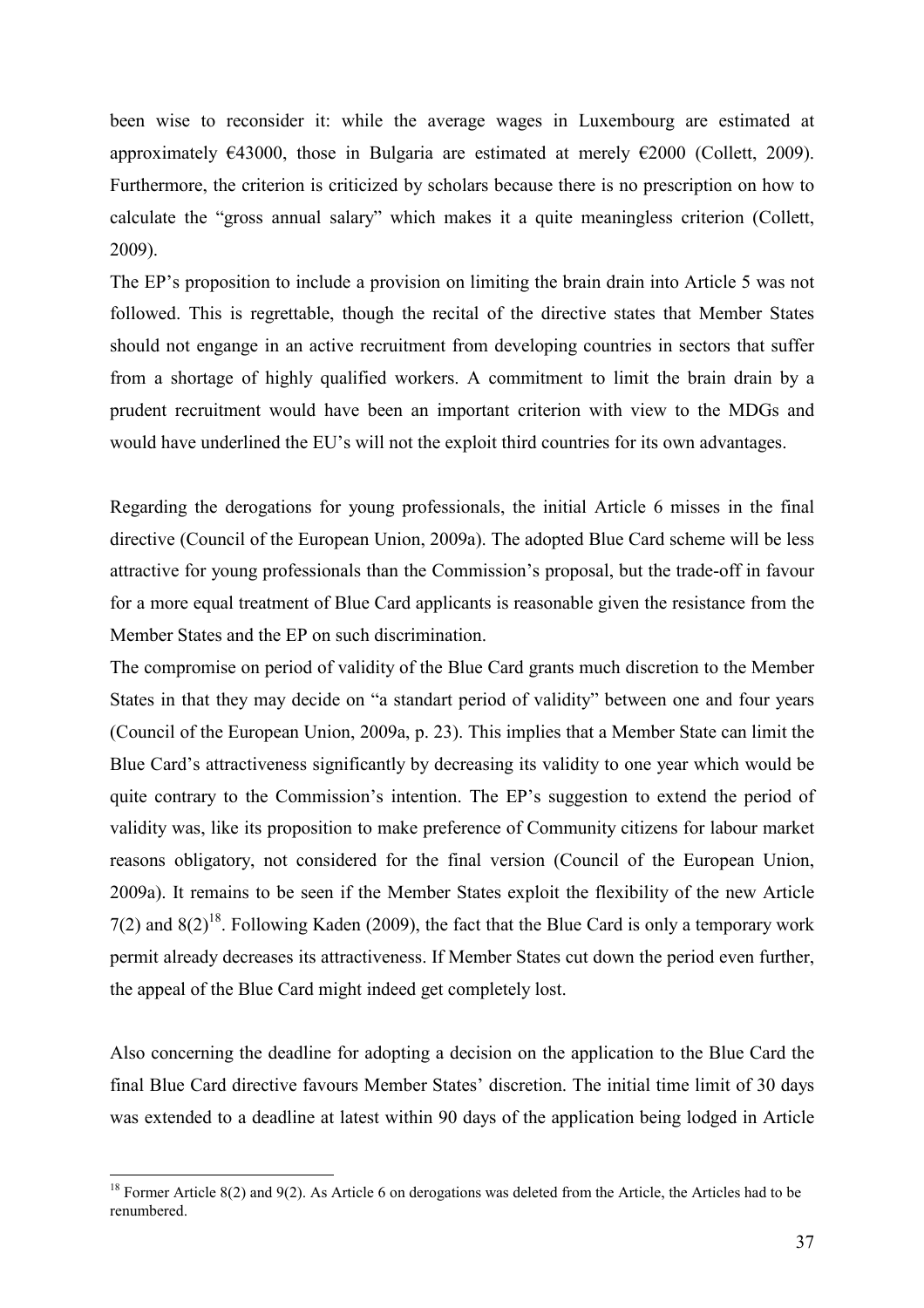been wise to reconsider it: while the average wages in Luxembourg are estimated at approximately €43000, those in Bulgaria are estimated at merely €2000 (Collett, 2009). Furthermore, the criterion is criticized by scholars because there is no prescription on how to calculate the "gross annual salary" which makes it a quite meaningless criterion (Collett, 2009).

The EP's proposition to include a provision on limiting the brain drain into Article 5 was not followed. This is regrettable, though the recital of the directive states that Member States should not engange in an active recruitment from developing countries in sectors that suffer from a shortage of highly qualified workers. A commitment to limit the brain drain by a prudent recruitment would have been an important criterion with view to the MDGs and would have underlined the EU's will not the exploit third countries for its own advantages.

Regarding the derogations for young professionals, the initial Article 6 misses in the final directive (Council of the European Union, 2009a). The adopted Blue Card scheme will be less attractive for young professionals than the Commission's proposal, but the trade-off in favour for a more equal treatment of Blue Card applicants is reasonable given the resistance from the Member States and the EP on such discrimination.

The compromise on period of validity of the Blue Card grants much discretion to the Member States in that they may decide on "a standart period of validity" between one and four years (Council of the European Union, 2009a, p. 23). This implies that a Member State can limit the Blue Card's attractiveness significantly by decreasing its validity to one year which would be quite contrary to the Commission's intention. The EP's suggestion to extend the period of validity was, like its proposition to make preference of Community citizens for labour market reasons obligatory, not considered for the final version (Council of the European Union, 2009a). It remains to be seen if the Member States exploit the flexibility of the new Article 7(2) and 8(2)[18]. Following Kaden (2009), the fact that the Blue Card is only a temporary work permit already decreases its attractiveness. If Member States cut down the period even further, the appeal of the Blue Card might indeed get completely lost.

Also concerning the deadline for adopting a decision on the application to the Blue Card the final Blue Card directive favours Member States' discretion. The initial time limit of 30 days was extended to a deadline at latest within 90 days of the application being lodged in Article

[18] Former Article 8(2) and 9(2). As Article 6 on derogations was deleted from the Article, the Articles had to be renumbered.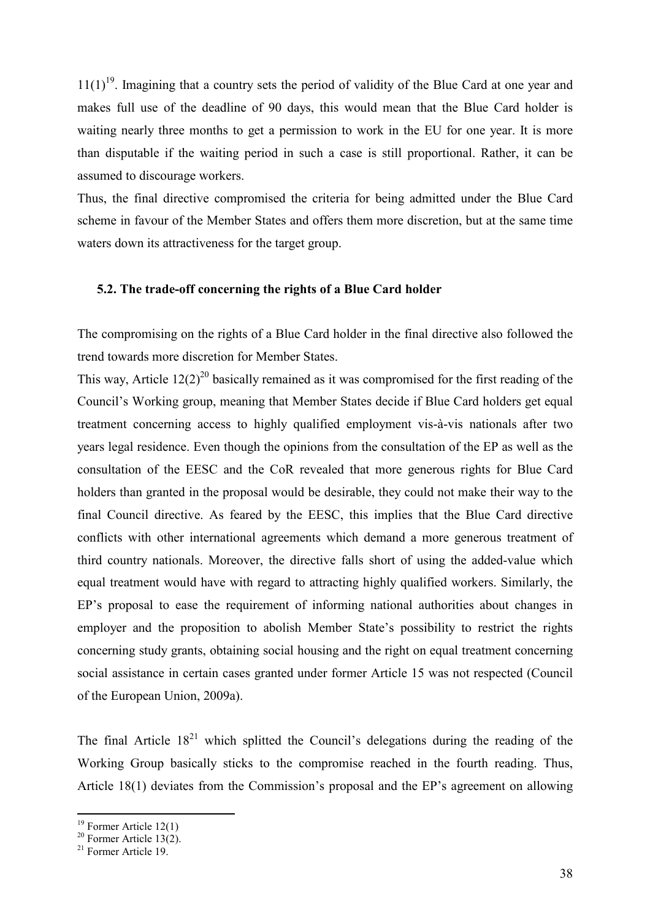11(1)[19]. Imagining that a country sets the period of validity of the Blue Card at one year and makes full use of the deadline of 90 days, this would mean that the Blue Card holder is waiting nearly three months to get a permission to work in the EU for one year. It is more than disputable if the waiting period in such a case is still proportional. Rather, it can be assumed to discourage workers.

Thus, the final directive compromised the criteria for being admitted under the Blue Card scheme in favour of the Member States and offers them more discretion, but at the same time waters down its attractiveness for the target group.

### 5.2. The trade-off concerning the rights of a Blue Card holder

The compromising on the rights of a Blue Card holder in the final directive also followed the trend towards more discretion for Member States.

This way, Article 12(2)[20] basically remained as it was compromised for the first reading of the Council's Working group, meaning that Member States decide if Blue Card holders get equal treatment concerning access to highly qualified employment vis-à-vis nationals after two years legal residence. Even though the opinions from the consultation of the EP as well as the consultation of the EESC and the CoR revealed that more generous rights for Blue Card holders than granted in the proposal would be desirable, they could not make their way to the final Council directive. As feared by the EESC, this implies that the Blue Card directive conflicts with other international agreements which demand a more generous treatment of third country nationals. Moreover, the directive falls short of using the added-value which equal treatment would have with regard to attracting highly qualified workers. Similarly, the EP's proposal to ease the requirement of informing national authorities about changes in employer and the proposition to abolish Member State's possibility to restrict the rights concerning study grants, obtaining social housing and the right on equal treatment concerning social assistance in certain cases granted under former Article 15 was not respected (Council of the European Union, 2009a).

The final Article 18[21] which splitted the Council's delegations during the reading of the Working Group basically sticks to the compromise reached in the fourth reading. Thus, Article 18(1) deviates from the Commission's proposal and the EP's agreement on allowing

[19] Former Article 12(1)

[20] Former Article 13(2).

[21] Former Article 19.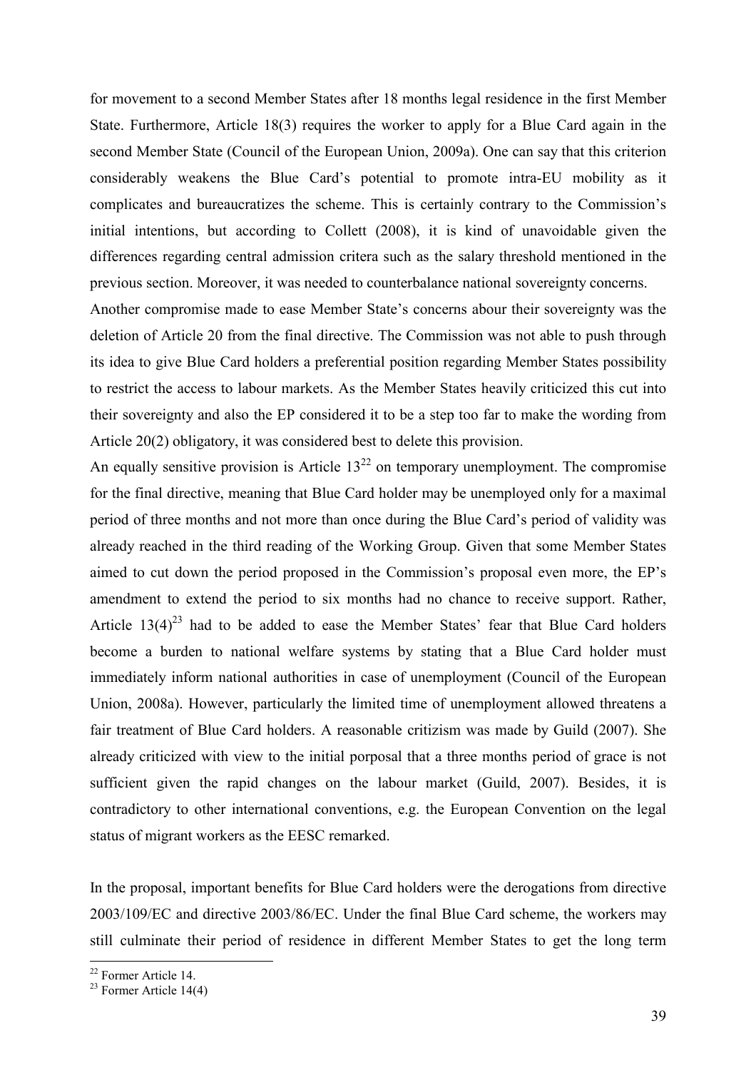for movement to a second Member States after 18 months legal residence in the first Member State. Furthermore, Article 18(3) requires the worker to apply for a Blue Card again in the second Member State (Council of the European Union, 2009a). One can say that this criterion considerably weakens the Blue Card's potential to promote intra-EU mobility as it complicates and bureaucratizes the scheme. This is certainly contrary to the Commission's initial intentions, but according to Collett (2008), it is kind of unavoidable given the differences regarding central admission critera such as the salary threshold mentioned in the previous section. Moreover, it was needed to counterbalance national sovereignty concerns.

Another compromise made to ease Member State's concerns abour their sovereignty was the deletion of Article 20 from the final directive. The Commission was not able to push through its idea to give Blue Card holders a preferential position regarding Member States possibility to restrict the access to labour markets. As the Member States heavily criticized this cut into their sovereignty and also the EP considered it to be a step too far to make the wording from Article 20(2) obligatory, it was considered best to delete this provision.

An equally sensitive provision is Article 13[22] on temporary unemployment. The compromise for the final directive, meaning that Blue Card holder may be unemployed only for a maximal period of three months and not more than once during the Blue Card's period of validity was already reached in the third reading of the Working Group. Given that some Member States aimed to cut down the period proposed in the Commission's proposal even more, the EP's amendment to extend the period to six months had no chance to receive support. Rather, Article 13(4)[23] had to be added to ease the Member States' fear that Blue Card holders become a burden to national welfare systems by stating that a Blue Card holder must immediately inform national authorities in case of unemployment (Council of the European Union, 2008a). However, particularly the limited time of unemployment allowed threatens a fair treatment of Blue Card holders. A reasonable critizism was made by Guild (2007). She already criticized with view to the initial porposal that a three months period of grace is not sufficient given the rapid changes on the labour market (Guild, 2007). Besides, it is contradictory to other international conventions, e.g. the European Convention on the legal status of migrant workers as the EESC remarked.

In the proposal, important benefits for Blue Card holders were the derogations from directive 2003/109/EC and directive 2003/86/EC. Under the final Blue Card scheme, the workers may still culminate their period of residence in different Member States to get the long term

[22] Former Article 14.

[23] Former Article 14(4)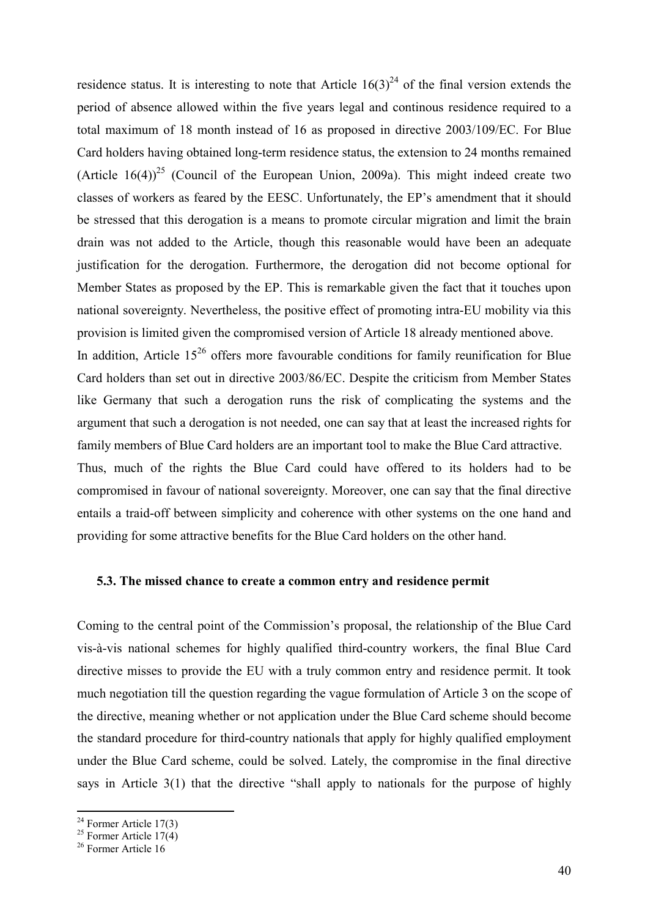residence status. It is interesting to note that Article 16(3)[24] of the final version extends the period of absence allowed within the five years legal and continous residence required to a total maximum of 18 month instead of 16 as proposed in directive 2003/109/EC. For Blue Card holders having obtained long-term residence status, the extension to 24 months remained (Article 16(4))[25] (Council of the European Union, 2009a). This might indeed create two classes of workers as feared by the EESC. Unfortunately, the EP's amendment that it should be stressed that this derogation is a means to promote circular migration and limit the brain drain was not added to the Article, though this reasonable would have been an adequate justification for the derogation. Furthermore, the derogation did not become optional for Member States as proposed by the EP. This is remarkable given the fact that it touches upon national sovereignty. Nevertheless, the positive effect of promoting intra-EU mobility via this provision is limited given the compromised version of Article 18 already mentioned above.

In addition, Article 15[26] offers more favourable conditions for family reunification for Blue Card holders than set out in directive 2003/86/EC. Despite the criticism from Member States like Germany that such a derogation runs the risk of complicating the systems and the argument that such a derogation is not needed, one can say that at least the increased rights for family members of Blue Card holders are an important tool to make the Blue Card attractive.

Thus, much of the rights the Blue Card could have offered to its holders had to be compromised in favour of national sovereignty. Moreover, one can say that the final directive entails a traid-off between simplicity and coherence with other systems on the one hand and providing for some attractive benefits for the Blue Card holders on the other hand.

### 5.3. The missed chance to create a common entry and residence permit

Coming to the central point of the Commission's proposal, the relationship of the Blue Card vis-à-vis national schemes for highly qualified third-country workers, the final Blue Card directive misses to provide the EU with a truly common entry and residence permit. It took much negotiation till the question regarding the vague formulation of Article 3 on the scope of the directive, meaning whether or not application under the Blue Card scheme should become the standard procedure for third-country nationals that apply for highly qualified employment under the Blue Card scheme, could be solved. Lately, the compromise in the final directive says in Article 3(1) that the directive "shall apply to nationals for the purpose of highly

[24] Former Article 17(3)

[25] Former Article 17(4)

[26] Former Article 16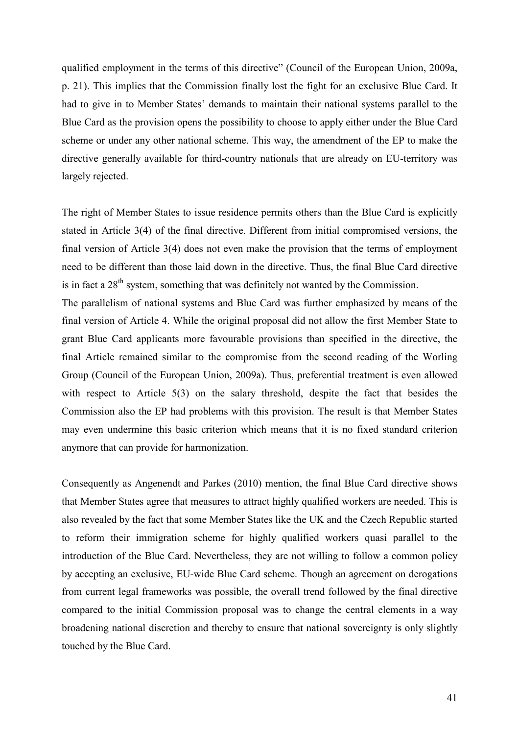qualified employment in the terms of this directive" (Council of the European Union, 2009a, p. 21). This implies that the Commission finally lost the fight for an exclusive Blue Card. It had to give in to Member States' demands to maintain their national systems parallel to the Blue Card as the provision opens the possibility to choose to apply either under the Blue Card scheme or under any other national scheme. This way, the amendment of the EP to make the directive generally available for third-country nationals that are already on EU-territory was largely rejected.

The right of Member States to issue residence permits others than the Blue Card is explicitly stated in Article 3(4) of the final directive. Different from initial compromised versions, the final version of Article 3(4) does not even make the provision that the terms of employment need to be different than those laid down in the directive. Thus, the final Blue Card directive is in fact a 28th system, something that was definitely not wanted by the Commission.

The parallelism of national systems and Blue Card was further emphasized by means of the final version of Article 4. While the original proposal did not allow the first Member State to grant Blue Card applicants more favourable provisions than specified in the directive, the final Article remained similar to the compromise from the second reading of the Worling Group (Council of the European Union, 2009a). Thus, preferential treatment is even allowed with respect to Article 5(3) on the salary threshold, despite the fact that besides the Commission also the EP had problems with this provision. The result is that Member States may even undermine this basic criterion which means that it is no fixed standard criterion anymore that can provide for harmonization.

Consequently as Angenendt and Parkes (2010) mention, the final Blue Card directive shows that Member States agree that measures to attract highly qualified workers are needed. This is also revealed by the fact that some Member States like the UK and the Czech Republic started to reform their immigration scheme for highly qualified workers quasi parallel to the introduction of the Blue Card. Nevertheless, they are not willing to follow a common policy by accepting an exclusive, EU-wide Blue Card scheme. Though an agreement on derogations from current legal frameworks was possible, the overall trend followed by the final directive compared to the initial Commission proposal was to change the central elements in a way broadening national discretion and thereby to ensure that national sovereignty is only slightly touched by the Blue Card.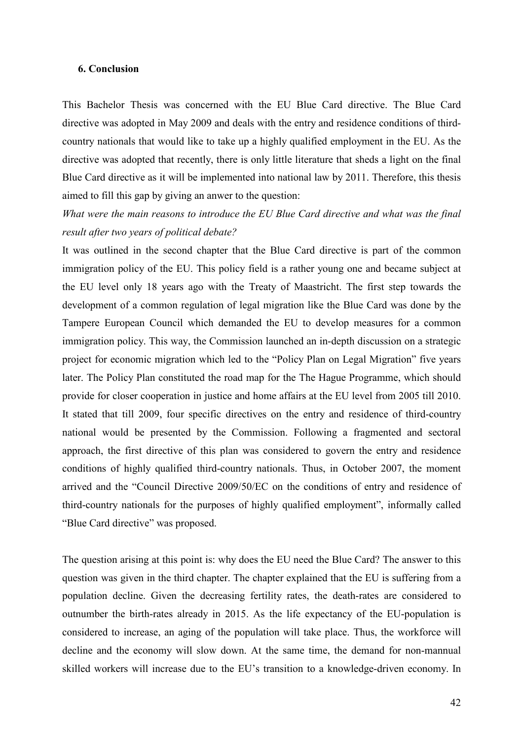### 6. Conclusion

This Bachelor Thesis was concerned with the EU Blue Card directive. The Blue Card directive was adopted in May 2009 and deals with the entry and residence conditions of third-country nationals that would like to take up a highly qualified employment in the EU. As the directive was adopted that recently, there is only little literature that sheds a light on the final Blue Card directive as it will be implemented into national law by 2011. Therefore, this thesis aimed to fill this gap by giving an anwer to the question:

*What were the main reasons to introduce the EU Blue Card directive and what was the final result after two years of political debate?*

It was outlined in the second chapter that the Blue Card directive is part of the common immigration policy of the EU. This policy field is a rather young one and became subject at the EU level only 18 years ago with the Treaty of Maastricht. The first step towards the development of a common regulation of legal migration like the Blue Card was done by the Tampere European Council which demanded the EU to develop measures for a common immigration policy. This way, the Commission launched an in-depth discussion on a strategic project for economic migration which led to the "Policy Plan on Legal Migration" five years later. The Policy Plan constituted the road map for the The Hague Programme, which should provide for closer cooperation in justice and home affairs at the EU level from 2005 till 2010. It stated that till 2009, four specific directives on the entry and residence of third-country national would be presented by the Commission. Following a fragmented and sectoral approach, the first directive of this plan was considered to govern the entry and residence conditions of highly qualified third-country nationals. Thus, in October 2007, the moment arrived and the "Council Directive 2009/50/EC on the conditions of entry and residence of third-country nationals for the purposes of highly qualified employment", informally called "Blue Card directive" was proposed.

The question arising at this point is: why does the EU need the Blue Card? The answer to this question was given in the third chapter. The chapter explained that the EU is suffering from a population decline. Given the decreasing fertility rates, the death-rates are considered to outnumber the birth-rates already in 2015. As the life expectancy of the EU-population is considered to increase, an aging of the population will take place. Thus, the workforce will decline and the economy will slow down. At the same time, the demand for non-mannual skilled workers will increase due to the EU's transition to a knowledge-driven economy. In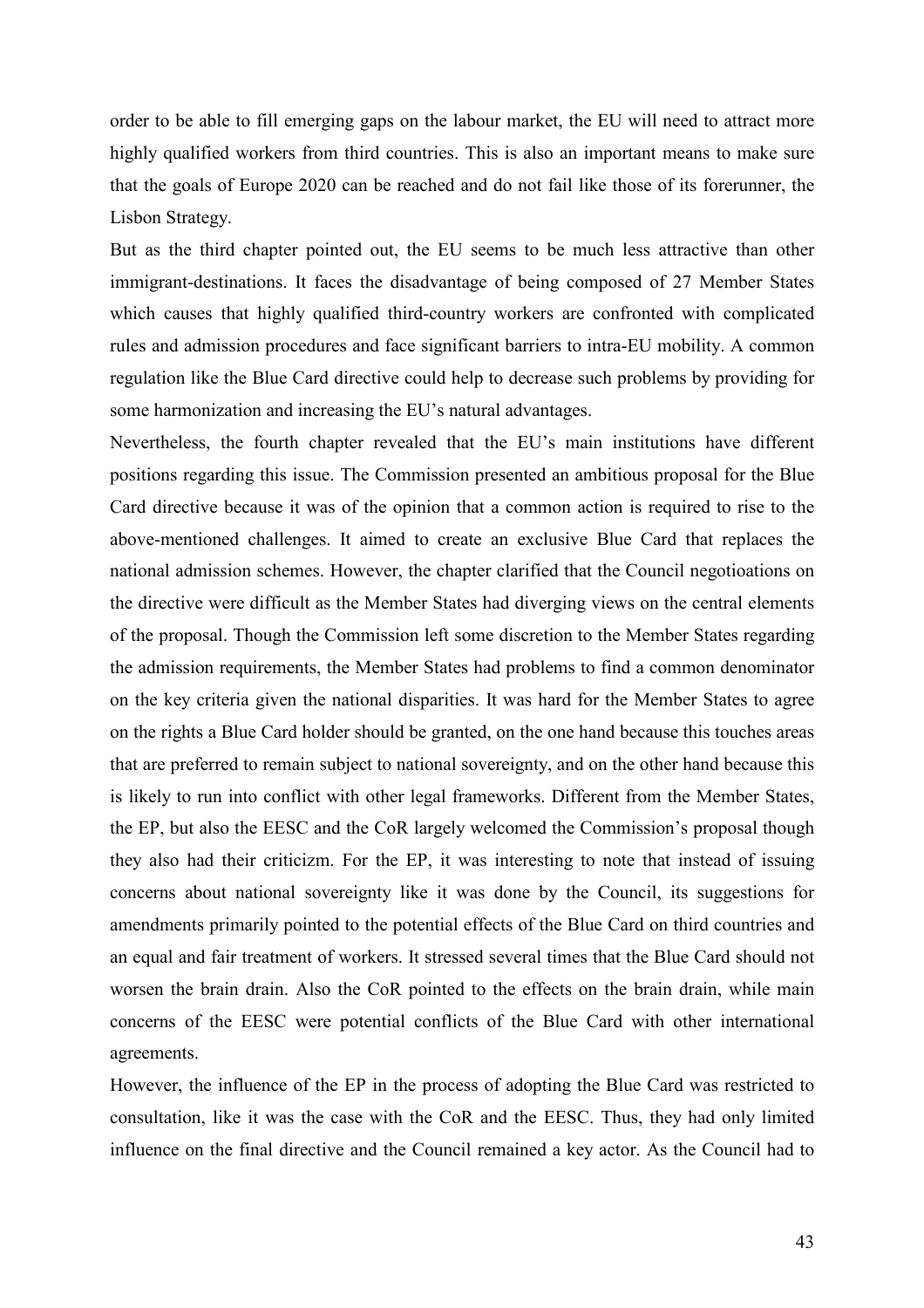order to be able to fill emerging gaps on the labour market, the EU will need to attract more highly qualified workers from third countries. This is also an important means to make sure that the goals of Europe 2020 can be reached and do not fail like those of its forerunner, the Lisbon Strategy.

But as the third chapter pointed out, the EU seems to be much less attractive than other immigrant-destinations. It faces the disadvantage of being composed of 27 Member States which causes that highly qualified third-country workers are confronted with complicated rules and admission procedures and face significant barriers to intra-EU mobility. A common regulation like the Blue Card directive could help to decrease such problems by providing for some harmonization and increasing the EU's natural advantages.

Nevertheless, the fourth chapter revealed that the EU's main institutions have different positions regarding this issue. The Commission presented an ambitious proposal for the Blue Card directive because it was of the opinion that a common action is required to rise to the above-mentioned challenges. It aimed to create an exclusive Blue Card that replaces the national admission schemes. However, the chapter clarified that the Council negotioations on the directive were difficult as the Member States had diverging views on the central elements of the proposal. Though the Commission left some discretion to the Member States regarding the admission requirements, the Member States had problems to find a common denominator on the key criteria given the national disparities. It was hard for the Member States to agree on the rights a Blue Card holder should be granted, on the one hand because this touches areas that are preferred to remain subject to national sovereignty, and on the other hand because this is likely to run into conflict with other legal frameworks. Different from the Member States, the EP, but also the EESC and the CoR largely welcomed the Commission's proposal though they also had their criticizm. For the EP, it was interesting to note that instead of issuing concerns about national sovereignty like it was done by the Council, its suggestions for amendments primarily pointed to the potential effects of the Blue Card on third countries and an equal and fair treatment of workers. It stressed several times that the Blue Card should not worsen the brain drain. Also the CoR pointed to the effects on the brain drain, while main concerns of the EESC were potential conflicts of the Blue Card with other international agreements.

However, the influence of the EP in the process of adopting the Blue Card was restricted to consultation, like it was the case with the CoR and the EESC. Thus, they had only limited influence on the final directive and the Council remained a key actor. As the Council had to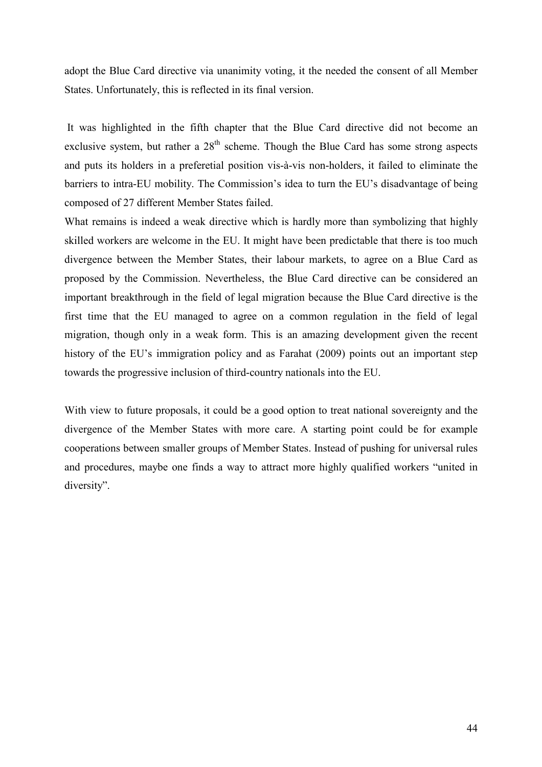adopt the Blue Card directive via unanimity voting, it the needed the consent of all Member States. Unfortunately, this is reflected in its final version.

It was highlighted in the fifth chapter that the Blue Card directive did not become an exclusive system, but rather a 28th scheme. Though the Blue Card has some strong aspects and puts its holders in a preferetial position vis-à-vis non-holders, it failed to eliminate the barriers to intra-EU mobility. The Commission's idea to turn the EU's disadvantage of being composed of 27 different Member States failed.

What remains is indeed a weak directive which is hardly more than symbolizing that highly skilled workers are welcome in the EU. It might have been predictable that there is too much divergence between the Member States, their labour markets, to agree on a Blue Card as proposed by the Commission. Nevertheless, the Blue Card directive can be considered an important breakthrough in the field of legal migration because the Blue Card directive is the first time that the EU managed to agree on a common regulation in the field of legal migration, though only in a weak form. This is an amazing development given the recent history of the EU's immigration policy and as Farahat (2009) points out an important step towards the progressive inclusion of third-country nationals into the EU.

With view to future proposals, it could be a good option to treat national sovereignty and the divergence of the Member States with more care. A starting point could be for example cooperations between smaller groups of Member States. Instead of pushing for universal rules and procedures, maybe one finds a way to attract more highly qualified workers "united in diversity".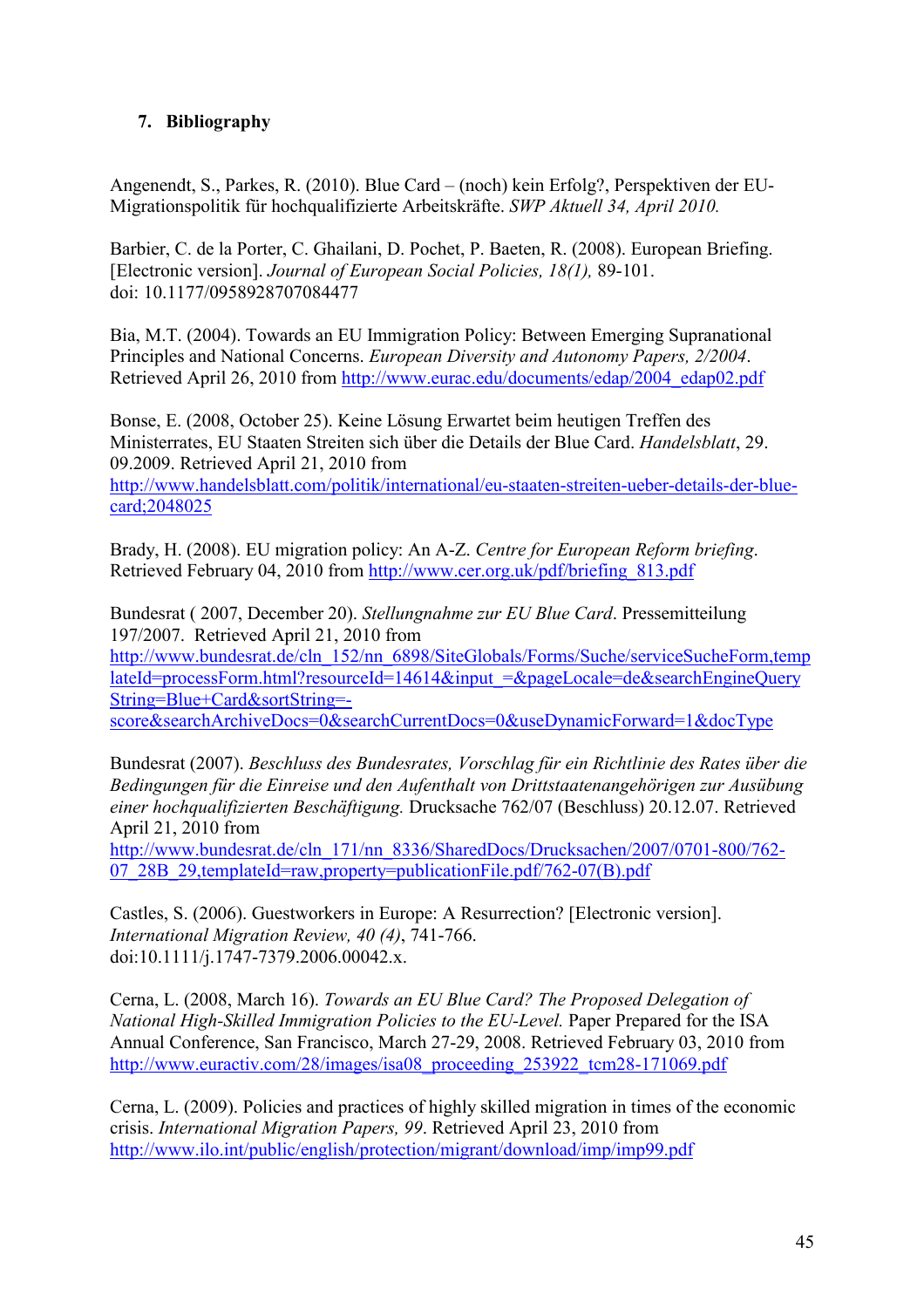## 7. Bibliography

Angenendt, S., Parkes, R. (2010). Blue Card – (noch) kein Erfolg?, Perspektiven der EU-Migrationspolitik für hochqualifizierte Arbeitskräfte. *SWP Aktuell 34, April 2010.*

Barbier, C. de la Porter, C. Ghailani, D. Pochet, P. Baeten, R. (2008). European Briefing. [Electronic version]. *Journal of European Social Policies, 18(1),* 89-101. doi: 10.1177/0958928707084477

Bia, M.T. (2004). Towards an EU Immigration Policy: Between Emerging Supranational Principles and National Concerns. *European Diversity and Autonomy Papers, 2/2004*. Retrieved April 26, 2010 from http://www.eurac.edu/documents/edap/2004_edap02.pdf

Bonse, E. (2008, October 25). Keine Lösung Erwartet beim heutigen Treffen des Ministerrates, EU Staaten Streiten sich über die Details der Blue Card. *Handelsblatt*, 29. 09.2009. Retrieved April 21, 2010 from http://www.handelsblatt.com/politik/international/eu-staaten-streiten-ueber-details-der-blue-card;2048025

Brady, H. (2008). EU migration policy: An A-Z. *Centre for European Reform briefing*. Retrieved February 04, 2010 from http://www.cer.org.uk/pdf/briefing_813.pdf

Bundesrat ( 2007, December 20). *Stellungnahme zur EU Blue Card*. Pressemitteilung 197/2007. Retrieved April 21, 2010 from http://www.bundesrat.de/cln_152/nn_6898/SiteGlobals/Forms/Suche/serviceSucheForm,templateId=processForm.html?resourceId=14614&input_=&pageLocale=de&searchEngineQueryString=Blue+Card&sortString=-score&searchArchiveDocs=0&searchCurrentDocs=0&useDynamicForward=1&docType

Bundesrat (2007). *Beschluss des Bundesrates, Vorschlag für ein Richtlinie des Rates über die Bedingungen für die Einreise und den Aufenthalt von Drittstaatenangehörigen zur Ausübung einer hochqualifizierten Beschäftigung.* Drucksache 762/07 (Beschluss) 20.12.07. Retrieved April 21, 2010 from http://www.bundesrat.de/cln_171/nn_8336/SharedDocs/Drucksachen/2007/0701-800/762-07_28B_29,templateId=raw,property=publicationFile.pdf/762-07(B).pdf

Castles, S. (2006). Guestworkers in Europe: A Resurrection? [Electronic version]. *International Migration Review, 40 (4)*, 741-766. doi:10.1111/j.1747-7379.2006.00042.x.

Cerna, L. (2008, March 16). *Towards an EU Blue Card? The Proposed Delegation of National High-Skilled Immigration Policies to the EU-Level.* Paper Prepared for the ISA Annual Conference, San Francisco, March 27-29, 2008. Retrieved February 03, 2010 from http://www.euractiv.com/28/images/isa08_proceeding_253922_tcm28-171069.pdf

Cerna, L. (2009). Policies and practices of highly skilled migration in times of the economic crisis. *International Migration Papers, 99*. Retrieved April 23, 2010 from http://www.ilo.int/public/english/protection/migrant/download/imp/imp99.pdf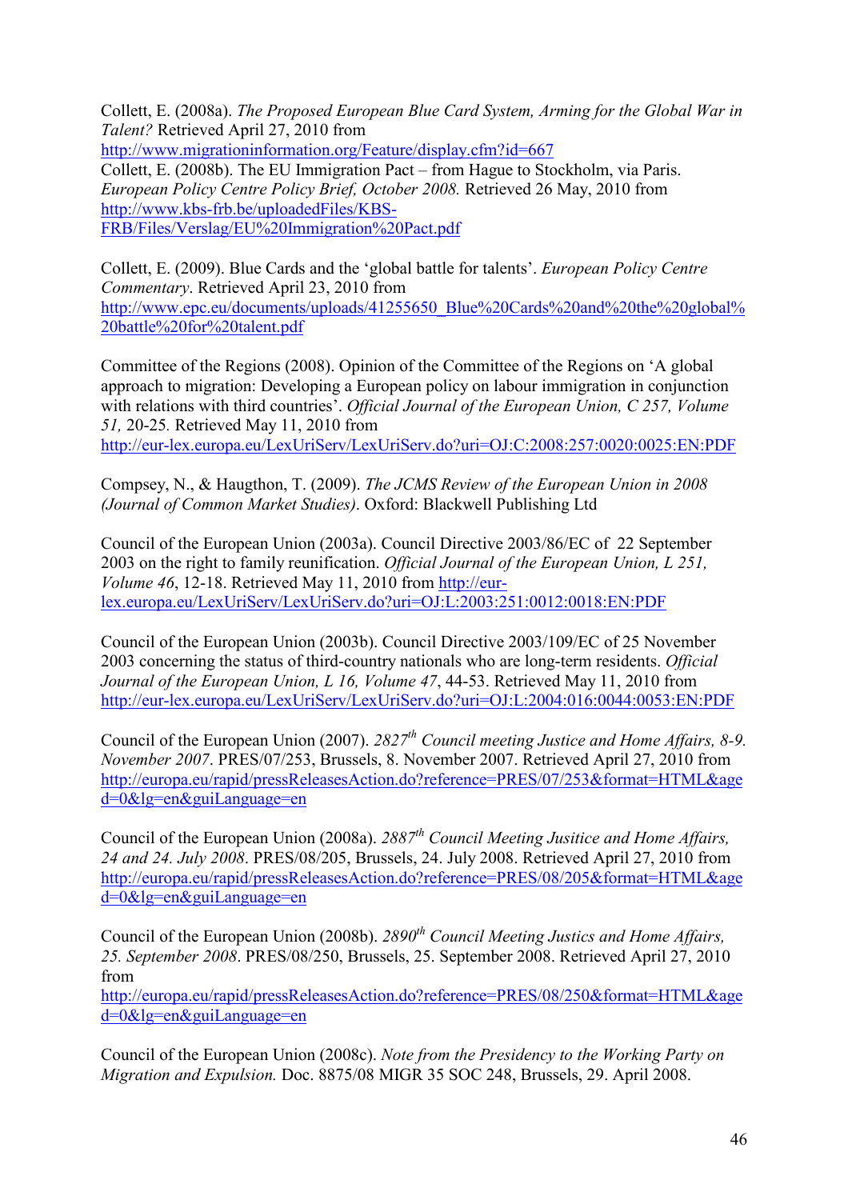Collett, E. (2008a). *The Proposed European Blue Card System, Arming for the Global War in Talent?* Retrieved April 27, 2010 from http://www.migrationinformation.org/Feature/display.cfm?id=667

Collett, E. (2008b). The EU Immigration Pact – from Hague to Stockholm, via Paris. *European Policy Centre Policy Brief, October 2008.* Retrieved 26 May, 2010 from http://www.kbs-frb.be/uploadedFiles/KBS-FRB/Files/Verslag/EU%20Immigration%20Pact.pdf

Collett, E. (2009). Blue Cards and the 'global battle for talents'. *European Policy Centre Commentary*. Retrieved April 23, 2010 from http://www.epc.eu/documents/uploads/41255650_Blue%20Cards%20and%20the%20global%20battle%20for%20talent.pdf

Committee of the Regions (2008). Opinion of the Committee of the Regions on 'A global approach to migration: Developing a European policy on labour immigration in conjunction with relations with third countries'. *Official Journal of the European Union, C 257, Volume 51,* 20-25. Retrieved May 11, 2010 from http://eur-lex.europa.eu/LexUriServ/LexUriServ.do?uri=OJ:C:2008:257:0020:0025:EN:PDF

Compsey, N., & Haugthon, T. (2009). *The JCMS Review of the European Union in 2008 (Journal of Common Market Studies)*. Oxford: Blackwell Publishing Ltd

Council of the European Union (2003a). Council Directive 2003/86/EC of 22 September 2003 on the right to family reunification. *Official Journal of the European Union, L 251, Volume 46*, 12-18. Retrieved May 11, 2010 from http://eur-lex.europa.eu/LexUriServ/LexUriServ.do?uri=OJ:L:2003:251:0012:0018:EN:PDF

Council of the European Union (2003b). Council Directive 2003/109/EC of 25 November 2003 concerning the status of third-country nationals who are long-term residents. *Official Journal of the European Union, L 16, Volume 47*, 44-53. Retrieved May 11, 2010 from http://eur-lex.europa.eu/LexUriServ/LexUriServ.do?uri=OJ:L:2004:016:0044:0053:EN:PDF

Council of the European Union (2007). *2827th Council meeting Justice and Home Affairs, 8-9. November 2007*. PRES/07/253, Brussels, 8. November 2007. Retrieved April 27, 2010 from http://europa.eu/rapid/pressReleasesAction.do?reference=PRES/07/253&format=HTML&aged=0&lg=en&guiLanguage=en

Council of the European Union (2008a). *2887th Council Meeting Jusitice and Home Affairs, 24 and 24. July 2008*. PRES/08/205, Brussels, 24. July 2008. Retrieved April 27, 2010 from http://europa.eu/rapid/pressReleasesAction.do?reference=PRES/08/205&format=HTML&aged=0&lg=en&guiLanguage=en

Council of the European Union (2008b). *2890th Council Meeting Justics and Home Affairs, 25. September 2008*. PRES/08/250, Brussels, 25. September 2008. Retrieved April 27, 2010 from http://europa.eu/rapid/pressReleasesAction.do?reference=PRES/08/250&format=HTML&aged=0&lg=en&guiLanguage=en

Council of the European Union (2008c). *Note from the Presidency to the Working Party on Migration and Expulsion.* Doc. 8875/08 MIGR 35 SOC 248, Brussels, 29. April 2008.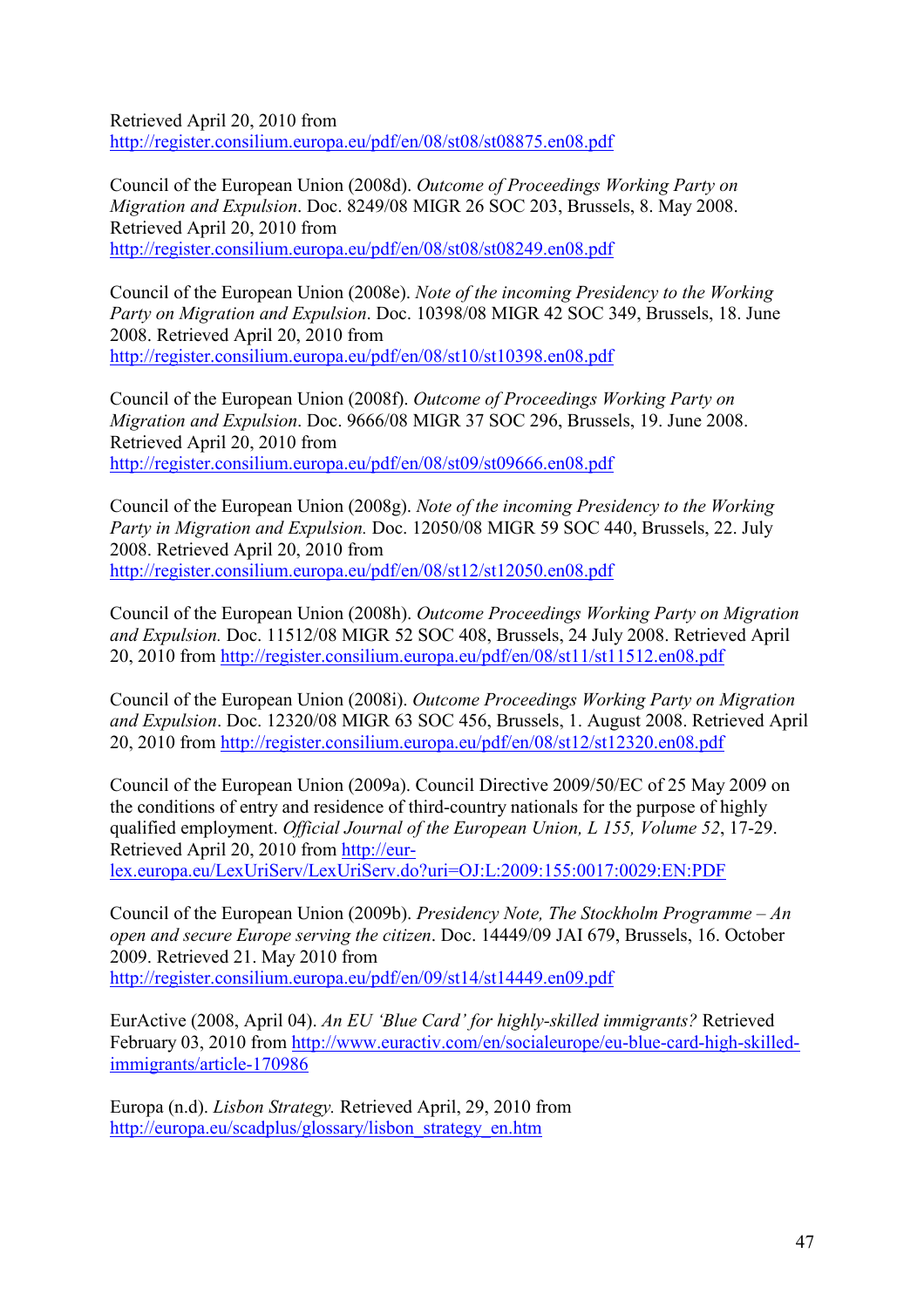Retrieved April 20, 2010 from http://register.consilium.europa.eu/pdf/en/08/st08/st08875.en08.pdf

Council of the European Union (2008d). *Outcome of Proceedings Working Party on Migration and Expulsion*. Doc. 8249/08 MIGR 26 SOC 203, Brussels, 8. May 2008. Retrieved April 20, 2010 from http://register.consilium.europa.eu/pdf/en/08/st08/st08249.en08.pdf

Council of the European Union (2008e). *Note of the incoming Presidency to the Working Party on Migration and Expulsion*. Doc. 10398/08 MIGR 42 SOC 349, Brussels, 18. June 2008. Retrieved April 20, 2010 from http://register.consilium.europa.eu/pdf/en/08/st10/st10398.en08.pdf

Council of the European Union (2008f). *Outcome of Proceedings Working Party on Migration and Expulsion*. Doc. 9666/08 MIGR 37 SOC 296, Brussels, 19. June 2008. Retrieved April 20, 2010 from http://register.consilium.europa.eu/pdf/en/08/st09/st09666.en08.pdf

Council of the European Union (2008g). *Note of the incoming Presidency to the Working Party in Migration and Expulsion.* Doc. 12050/08 MIGR 59 SOC 440, Brussels, 22. July 2008. Retrieved April 20, 2010 from http://register.consilium.europa.eu/pdf/en/08/st12/st12050.en08.pdf

Council of the European Union (2008h). *Outcome Proceedings Working Party on Migration and Expulsion.* Doc. 11512/08 MIGR 52 SOC 408, Brussels, 24 July 2008. Retrieved April 20, 2010 from http://register.consilium.europa.eu/pdf/en/08/st11/st11512.en08.pdf

Council of the European Union (2008i). *Outcome Proceedings Working Party on Migration and Expulsion*. Doc. 12320/08 MIGR 63 SOC 456, Brussels, 1. August 2008. Retrieved April 20, 2010 from http://register.consilium.europa.eu/pdf/en/08/st12/st12320.en08.pdf

Council of the European Union (2009a). Council Directive 2009/50/EC of 25 May 2009 on the conditions of entry and residence of third-country nationals for the purpose of highly qualified employment. *Official Journal of the European Union, L 155, Volume 52*, 17-29. Retrieved April 20, 2010 from http://eur-lex.europa.eu/LexUriServ/LexUriServ.do?uri=OJ:L:2009:155:0017:0029:EN:PDF

Council of the European Union (2009b). *Presidency Note, The Stockholm Programme – An open and secure Europe serving the citizen*. Doc. 14449/09 JAI 679, Brussels, 16. October 2009. Retrieved 21. May 2010 from http://register.consilium.europa.eu/pdf/en/09/st14/st14449.en09.pdf

EurActive (2008, April 04). *An EU 'Blue Card' for highly-skilled immigrants?* Retrieved February 03, 2010 from http://www.euractiv.com/en/socialeurope/eu-blue-card-high-skilled-immigrants/article-170986

Europa (n.d). *Lisbon Strategy.* Retrieved April, 29, 2010 from http://europa.eu/scadplus/glossary/lisbon_strategy_en.htm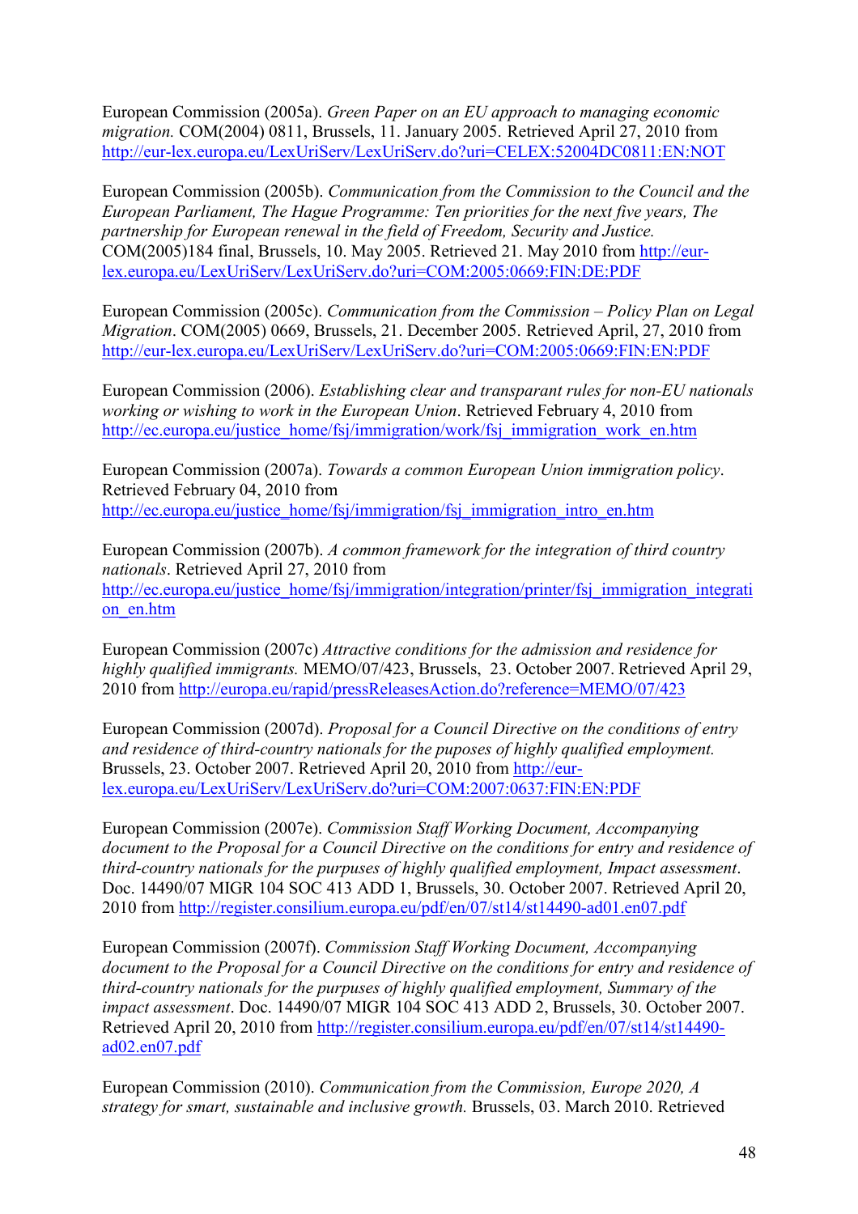European Commission (2005a). *Green Paper on an EU approach to managing economic migration.* COM(2004) 0811, Brussels, 11. January 2005. Retrieved April 27, 2010 from http://eur-lex.europa.eu/LexUriServ/LexUriServ.do?uri=CELEX:52004DC0811:EN:NOT

European Commission (2005b). *Communication from the Commission to the Council and the European Parliament, The Hague Programme: Ten priorities for the next five years, The partnership for European renewal in the field of Freedom, Security and Justice.* COM(2005)184 final, Brussels, 10. May 2005. Retrieved 21. May 2010 from http://eur-lex.europa.eu/LexUriServ/LexUriServ.do?uri=COM:2005:0669:FIN:DE:PDF

European Commission (2005c). *Communication from the Commission – Policy Plan on Legal Migration*. COM(2005) 0669, Brussels, 21. December 2005. Retrieved April, 27, 2010 from http://eur-lex.europa.eu/LexUriServ/LexUriServ.do?uri=COM:2005:0669:FIN:EN:PDF

European Commission (2006). *Establishing clear and transparant rules for non-EU nationals working or wishing to work in the European Union*. Retrieved February 4, 2010 from http://ec.europa.eu/justice_home/fsj/immigration/work/fsj_immigration_work_en.htm

European Commission (2007a). *Towards a common European Union immigration policy*. Retrieved February 04, 2010 from http://ec.europa.eu/justice_home/fsj/immigration/fsj_immigration_intro_en.htm

European Commission (2007b). *A common framework for the integration of third country nationals*. Retrieved April 27, 2010 from http://ec.europa.eu/justice_home/fsj/immigration/integration/printer/fsj_immigration_integration_en.htm

European Commission (2007c) *Attractive conditions for the admission and residence for highly qualified immigrants.* MEMO/07/423, Brussels, 23. October 2007. Retrieved April 29, 2010 from http://europa.eu/rapid/pressReleasesAction.do?reference=MEMO/07/423

European Commission (2007d). *Proposal for a Council Directive on the conditions of entry and residence of third-country nationals for the puposes of highly qualified employment.* Brussels, 23. October 2007. Retrieved April 20, 2010 from http://eur-lex.europa.eu/LexUriServ/LexUriServ.do?uri=COM:2007:0637:FIN:EN:PDF

European Commission (2007e). *Commission Staff Working Document, Accompanying document to the Proposal for a Council Directive on the conditions for entry and residence of third-country nationals for the purpuses of highly qualified employment, Impact assessment*. Doc. 14490/07 MIGR 104 SOC 413 ADD 1, Brussels, 30. October 2007. Retrieved April 20, 2010 from http://register.consilium.europa.eu/pdf/en/07/st14/st14490-ad01.en07.pdf

European Commission (2007f). *Commission Staff Working Document, Accompanying document to the Proposal for a Council Directive on the conditions for entry and residence of third-country nationals for the purpuses of highly qualified employment, Summary of the impact assessment*. Doc. 14490/07 MIGR 104 SOC 413 ADD 2, Brussels, 30. October 2007. Retrieved April 20, 2010 from http://register.consilium.europa.eu/pdf/en/07/st14/st14490-ad02.en07.pdf

European Commission (2010). *Communication from the Commission, Europe 2020, A strategy for smart, sustainable and inclusive growth.* Brussels, 03. March 2010. Retrieved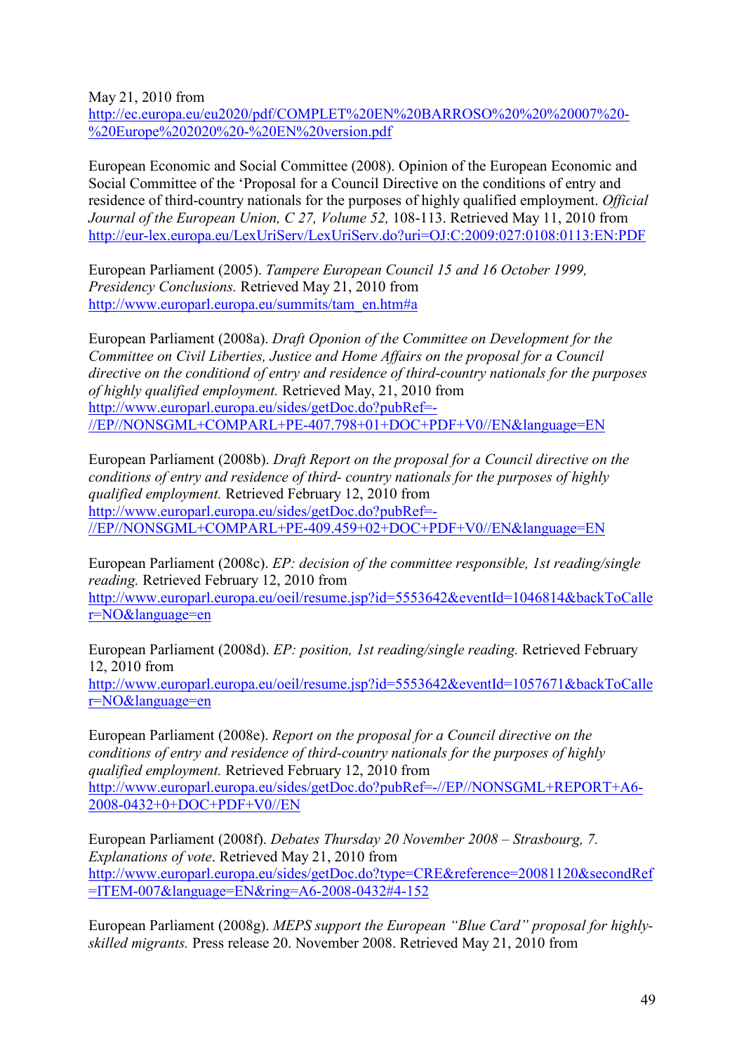May 21, 2010 from
http://ec.europa.eu/eu2020/pdf/COMPLET%20EN%20BARROSO%20%20%20007%20-%20Europe%202020%20-%20EN%20version.pdf

European Economic and Social Committee (2008). Opinion of the European Economic and Social Committee of the 'Proposal for a Council Directive on the conditions of entry and residence of third-country nationals for the purposes of highly qualified employment. *Official Journal of the European Union, C 27, Volume 52,* 108-113. Retrieved May 11, 2010 from http://eur-lex.europa.eu/LexUriServ/LexUriServ.do?uri=OJ:C:2009:027:0108:0113:EN:PDF

European Parliament (2005). *Tampere European Council 15 and 16 October 1999, Presidency Conclusions.* Retrieved May 21, 2010 from http://www.europarl.europa.eu/summits/tam_en.htm#a

European Parliament (2008a). *Draft Oponion of the Committee on Development for the Committee on Civil Liberties, Justice and Home Affairs on the proposal for a Council directive on the conditiond of entry and residence of third-country nationals for the purposes of highly qualified employment.* Retrieved May, 21, 2010 from http://www.europarl.europa.eu/sides/getDoc.do?pubRef=-//EP//NONSGML+COMPARL+PE-407.798+01+DOC+PDF+V0//EN&language=EN

European Parliament (2008b). *Draft Report on the proposal for a Council directive on the conditions of entry and residence of third- country nationals for the purposes of highly qualified employment.* Retrieved February 12, 2010 from http://www.europarl.europa.eu/sides/getDoc.do?pubRef=-//EP//NONSGML+COMPARL+PE-409.459+02+DOC+PDF+V0//EN&language=EN

European Parliament (2008c). *EP: decision of the committee responsible, 1st reading/single reading.* Retrieved February 12, 2010 from http://www.europarl.europa.eu/oeil/resume.jsp?id=5553642&eventId=1046814&backToCaller=NO&language=en

European Parliament (2008d). *EP: position, 1st reading/single reading.* Retrieved February 12, 2010 from http://www.europarl.europa.eu/oeil/resume.jsp?id=5553642&eventId=1057671&backToCaller=NO&language=en

European Parliament (2008e). *Report on the proposal for a Council directive on the conditions of entry and residence of third-country nationals for the purposes of highly qualified employment.* Retrieved February 12, 2010 from http://www.europarl.europa.eu/sides/getDoc.do?pubRef=-//EP//NONSGML+REPORT+A6-2008-0432+0+DOC+PDF+V0//EN

European Parliament (2008f). *Debates Thursday 20 November 2008 – Strasbourg, 7. Explanations of vote*. Retrieved May 21, 2010 from http://www.europarl.europa.eu/sides/getDoc.do?type=CRE&reference=20081120&secondRef=ITEM-007&language=EN&ring=A6-2008-0432#4-152

European Parliament (2008g). *MEPS support the European "Blue Card" proposal for highly-skilled migrants.* Press release 20. November 2008. Retrieved May 21, 2010 from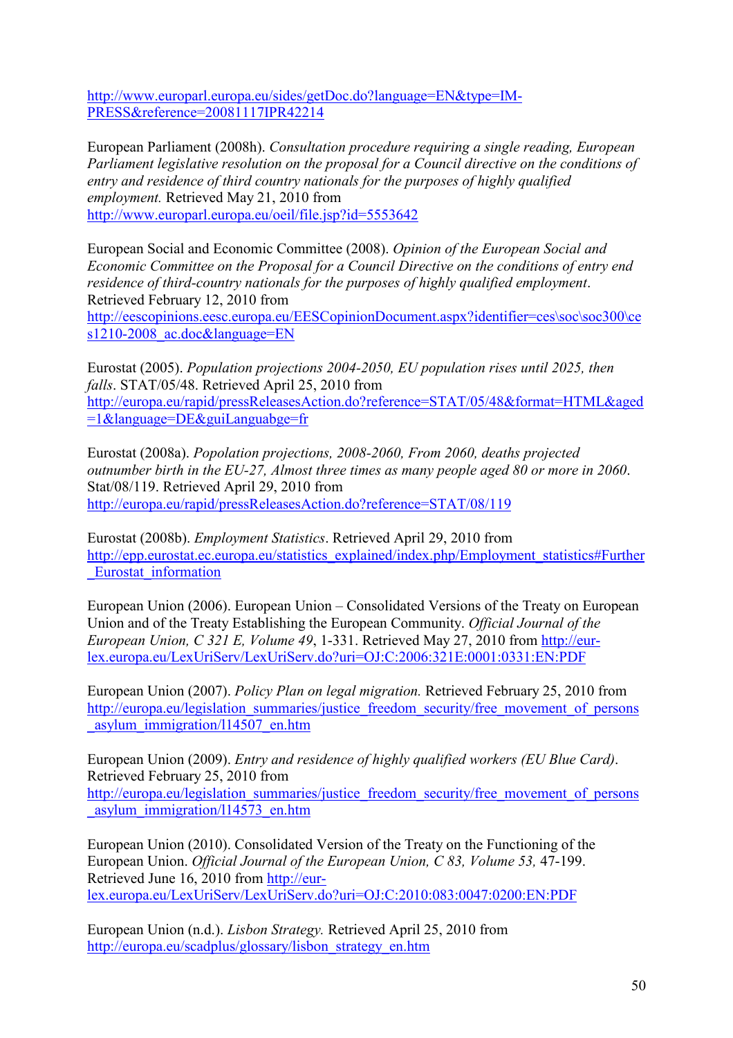http://www.europarl.europa.eu/sides/getDoc.do?language=EN&type=IM-PRESS&reference=20081117IPR42214

European Parliament (2008h). *Consultation procedure requiring a single reading, European Parliament legislative resolution on the proposal for a Council directive on the conditions of entry and residence of third country nationals for the purposes of highly qualified employment.* Retrieved May 21, 2010 from http://www.europarl.europa.eu/oeil/file.jsp?id=5553642

European Social and Economic Committee (2008). *Opinion of the European Social and Economic Committee on the Proposal for a Council Directive on the conditions of entry end residence of third-country nationals for the purposes of highly qualified employment*. Retrieved February 12, 2010 from http://eescopinions.eesc.europa.eu/EESCopinionDocument.aspx?identifier=ces\soc\soc300\ces1210-2008_ac.doc&language=EN

Eurostat (2005). *Population projections 2004-2050, EU population rises until 2025, then falls*. STAT/05/48. Retrieved April 25, 2010 from http://europa.eu/rapid/pressReleasesAction.do?reference=STAT/05/48&format=HTML&aged=1&language=DE&guiLanguabge=fr

Eurostat (2008a). *Popolation projections, 2008-2060, From 2060, deaths projected outnumber birth in the EU-27, Almost three times as many people aged 80 or more in 2060*. Stat/08/119. Retrieved April 29, 2010 from http://europa.eu/rapid/pressReleasesAction.do?reference=STAT/08/119

Eurostat (2008b). *Employment Statistics*. Retrieved April 29, 2010 from http://epp.eurostat.ec.europa.eu/statistics_explained/index.php/Employment_statistics#Further_Eurostat_information

European Union (2006). European Union – Consolidated Versions of the Treaty on European Union and of the Treaty Establishing the European Community. *Official Journal of the European Union, C 321 E, Volume 49*, 1-331. Retrieved May 27, 2010 from http://eur-lex.europa.eu/LexUriServ/LexUriServ.do?uri=OJ:C:2006:321E:0001:0331:EN:PDF

European Union (2007). *Policy Plan on legal migration.* Retrieved February 25, 2010 from http://europa.eu/legislation_summaries/justice_freedom_security/free_movement_of_persons_asylum_immigration/l14507_en.htm

European Union (2009). *Entry and residence of highly qualified workers (EU Blue Card)*. Retrieved February 25, 2010 from http://europa.eu/legislation_summaries/justice_freedom_security/free_movement_of_persons_asylum_immigration/l14573_en.htm

European Union (2010). Consolidated Version of the Treaty on the Functioning of the European Union. *Official Journal of the European Union, C 83, Volume 53,* 47-199. Retrieved June 16, 2010 from http://eur-lex.europa.eu/LexUriServ/LexUriServ.do?uri=OJ:C:2010:083:0047:0200:EN:PDF

European Union (n.d.). *Lisbon Strategy.* Retrieved April 25, 2010 from http://europa.eu/scadplus/glossary/lisbon_strategy_en.htm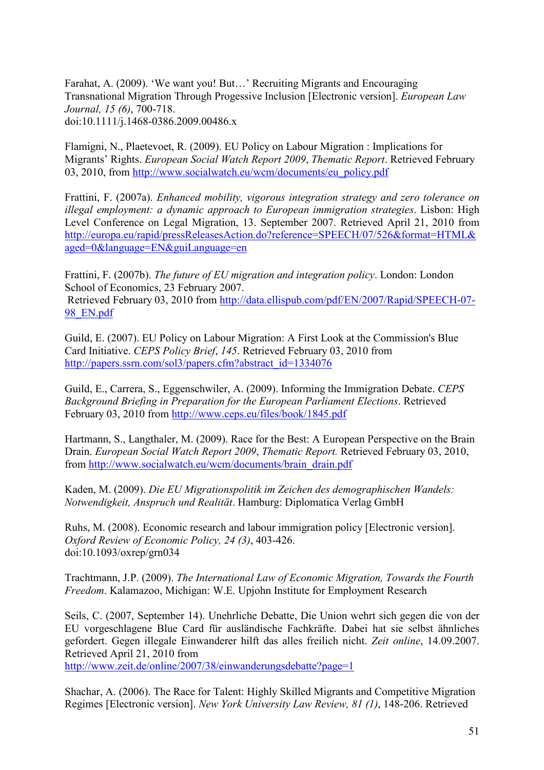Farahat, A. (2009). 'We want you! But…' Recruiting Migrants and Encouraging Transnational Migration Through Progessive Inclusion [Electronic version]. *European Law Journal, 15 (6)*, 700-718.
doi:10.1111/j.1468-0386.2009.00486.x

Flamigni, N., Plaetevoet, R. (2009). EU Policy on Labour Migration : Implications for Migrants' Rights. *European Social Watch Report 2009*, *Thematic Report*. Retrieved February 03, 2010, from http://www.socialwatch.eu/wcm/documents/eu_policy.pdf

Frattini, F. (2007a). *Enhanced mobility, vigorous integration strategy and zero tolerance on illegal employment: a dynamic approach to European immigration strategies*. Lisbon: High Level Conference on Legal Migration, 13. September 2007. Retrieved April 21, 2010 from http://europa.eu/rapid/pressReleasesAction.do?reference=SPEECH/07/526&format=HTML&aged=0&language=EN&guiLanguage=en

Frattini, F. (2007b). *The future of EU migration and integration policy*. London: London School of Economics, 23 February 2007.
Retrieved February 03, 2010 from http://data.ellispub.com/pdf/EN/2007/Rapid/SPEECH-07-98_EN.pdf

Guild, E. (2007). EU Policy on Labour Migration: A First Look at the Commission's Blue Card Initiative. *CEPS Policy Brief*, *145*. Retrieved February 03, 2010 from http://papers.ssrn.com/sol3/papers.cfm?abstract_id=1334076

Guild, E., Carrera, S., Eggenschwiler, A. (2009). Informing the Immigration Debate. *CEPS Background Briefing in Preparation for the European Parliament Elections*. Retrieved February 03, 2010 from http://www.ceps.eu/files/book/1845.pdf

Hartmann, S., Langthaler, M. (2009). Race for the Best: A European Perspective on the Brain Drain. *European Social Watch Report 2009*, *Thematic Report.* Retrieved February 03, 2010, from http://www.socialwatch.eu/wcm/documents/brain_drain.pdf

Kaden, M. (2009). *Die EU Migrationspolitik im Zeichen des demographischen Wandels: Notwendigkeit, Anspruch und Realität*. Hamburg: Diplomatica Verlag GmbH

Ruhs, M. (2008). Economic research and labour immigration policy [Electronic version]. *Oxford Review of Economic Policy, 24 (3)*, 403-426.
doi:10.1093/oxrep/grn034

Trachtmann, J.P. (2009). *The International Law of Economic Migration, Towards the Fourth Freedom*. Kalamazoo, Michigan: W.E. Upjohn Institute for Employment Research

Seils, C. (2007, September 14). Unehrliche Debatte, Die Union wehrt sich gegen die von der EU vorgeschlagene Blue Card für ausländische Fachkräfte. Dabei hat sie selbst ähnliches gefordert. Gegen illegale Einwanderer hilft das alles freilich nicht. *Zeit online*, 14.09.2007. Retrieved April 21, 2010 from
http://www.zeit.de/online/2007/38/einwanderungsdebatte?page=1

Shachar, A. (2006). The Race for Talent: Highly Skilled Migrants and Competitive Migration Regimes [Electronic version]. *New York University Law Review, 81 (1)*, 148-206. Retrieved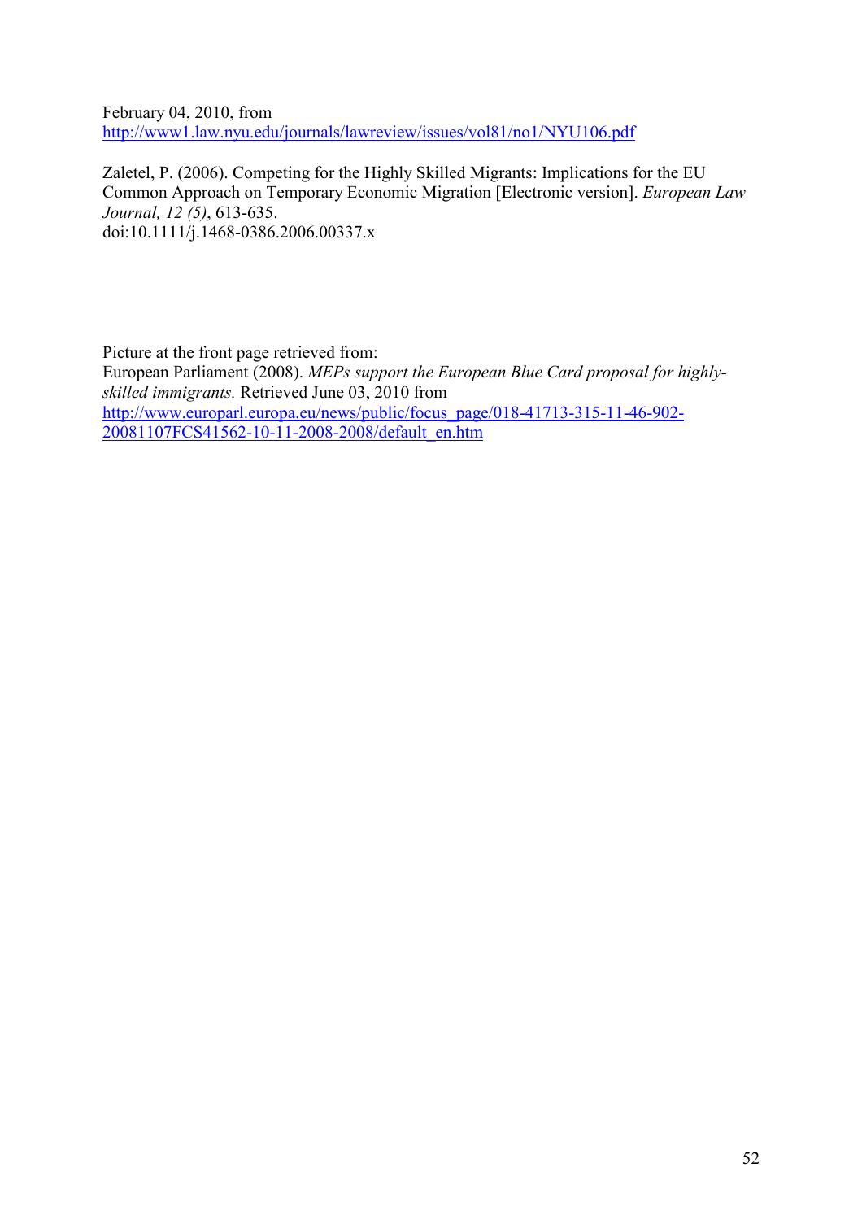February 04, 2010, from
http://www1.law.nyu.edu/journals/lawreview/issues/vol81/no1/NYU106.pdf

Zaletel, P. (2006). Competing for the Highly Skilled Migrants: Implications for the EU Common Approach on Temporary Economic Migration [Electronic version]. *European Law Journal, 12 (5)*, 613-635.
doi:10.1111/j.1468-0386.2006.00337.x

Picture at the front page retrieved from:
European Parliament (2008). *MEPs support the European Blue Card proposal for highly-skilled immigrants.* Retrieved June 03, 2010 from
http://www.europarl.europa.eu/news/public/focus_page/018-41713-315-11-46-902-20081107FCS41562-10-11-2008-2008/default_en.htm